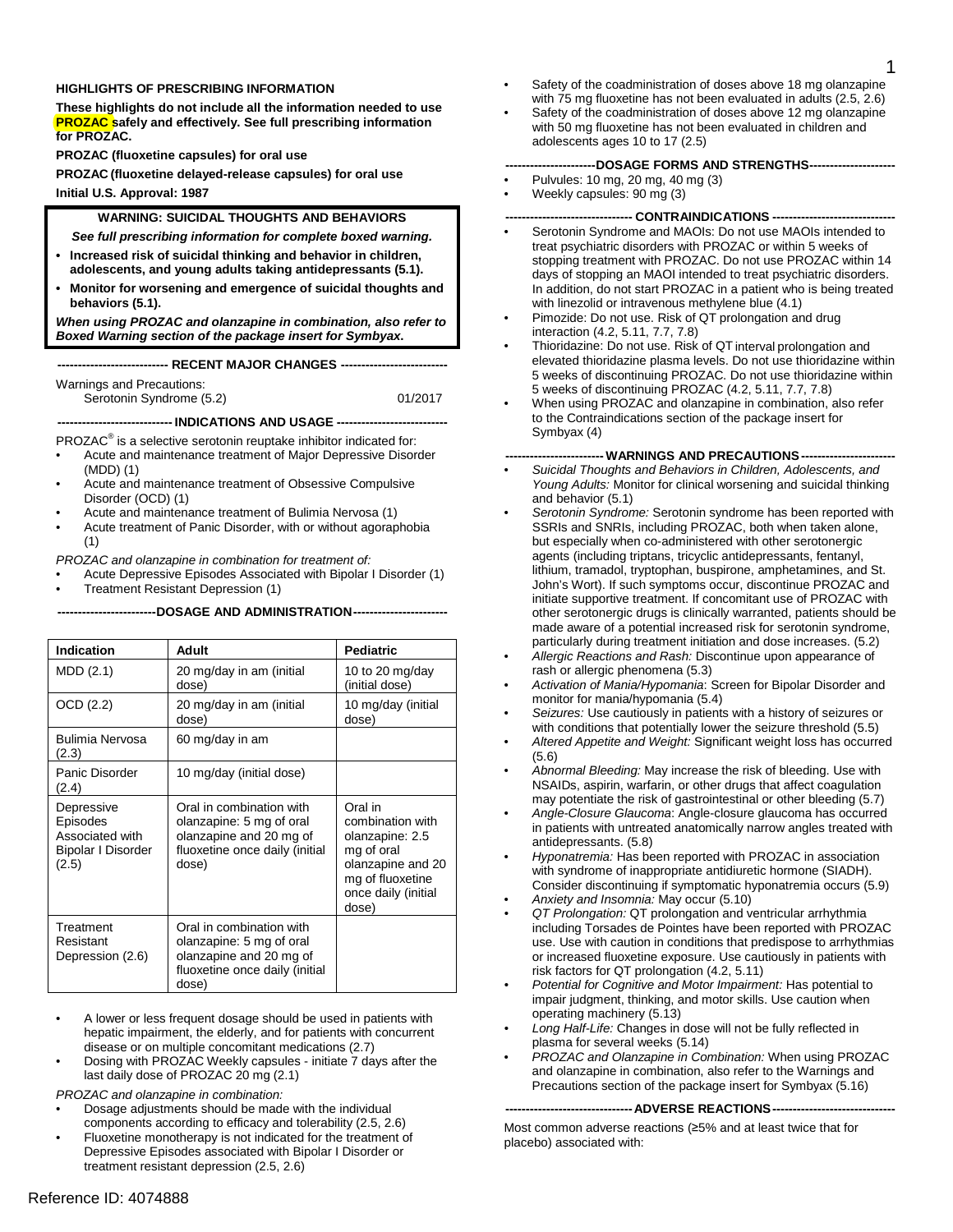**HIGHLIGHTS OF PRESCRIBING INFORMATION**

**These highlights do not include all the information needed to use PROZAC safely and effectively. See full prescribing information for PROZAC.**

**PROZAC (fluoxetine capsules) for oral use**

**PROZAC (fluoxetine delayed-release capsules) for oral use**

**Initial U.S. Approval: 1987**

**WARNING: SUICIDAL THOUGHTS AND BEHAVIORS**

***See full prescribing information for complete boxed warning.***

- **Increased risk of suicidal thinking and behavior in children, adolescents, and young adults taking antidepressants (5.1).**
- **Monitor for worsening and emergence of suicidal thoughts and behaviors (5.1).**

***When using PROZAC and olanzapine in combination, also refer to Boxed Warning section of the package insert for Symbyax.***

**--------------------------- RECENT MAJOR CHANGES ---------------------------**

Warnings and Precautions:
Serotonin Syndrome (5.2) 01/2017

**---------------------------- INDICATIONS AND USAGE ----------------------------**

PROZAC® is a selective serotonin reuptake inhibitor indicated for:

- Acute and maintenance treatment of Major Depressive Disorder (MDD) (1)
- Acute and maintenance treatment of Obsessive Compulsive Disorder (OCD) (1)
- Acute and maintenance treatment of Bulimia Nervosa (1)
- Acute treatment of Panic Disorder, with or without agoraphobia (1)

*PROZAC and olanzapine in combination for treatment of:*

- Acute Depressive Episodes Associated with Bipolar I Disorder (1)
- Treatment Resistant Depression (1)

**------------------------DOSAGE AND ADMINISTRATION------------------------**

| Indication | Adult | Pediatric |
|---|---|---|
| MDD (2.1) | 20 mg/day in am (initial dose) | 10 to 20 mg/day (initial dose) |
| OCD (2.2) | 20 mg/day in am (initial dose) | 10 mg/day (initial dose) |
| Bulimia Nervosa (2.3) | 60 mg/day in am | |
| Panic Disorder (2.4) | 10 mg/day (initial dose) | |
| Depressive Episodes Associated with Bipolar I Disorder (2.5) | Oral in combination with olanzapine: 5 mg of oral olanzapine and 20 mg of fluoxetine once daily (initial dose) | Oral in combination with olanzapine: 2.5 mg of oral olanzapine and 20 mg of fluoxetine once daily (initial dose) |
| Treatment Resistant Depression (2.6) | Oral in combination with olanzapine: 5 mg of oral olanzapine and 20 mg of fluoxetine once daily (initial dose) | |

- A lower or less frequent dosage should be used in patients with hepatic impairment, the elderly, and for patients with concurrent disease or on multiple concomitant medications (2.7)
- Dosing with PROZAC Weekly capsules - initiate 7 days after the last daily dose of PROZAC 20 mg (2.1)

*PROZAC and olanzapine in combination:*

- Dosage adjustments should be made with the individual components according to efficacy and tolerability (2.5, 2.6)
- Fluoxetine monotherapy is not indicated for the treatment of Depressive Episodes associated with Bipolar I Disorder or treatment resistant depression (2.5, 2.6)
- Safety of the coadministration of doses above 18 mg olanzapine with 75 mg fluoxetine has not been evaluated in adults (2.5, 2.6)
- Safety of the coadministration of doses above 12 mg olanzapine with 50 mg fluoxetine has not been evaluated in children and adolescents ages 10 to 17 (2.5)

**----------------------DOSAGE FORMS AND STRENGTHS----------------------**

- Pulvules: 10 mg, 20 mg, 40 mg (3)
- Weekly capsules: 90 mg (3)

**------------------------------- CONTRAINDICATIONS -------------------------------**

- Serotonin Syndrome and MAOIs: Do not use MAOIs intended to treat psychiatric disorders with PROZAC or within 5 weeks of stopping treatment with PROZAC. Do not use PROZAC within 14 days of stopping an MAOI intended to treat psychiatric disorders. In addition, do not start PROZAC in a patient who is being treated with linezolid or intravenous methylene blue (4.1)
- Pimozide: Do not use. Risk of QT prolongation and drug interaction (4.2, 5.11, 7.7, 7.8)
- Thioridazine: Do not use. Risk of QT interval prolongation and elevated thioridazine plasma levels. Do not use thioridazine within 5 weeks of discontinuing PROZAC. Do not use thioridazine within 5 weeks of discontinuing PROZAC (4.2, 5.11, 7.7, 7.8)
- When using PROZAC and olanzapine in combination, also refer to the Contraindications section of the package insert for Symbyax (4)

**------------------------ WARNINGS AND PRECAUTIONS ------------------------**

- *Suicidal Thoughts and Behaviors in Children, Adolescents, and Young Adults:* Monitor for clinical worsening and suicidal thinking and behavior (5.1)
- *Serotonin Syndrome:* Serotonin syndrome has been reported with SSRIs and SNRIs, including PROZAC, both when taken alone, but especially when co-administered with other serotonergic agents (including triptans, tricyclic antidepressants, fentanyl, lithium, tramadol, tryptophan, buspirone, amphetamines, and St. John's Wort). If such symptoms occur, discontinue PROZAC and initiate supportive treatment. If concomitant use of PROZAC with other serotonergic drugs is clinically warranted, patients should be made aware of a potential increased risk for serotonin syndrome, particularly during treatment initiation and dose increases. (5.2)
- *Allergic Reactions and Rash:* Discontinue upon appearance of rash or allergic phenomena (5.3)
- *Activation of Mania/Hypomania*: Screen for Bipolar Disorder and monitor for mania/hypomania (5.4)
- *Seizures:* Use cautiously in patients with a history of seizures or with conditions that potentially lower the seizure threshold (5.5)
- *Altered Appetite and Weight:* Significant weight loss has occurred (5.6)
- *Abnormal Bleeding:* May increase the risk of bleeding. Use with NSAIDs, aspirin, warfarin, or other drugs that affect coagulation may potentiate the risk of gastrointestinal or other bleeding (5.7)
- *Angle-Closure Glaucoma*: Angle-closure glaucoma has occurred in patients with untreated anatomically narrow angles treated with antidepressants. (5.8)
- *Hyponatremia:* Has been reported with PROZAC in association with syndrome of inappropriate antidiuretic hormone (SIADH). Consider discontinuing if symptomatic hyponatremia occurs (5.9)
- *Anxiety and Insomnia:* May occur (5.10)
- *QT Prolongation:* QT prolongation and ventricular arrhythmia including Torsades de Pointes have been reported with PROZAC use. Use with caution in conditions that predispose to arrhythmias or increased fluoxetine exposure. Use cautiously in patients with risk factors for QT prolongation (4.2, 5.11)
- *Potential for Cognitive and Motor Impairment:* Has potential to impair judgment, thinking, and motor skills. Use caution when operating machinery (5.13)
- *Long Half-Life:* Changes in dose will not be fully reflected in plasma for several weeks (5.14)
- *PROZAC and Olanzapine in Combination:* When using PROZAC and olanzapine in combination, also refer to the Warnings and Precautions section of the package insert for Symbyax (5.16)

**------------------------------ ADVERSE REACTIONS ------------------------------**

Most common adverse reactions (≥5% and at least twice that for placebo) associated with: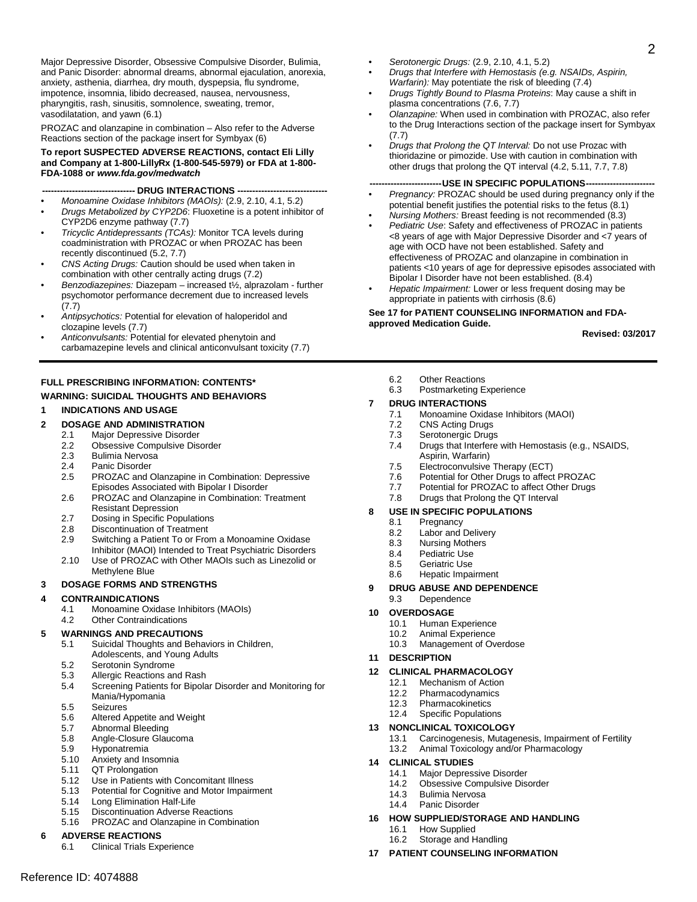Major Depressive Disorder, Obsessive Compulsive Disorder, Bulimia, and Panic Disorder: abnormal dreams, abnormal ejaculation, anorexia, anxiety, asthenia, diarrhea, dry mouth, dyspepsia, flu syndrome, impotence, insomnia, libido decreased, nausea, nervousness, pharyngitis, rash, sinusitis, somnolence, sweating, tremor, vasodilatation, and yawn (6.1)

PROZAC and olanzapine in combination – Also refer to the Adverse Reactions section of the package insert for Symbyax (6)

**To report SUSPECTED ADVERSE REACTIONS, contact Eli Lilly and Company at 1-800-LillyRx (1-800-545-5979) or FDA at 1-800-FDA-1088 or *www.fda.gov/medwatch***

**------------------------------ DRUG INTERACTIONS ------------------------------**

- *Monoamine Oxidase Inhibitors (MAOIs):* (2.9, 2.10, 4.1, 5.2)
- *Drugs Metabolized by CYP2D6*: Fluoxetine is a potent inhibitor of CYP2D6 enzyme pathway (7.7)
- *Tricyclic Antidepressants (TCAs):* Monitor TCA levels during coadministration with PROZAC or when PROZAC has been recently discontinued (5.2, 7.7)
- *CNS Acting Drugs:* Caution should be used when taken in combination with other centrally acting drugs (7.2)
- *Benzodiazepines:* Diazepam – increased t½, alprazolam - further psychomotor performance decrement due to increased levels (7.7)
- *Antipsychotics:* Potential for elevation of haloperidol and clozapine levels (7.7)
- *Anticonvulsants:* Potential for elevated phenytoin and carbamazepine levels and clinical anticonvulsant toxicity (7.7)
- *Serotonergic Drugs:* (2.9, 2.10, 4.1, 5.2)
- *Drugs that Interfere with Hemostasis (e.g. NSAIDs, Aspirin, Warfarin):* May potentiate the risk of bleeding (7.4)
- *Drugs Tightly Bound to Plasma Proteins*: May cause a shift in plasma concentrations (7.6, 7.7)
- *Olanzapine:* When used in combination with PROZAC, also refer to the Drug Interactions section of the package insert for Symbyax (7.7)
- *Drugs that Prolong the QT Interval:* Do not use Prozac with thioridazine or pimozide. Use with caution in combination with other drugs that prolong the QT interval (4.2, 5.11, 7.7, 7.8)

**------------------------USE IN SPECIFIC POPULATIONS-----------------------**

- *Pregnancy:* PROZAC should be used during pregnancy only if the potential benefit justifies the potential risks to the fetus (8.1)
- *Nursing Mothers:* Breast feeding is not recommended (8.3)
- *Pediatric Use*: Safety and effectiveness of PROZAC in patients <8 years of age with Major Depressive Disorder and <7 years of age with OCD have not been established. Safety and effectiveness of PROZAC and olanzapine in combination in patients <10 years of age for depressive episodes associated with Bipolar I Disorder have not been established. (8.4)
- *Hepatic Impairment:* Lower or less frequent dosing may be appropriate in patients with cirrhosis (8.6)

**See 17 for PATIENT COUNSELING INFORMATION and FDA-approved Medication Guide.**

**Revised: 03/2017**

---

**FULL PRESCRIBING INFORMATION: CONTENTS\***

**WARNING: SUICIDAL THOUGHTS AND BEHAVIORS**

**1 INDICATIONS AND USAGE**

**2 DOSAGE AND ADMINISTRATION**
- 2.1 Major Depressive Disorder
- 2.2 Obsessive Compulsive Disorder
- 2.3 Bulimia Nervosa
- 2.4 Panic Disorder
- 2.5 PROZAC and Olanzapine in Combination: Depressive Episodes Associated with Bipolar I Disorder
- 2.6 PROZAC and Olanzapine in Combination: Treatment Resistant Depression
- 2.7 Dosing in Specific Populations
- 2.8 Discontinuation of Treatment
- 2.9 Switching a Patient To or From a Monoamine Oxidase Inhibitor (MAOI) Intended to Treat Psychiatric Disorders
- 2.10 Use of PROZAC with Other MAOIs such as Linezolid or Methylene Blue

**3 DOSAGE FORMS AND STRENGTHS**

**4 CONTRAINDICATIONS**
- 4.1 Monoamine Oxidase Inhibitors (MAOIs)
- 4.2 Other Contraindications

**5 WARNINGS AND PRECAUTIONS**
- 5.1 Suicidal Thoughts and Behaviors in Children, Adolescents, and Young Adults
- 5.2 Serotonin Syndrome
- 5.3 Allergic Reactions and Rash
- 5.4 Screening Patients for Bipolar Disorder and Monitoring for Mania/Hypomania
- 5.5 Seizures
- 5.6 Altered Appetite and Weight
- 5.7 Abnormal Bleeding
- 5.8 Angle-Closure Glaucoma
- 5.9 Hyponatremia
- 5.10 Anxiety and Insomnia
- 5.11 QT Prolongation
- 5.12 Use in Patients with Concomitant Illness
- 5.13 Potential for Cognitive and Motor Impairment
- 5.14 Long Elimination Half-Life
- 5.15 Discontinuation Adverse Reactions
- 5.16 PROZAC and Olanzapine in Combination

**6 ADVERSE REACTIONS**
- 6.1 Clinical Trials Experience
- 6.2 Other Reactions
- 6.3 Postmarketing Experience

**7 DRUG INTERACTIONS**
- 7.1 Monoamine Oxidase Inhibitors (MAOI)
- 7.2 CNS Acting Drugs
- 7.3 Serotonergic Drugs
- 7.4 Drugs that Interfere with Hemostasis (e.g., NSAIDS, Aspirin, Warfarin)
- 7.5 Electroconvulsive Therapy (ECT)
- 7.6 Potential for Other Drugs to affect PROZAC
- 7.7 Potential for PROZAC to affect Other Drugs
- 7.8 Drugs that Prolong the QT Interval

**8 USE IN SPECIFIC POPULATIONS**
- 8.1 Pregnancy
- 8.2 Labor and Delivery
- 8.3 Nursing Mothers
- 8.4 Pediatric Use
- 8.5 Geriatric Use
- 8.6 Hepatic Impairment

**9 DRUG ABUSE AND DEPENDENCE**
- 9.3 Dependence

**10 OVERDOSAGE**
- 10.1 Human Experience
- 10.2 Animal Experience
- 10.3 Management of Overdose

**11 DESCRIPTION**

**12 CLINICAL PHARMACOLOGY**
- 12.1 Mechanism of Action
- 12.2 Pharmacodynamics
- 12.3 Pharmacokinetics
- 12.4 Specific Populations

**13 NONCLINICAL TOXICOLOGY**
- 13.1 Carcinogenesis, Mutagenesis, Impairment of Fertility
- 13.2 Animal Toxicology and/or Pharmacology

**14 CLINICAL STUDIES**
- 14.1 Major Depressive Disorder
- 14.2 Obsessive Compulsive Disorder
- 14.3 Bulimia Nervosa
- 14.4 Panic Disorder

**16 HOW SUPPLIED/STORAGE AND HANDLING**
- 16.1 How Supplied
- 16.2 Storage and Handling

**17 PATIENT COUNSELING INFORMATION**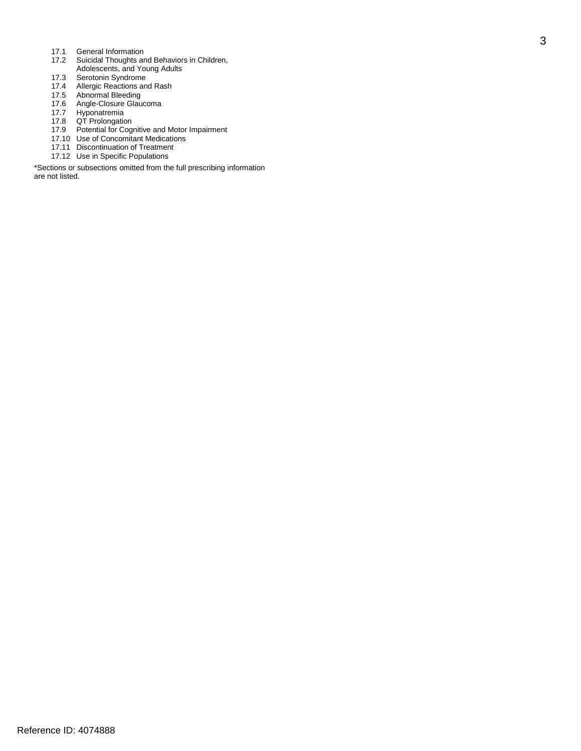17.1 General Information
17.2 Suicidal Thoughts and Behaviors in Children, Adolescents, and Young Adults
17.3 Serotonin Syndrome
17.4 Allergic Reactions and Rash
17.5 Abnormal Bleeding
17.6 Angle-Closure Glaucoma
17.7 Hyponatremia
17.8 QT Prolongation
17.9 Potential for Cognitive and Motor Impairment
17.10 Use of Concomitant Medications
17.11 Discontinuation of Treatment
17.12 Use in Specific Populations

*Sections or subsections omitted from the full prescribing information are not listed.

Reference ID: 4074888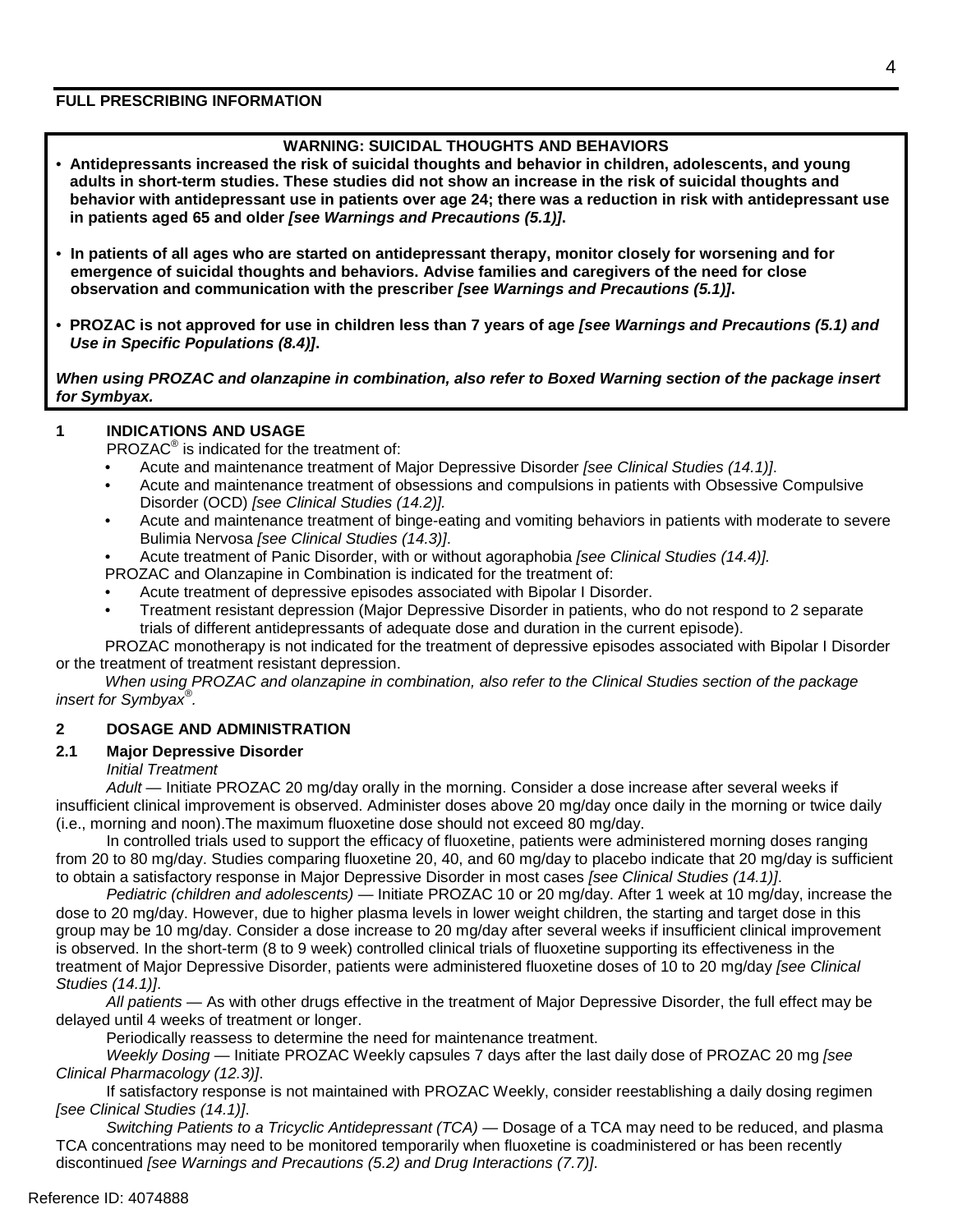**FULL PRESCRIBING INFORMATION**

**WARNING: SUICIDAL THOUGHTS AND BEHAVIORS**

- **Antidepressants increased the risk of suicidal thoughts and behavior in children, adolescents, and young adults in short-term studies. These studies did not show an increase in the risk of suicidal thoughts and behavior with antidepressant use in patients over age 24; there was a reduction in risk with antidepressant use in patients aged 65 and older *[see Warnings and Precautions (5.1)]*.**
- **In patients of all ages who are started on antidepressant therapy, monitor closely for worsening and for emergence of suicidal thoughts and behaviors. Advise families and caregivers of the need for close observation and communication with the prescriber *[see Warnings and Precautions (5.1)]*.**
- **PROZAC is not approved for use in children less than 7 years of age *[see Warnings and Precautions (5.1) and Use in Specific Populations (8.4)]*.**

***When using PROZAC and olanzapine in combination, also refer to Boxed Warning section of the package insert for Symbyax.***

## 1 INDICATIONS AND USAGE

PROZAC® is indicated for the treatment of:

- Acute and maintenance treatment of Major Depressive Disorder *[see Clinical Studies (14.1)]*.
- Acute and maintenance treatment of obsessions and compulsions in patients with Obsessive Compulsive Disorder (OCD) *[see Clinical Studies (14.2)].*
- Acute and maintenance treatment of binge-eating and vomiting behaviors in patients with moderate to severe Bulimia Nervosa *[see Clinical Studies (14.3)]*.
- Acute treatment of Panic Disorder, with or without agoraphobia *[see Clinical Studies (14.4)].*

PROZAC and Olanzapine in Combination is indicated for the treatment of:

- Acute treatment of depressive episodes associated with Bipolar I Disorder.
- Treatment resistant depression (Major Depressive Disorder in patients, who do not respond to 2 separate trials of different antidepressants of adequate dose and duration in the current episode).

PROZAC monotherapy is not indicated for the treatment of depressive episodes associated with Bipolar I Disorder or the treatment of treatment resistant depression.

*When using PROZAC and olanzapine in combination, also refer to the Clinical Studies section of the package insert for Symbyax®.*

## 2 DOSAGE AND ADMINISTRATION

### 2.1 Major Depressive Disorder

*Initial Treatment*

*Adult* — Initiate PROZAC 20 mg/day orally in the morning. Consider a dose increase after several weeks if insufficient clinical improvement is observed. Administer doses above 20 mg/day once daily in the morning or twice daily (i.e., morning and noon).The maximum fluoxetine dose should not exceed 80 mg/day.

In controlled trials used to support the efficacy of fluoxetine, patients were administered morning doses ranging from 20 to 80 mg/day. Studies comparing fluoxetine 20, 40, and 60 mg/day to placebo indicate that 20 mg/day is sufficient to obtain a satisfactory response in Major Depressive Disorder in most cases *[see Clinical Studies (14.1)]*.

*Pediatric (children and adolescents)* — Initiate PROZAC 10 or 20 mg/day. After 1 week at 10 mg/day, increase the dose to 20 mg/day. However, due to higher plasma levels in lower weight children, the starting and target dose in this group may be 10 mg/day. Consider a dose increase to 20 mg/day after several weeks if insufficient clinical improvement is observed. In the short-term (8 to 9 week) controlled clinical trials of fluoxetine supporting its effectiveness in the treatment of Major Depressive Disorder, patients were administered fluoxetine doses of 10 to 20 mg/day *[see Clinical Studies (14.1)]*.

*All patients* — As with other drugs effective in the treatment of Major Depressive Disorder, the full effect may be delayed until 4 weeks of treatment or longer.

Periodically reassess to determine the need for maintenance treatment.

*Weekly Dosing* — Initiate PROZAC Weekly capsules 7 days after the last daily dose of PROZAC 20 mg *[see Clinical Pharmacology (12.3)]*.

If satisfactory response is not maintained with PROZAC Weekly, consider reestablishing a daily dosing regimen *[see Clinical Studies (14.1)]*.

*Switching Patients to a Tricyclic Antidepressant (TCA)* — Dosage of a TCA may need to be reduced, and plasma TCA concentrations may need to be monitored temporarily when fluoxetine is coadministered or has been recently discontinued *[see Warnings and Precautions (5.2) and Drug Interactions (7.7)]*.

Reference ID: 4074888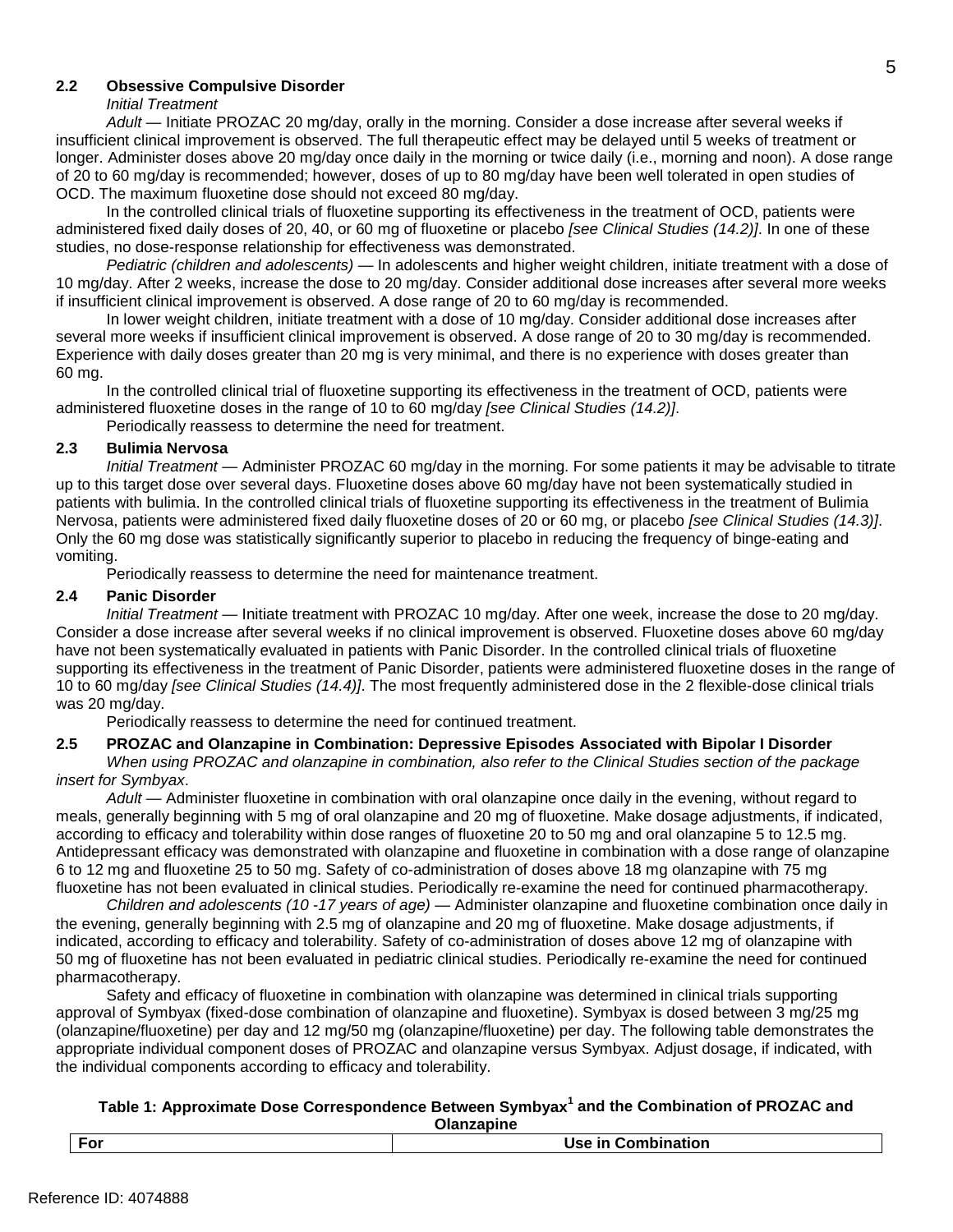### 2.2 Obsessive Compulsive Disorder

*Initial Treatment*

*Adult* — Initiate PROZAC 20 mg/day, orally in the morning. Consider a dose increase after several weeks if insufficient clinical improvement is observed. The full therapeutic effect may be delayed until 5 weeks of treatment or longer. Administer doses above 20 mg/day once daily in the morning or twice daily (i.e., morning and noon). A dose range of 20 to 60 mg/day is recommended; however, doses of up to 80 mg/day have been well tolerated in open studies of OCD. The maximum fluoxetine dose should not exceed 80 mg/day.

In the controlled clinical trials of fluoxetine supporting its effectiveness in the treatment of OCD, patients were administered fixed daily doses of 20, 40, or 60 mg of fluoxetine or placebo *[see Clinical Studies (14.2)]*. In one of these studies, no dose-response relationship for effectiveness was demonstrated.

*Pediatric (children and adolescents)* — In adolescents and higher weight children, initiate treatment with a dose of 10 mg/day. After 2 weeks, increase the dose to 20 mg/day. Consider additional dose increases after several more weeks if insufficient clinical improvement is observed. A dose range of 20 to 60 mg/day is recommended.

In lower weight children, initiate treatment with a dose of 10 mg/day. Consider additional dose increases after several more weeks if insufficient clinical improvement is observed. A dose range of 20 to 30 mg/day is recommended. Experience with daily doses greater than 20 mg is very minimal, and there is no experience with doses greater than 60 mg.

In the controlled clinical trial of fluoxetine supporting its effectiveness in the treatment of OCD, patients were administered fluoxetine doses in the range of 10 to 60 mg/day *[see Clinical Studies (14.2)]*.

Periodically reassess to determine the need for treatment.

### 2.3 Bulimia Nervosa

*Initial Treatment* — Administer PROZAC 60 mg/day in the morning. For some patients it may be advisable to titrate up to this target dose over several days. Fluoxetine doses above 60 mg/day have not been systematically studied in patients with bulimia. In the controlled clinical trials of fluoxetine supporting its effectiveness in the treatment of Bulimia Nervosa, patients were administered fixed daily fluoxetine doses of 20 or 60 mg, or placebo *[see Clinical Studies (14.3)]*. Only the 60 mg dose was statistically significantly superior to placebo in reducing the frequency of binge-eating and vomiting.

Periodically reassess to determine the need for maintenance treatment.

### 2.4 Panic Disorder

*Initial Treatment* — Initiate treatment with PROZAC 10 mg/day. After one week, increase the dose to 20 mg/day. Consider a dose increase after several weeks if no clinical improvement is observed. Fluoxetine doses above 60 mg/day have not been systematically evaluated in patients with Panic Disorder. In the controlled clinical trials of fluoxetine supporting its effectiveness in the treatment of Panic Disorder, patients were administered fluoxetine doses in the range of 10 to 60 mg/day *[see Clinical Studies (14.4)]*. The most frequently administered dose in the 2 flexible-dose clinical trials was 20 mg/day.

Periodically reassess to determine the need for continued treatment.

### 2.5 PROZAC and Olanzapine in Combination: Depressive Episodes Associated with Bipolar I Disorder

*When using PROZAC and olanzapine in combination, also refer to the Clinical Studies section of the package insert for Symbyax*.

*Adult* — Administer fluoxetine in combination with oral olanzapine once daily in the evening, without regard to meals, generally beginning with 5 mg of oral olanzapine and 20 mg of fluoxetine. Make dosage adjustments, if indicated, according to efficacy and tolerability within dose ranges of fluoxetine 20 to 50 mg and oral olanzapine 5 to 12.5 mg. Antidepressant efficacy was demonstrated with olanzapine and fluoxetine in combination with a dose range of olanzapine 6 to 12 mg and fluoxetine 25 to 50 mg. Safety of co-administration of doses above 18 mg olanzapine with 75 mg fluoxetine has not been evaluated in clinical studies. Periodically re-examine the need for continued pharmacotherapy.

*Children and adolescents (10 -17 years of age)* — Administer olanzapine and fluoxetine combination once daily in the evening, generally beginning with 2.5 mg of olanzapine and 20 mg of fluoxetine. Make dosage adjustments, if indicated, according to efficacy and tolerability. Safety of co-administration of doses above 12 mg of olanzapine with 50 mg of fluoxetine has not been evaluated in pediatric clinical studies. Periodically re-examine the need for continued pharmacotherapy.

Safety and efficacy of fluoxetine in combination with olanzapine was determined in clinical trials supporting approval of Symbyax (fixed-dose combination of olanzapine and fluoxetine). Symbyax is dosed between 3 mg/25 mg (olanzapine/fluoxetine) per day and 12 mg/50 mg (olanzapine/fluoxetine) per day. The following table demonstrates the appropriate individual component doses of PROZAC and olanzapine versus Symbyax. Adjust dosage, if indicated, with the individual components according to efficacy and tolerability.

**Table 1: Approximate Dose Correspondence Between Symbyax[1] and the Combination of PROZAC and Olanzapine**

| For | Use in Combination |
|---|---|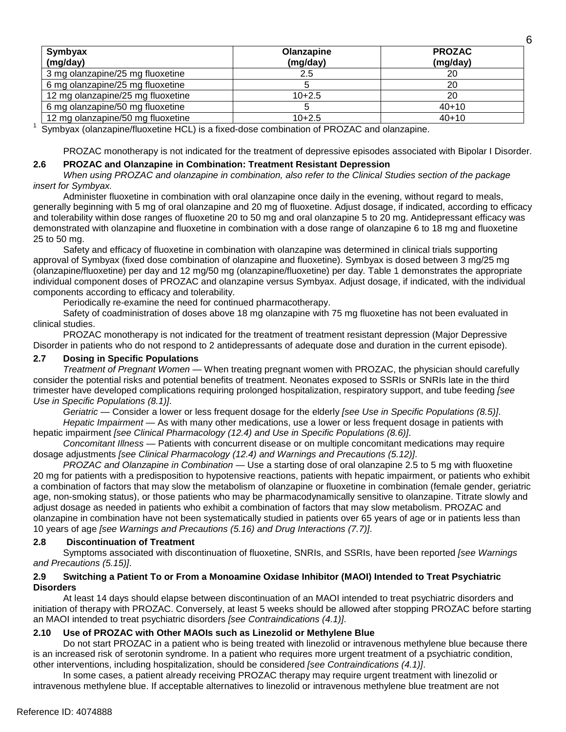| Symbyax (mg/day) | Olanzapine (mg/day) | PROZAC (mg/day) |
|---|---|---|
| 3 mg olanzapine/25 mg fluoxetine | 2.5 | 20 |
| 6 mg olanzapine/25 mg fluoxetine | 5 | 20 |
| 12 mg olanzapine/25 mg fluoxetine | 10+2.5 | 20 |
| 6 mg olanzapine/50 mg fluoxetine | 5 | 40+10 |
| 12 mg olanzapine/50 mg fluoxetine | 10+2.5 | 40+10 |

[1] Symbyax (olanzapine/fluoxetine HCL) is a fixed-dose combination of PROZAC and olanzapine.

PROZAC monotherapy is not indicated for the treatment of depressive episodes associated with Bipolar I Disorder.

### 2.6 PROZAC and Olanzapine in Combination: Treatment Resistant Depression

*When using PROZAC and olanzapine in combination, also refer to the Clinical Studies section of the package insert for Symbyax.*

Administer fluoxetine in combination with oral olanzapine once daily in the evening, without regard to meals, generally beginning with 5 mg of oral olanzapine and 20 mg of fluoxetine. Adjust dosage, if indicated, according to efficacy and tolerability within dose ranges of fluoxetine 20 to 50 mg and oral olanzapine 5 to 20 mg. Antidepressant efficacy was demonstrated with olanzapine and fluoxetine in combination with a dose range of olanzapine 6 to 18 mg and fluoxetine 25 to 50 mg.

Safety and efficacy of fluoxetine in combination with olanzapine was determined in clinical trials supporting approval of Symbyax (fixed dose combination of olanzapine and fluoxetine). Symbyax is dosed between 3 mg/25 mg (olanzapine/fluoxetine) per day and 12 mg/50 mg (olanzapine/fluoxetine) per day. Table 1 demonstrates the appropriate individual component doses of PROZAC and olanzapine versus Symbyax. Adjust dosage, if indicated, with the individual components according to efficacy and tolerability.

Periodically re-examine the need for continued pharmacotherapy.

Safety of coadministration of doses above 18 mg olanzapine with 75 mg fluoxetine has not been evaluated in clinical studies.

PROZAC monotherapy is not indicated for the treatment of treatment resistant depression (Major Depressive Disorder in patients who do not respond to 2 antidepressants of adequate dose and duration in the current episode).

### 2.7 Dosing in Specific Populations

*Treatment of Pregnant Women* — When treating pregnant women with PROZAC, the physician should carefully consider the potential risks and potential benefits of treatment. Neonates exposed to SSRIs or SNRIs late in the third trimester have developed complications requiring prolonged hospitalization, respiratory support, and tube feeding *[see Use in Specific Populations (8.1)]*.

*Geriatric* — Consider a lower or less frequent dosage for the elderly *[see Use in Specific Populations (8.5)]*.

*Hepatic Impairment* — As with many other medications, use a lower or less frequent dosage in patients with hepatic impairment *[see Clinical Pharmacology (12.4) and Use in Specific Populations (8.6)]*.

*Concomitant Illness* — Patients with concurrent disease or on multiple concomitant medications may require dosage adjustments *[see Clinical Pharmacology (12.4) and Warnings and Precautions (5.12)]*.

*PROZAC and Olanzapine in Combination* — Use a starting dose of oral olanzapine 2.5 to 5 mg with fluoxetine 20 mg for patients with a predisposition to hypotensive reactions, patients with hepatic impairment, or patients who exhibit a combination of factors that may slow the metabolism of olanzapine or fluoxetine in combination (female gender, geriatric age, non-smoking status), or those patients who may be pharmacodynamically sensitive to olanzapine. Titrate slowly and adjust dosage as needed in patients who exhibit a combination of factors that may slow metabolism. PROZAC and olanzapine in combination have not been systematically studied in patients over 65 years of age or in patients less than 10 years of age *[see Warnings and Precautions (5.16) and Drug Interactions (7.7)]*.

### 2.8 Discontinuation of Treatment

Symptoms associated with discontinuation of fluoxetine, SNRIs, and SSRIs, have been reported *[see Warnings and Precautions (5.15)]*.

### 2.9 Switching a Patient To or From a Monoamine Oxidase Inhibitor (MAOI) Intended to Treat Psychiatric Disorders

At least 14 days should elapse between discontinuation of an MAOI intended to treat psychiatric disorders and initiation of therapy with PROZAC. Conversely, at least 5 weeks should be allowed after stopping PROZAC before starting an MAOI intended to treat psychiatric disorders *[see Contraindications (4.1)]*.

### 2.10 Use of PROZAC with Other MAOIs such as Linezolid or Methylene Blue

Do not start PROZAC in a patient who is being treated with linezolid or intravenous methylene blue because there is an increased risk of serotonin syndrome. In a patient who requires more urgent treatment of a psychiatric condition, other interventions, including hospitalization, should be considered *[see Contraindications (4.1)]*.

In some cases, a patient already receiving PROZAC therapy may require urgent treatment with linezolid or intravenous methylene blue. If acceptable alternatives to linezolid or intravenous methylene blue treatment are not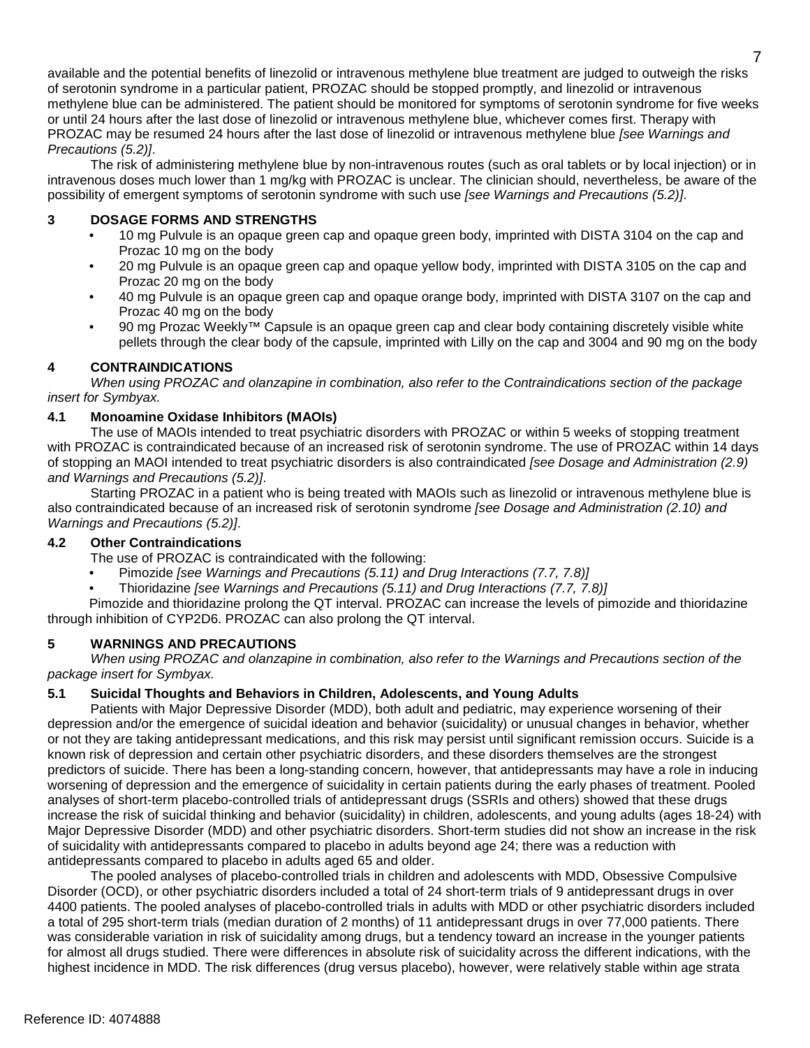available and the potential benefits of linezolid or intravenous methylene blue treatment are judged to outweigh the risks of serotonin syndrome in a particular patient, PROZAC should be stopped promptly, and linezolid or intravenous methylene blue can be administered. The patient should be monitored for symptoms of serotonin syndrome for five weeks or until 24 hours after the last dose of linezolid or intravenous methylene blue, whichever comes first. Therapy with PROZAC may be resumed 24 hours after the last dose of linezolid or intravenous methylene blue *[see Warnings and Precautions (5.2)]*.

The risk of administering methylene blue by non-intravenous routes (such as oral tablets or by local injection) or in intravenous doses much lower than 1 mg/kg with PROZAC is unclear. The clinician should, nevertheless, be aware of the possibility of emergent symptoms of serotonin syndrome with such use *[see Warnings and Precautions (5.2)]*.

## 3 DOSAGE FORMS AND STRENGTHS

- 10 mg Pulvule is an opaque green cap and opaque green body, imprinted with DISTA 3104 on the cap and Prozac 10 mg on the body
- 20 mg Pulvule is an opaque green cap and opaque yellow body, imprinted with DISTA 3105 on the cap and Prozac 20 mg on the body
- 40 mg Pulvule is an opaque green cap and opaque orange body, imprinted with DISTA 3107 on the cap and Prozac 40 mg on the body
- 90 mg Prozac Weekly™ Capsule is an opaque green cap and clear body containing discretely visible white pellets through the clear body of the capsule, imprinted with Lilly on the cap and 3004 and 90 mg on the body

## 4 CONTRAINDICATIONS

*When using PROZAC and olanzapine in combination, also refer to the Contraindications section of the package insert for Symbyax.*

### 4.1 Monoamine Oxidase Inhibitors (MAOIs)

The use of MAOIs intended to treat psychiatric disorders with PROZAC or within 5 weeks of stopping treatment with PROZAC is contraindicated because of an increased risk of serotonin syndrome. The use of PROZAC within 14 days of stopping an MAOI intended to treat psychiatric disorders is also contraindicated *[see Dosage and Administration (2.9) and Warnings and Precautions (5.2)]*.

Starting PROZAC in a patient who is being treated with MAOIs such as linezolid or intravenous methylene blue is also contraindicated because of an increased risk of serotonin syndrome *[see Dosage and Administration (2.10) and Warnings and Precautions (5.2)]*.

### 4.2 Other Contraindications

The use of PROZAC is contraindicated with the following:

- Pimozide *[see Warnings and Precautions (5.11) and Drug Interactions (7.7, 7.8)]*
- Thioridazine *[see Warnings and Precautions (5.11) and Drug Interactions (7.7, 7.8)]*

Pimozide and thioridazine prolong the QT interval. PROZAC can increase the levels of pimozide and thioridazine through inhibition of CYP2D6. PROZAC can also prolong the QT interval.

## 5 WARNINGS AND PRECAUTIONS

*When using PROZAC and olanzapine in combination, also refer to the Warnings and Precautions section of the package insert for Symbyax.*

### 5.1 Suicidal Thoughts and Behaviors in Children, Adolescents, and Young Adults

Patients with Major Depressive Disorder (MDD), both adult and pediatric, may experience worsening of their depression and/or the emergence of suicidal ideation and behavior (suicidality) or unusual changes in behavior, whether or not they are taking antidepressant medications, and this risk may persist until significant remission occurs. Suicide is a known risk of depression and certain other psychiatric disorders, and these disorders themselves are the strongest predictors of suicide. There has been a long-standing concern, however, that antidepressants may have a role in inducing worsening of depression and the emergence of suicidality in certain patients during the early phases of treatment. Pooled analyses of short-term placebo-controlled trials of antidepressant drugs (SSRIs and others) showed that these drugs increase the risk of suicidal thinking and behavior (suicidality) in children, adolescents, and young adults (ages 18-24) with Major Depressive Disorder (MDD) and other psychiatric disorders. Short-term studies did not show an increase in the risk of suicidality with antidepressants compared to placebo in adults beyond age 24; there was a reduction with antidepressants compared to placebo in adults aged 65 and older.

The pooled analyses of placebo-controlled trials in children and adolescents with MDD, Obsessive Compulsive Disorder (OCD), or other psychiatric disorders included a total of 24 short-term trials of 9 antidepressant drugs in over 4400 patients. The pooled analyses of placebo-controlled trials in adults with MDD or other psychiatric disorders included a total of 295 short-term trials (median duration of 2 months) of 11 antidepressant drugs in over 77,000 patients. There was considerable variation in risk of suicidality among drugs, but a tendency toward an increase in the younger patients for almost all drugs studied. There were differences in absolute risk of suicidality across the different indications, with the highest incidence in MDD. The risk differences (drug versus placebo), however, were relatively stable within age strata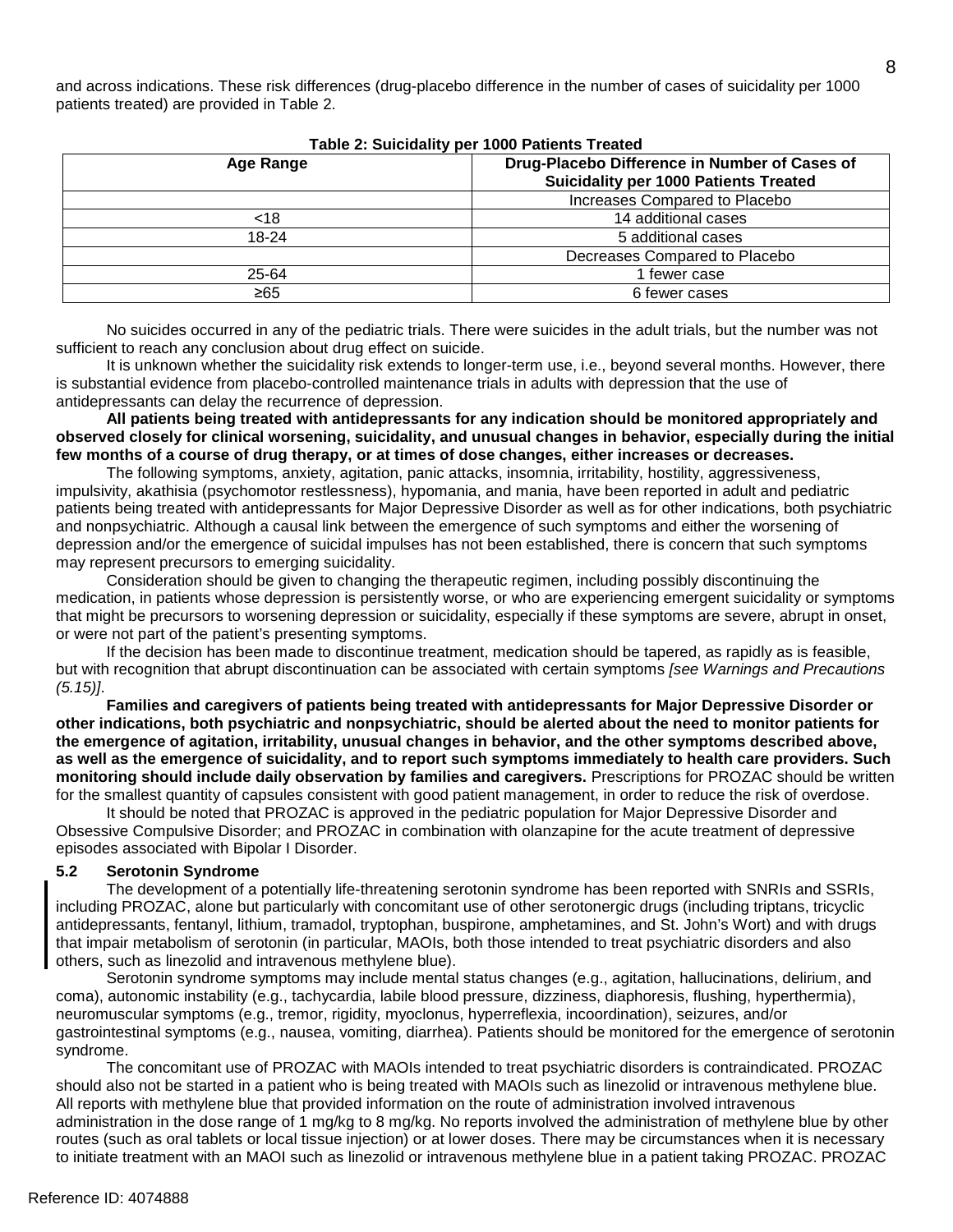and across indications. These risk differences (drug-placebo difference in the number of cases of suicidality per 1000 patients treated) are provided in Table 2.

**Table 2: Suicidality per 1000 Patients Treated**

| Age Range | Drug-Placebo Difference in Number of Cases of Suicidality per 1000 Patients Treated |
|---|---|
| | Increases Compared to Placebo |
| <18 | 14 additional cases |
| 18-24 | 5 additional cases |
| | Decreases Compared to Placebo |
| 25-64 | 1 fewer case |
| ≥65 | 6 fewer cases |

No suicides occurred in any of the pediatric trials. There were suicides in the adult trials, but the number was not sufficient to reach any conclusion about drug effect on suicide.

It is unknown whether the suicidality risk extends to longer-term use, i.e., beyond several months. However, there is substantial evidence from placebo-controlled maintenance trials in adults with depression that the use of antidepressants can delay the recurrence of depression.

**All patients being treated with antidepressants for any indication should be monitored appropriately and observed closely for clinical worsening, suicidality, and unusual changes in behavior, especially during the initial few months of a course of drug therapy, or at times of dose changes, either increases or decreases.**

The following symptoms, anxiety, agitation, panic attacks, insomnia, irritability, hostility, aggressiveness, impulsivity, akathisia (psychomotor restlessness), hypomania, and mania, have been reported in adult and pediatric patients being treated with antidepressants for Major Depressive Disorder as well as for other indications, both psychiatric and nonpsychiatric. Although a causal link between the emergence of such symptoms and either the worsening of depression and/or the emergence of suicidal impulses has not been established, there is concern that such symptoms may represent precursors to emerging suicidality.

Consideration should be given to changing the therapeutic regimen, including possibly discontinuing the medication, in patients whose depression is persistently worse, or who are experiencing emergent suicidality or symptoms that might be precursors to worsening depression or suicidality, especially if these symptoms are severe, abrupt in onset, or were not part of the patient's presenting symptoms.

If the decision has been made to discontinue treatment, medication should be tapered, as rapidly as is feasible, but with recognition that abrupt discontinuation can be associated with certain symptoms *[see Warnings and Precautions (5.15)]*.

**Families and caregivers of patients being treated with antidepressants for Major Depressive Disorder or other indications, both psychiatric and nonpsychiatric, should be alerted about the need to monitor patients for the emergence of agitation, irritability, unusual changes in behavior, and the other symptoms described above, as well as the emergence of suicidality, and to report such symptoms immediately to health care providers. Such monitoring should include daily observation by families and caregivers.** Prescriptions for PROZAC should be written for the smallest quantity of capsules consistent with good patient management, in order to reduce the risk of overdose.

It should be noted that PROZAC is approved in the pediatric population for Major Depressive Disorder and Obsessive Compulsive Disorder; and PROZAC in combination with olanzapine for the acute treatment of depressive episodes associated with Bipolar I Disorder.

### 5.2 Serotonin Syndrome

The development of a potentially life-threatening serotonin syndrome has been reported with SNRIs and SSRIs, including PROZAC, alone but particularly with concomitant use of other serotonergic drugs (including triptans, tricyclic antidepressants, fentanyl, lithium, tramadol, tryptophan, buspirone, amphetamines, and St. John's Wort) and with drugs that impair metabolism of serotonin (in particular, MAOIs, both those intended to treat psychiatric disorders and also others, such as linezolid and intravenous methylene blue).

Serotonin syndrome symptoms may include mental status changes (e.g., agitation, hallucinations, delirium, and coma), autonomic instability (e.g., tachycardia, labile blood pressure, dizziness, diaphoresis, flushing, hyperthermia), neuromuscular symptoms (e.g., tremor, rigidity, myoclonus, hyperreflexia, incoordination), seizures, and/or gastrointestinal symptoms (e.g., nausea, vomiting, diarrhea). Patients should be monitored for the emergence of serotonin syndrome.

The concomitant use of PROZAC with MAOIs intended to treat psychiatric disorders is contraindicated. PROZAC should also not be started in a patient who is being treated with MAOIs such as linezolid or intravenous methylene blue. All reports with methylene blue that provided information on the route of administration involved intravenous administration in the dose range of 1 mg/kg to 8 mg/kg. No reports involved the administration of methylene blue by other routes (such as oral tablets or local tissue injection) or at lower doses. There may be circumstances when it is necessary to initiate treatment with an MAOI such as linezolid or intravenous methylene blue in a patient taking PROZAC. PROZAC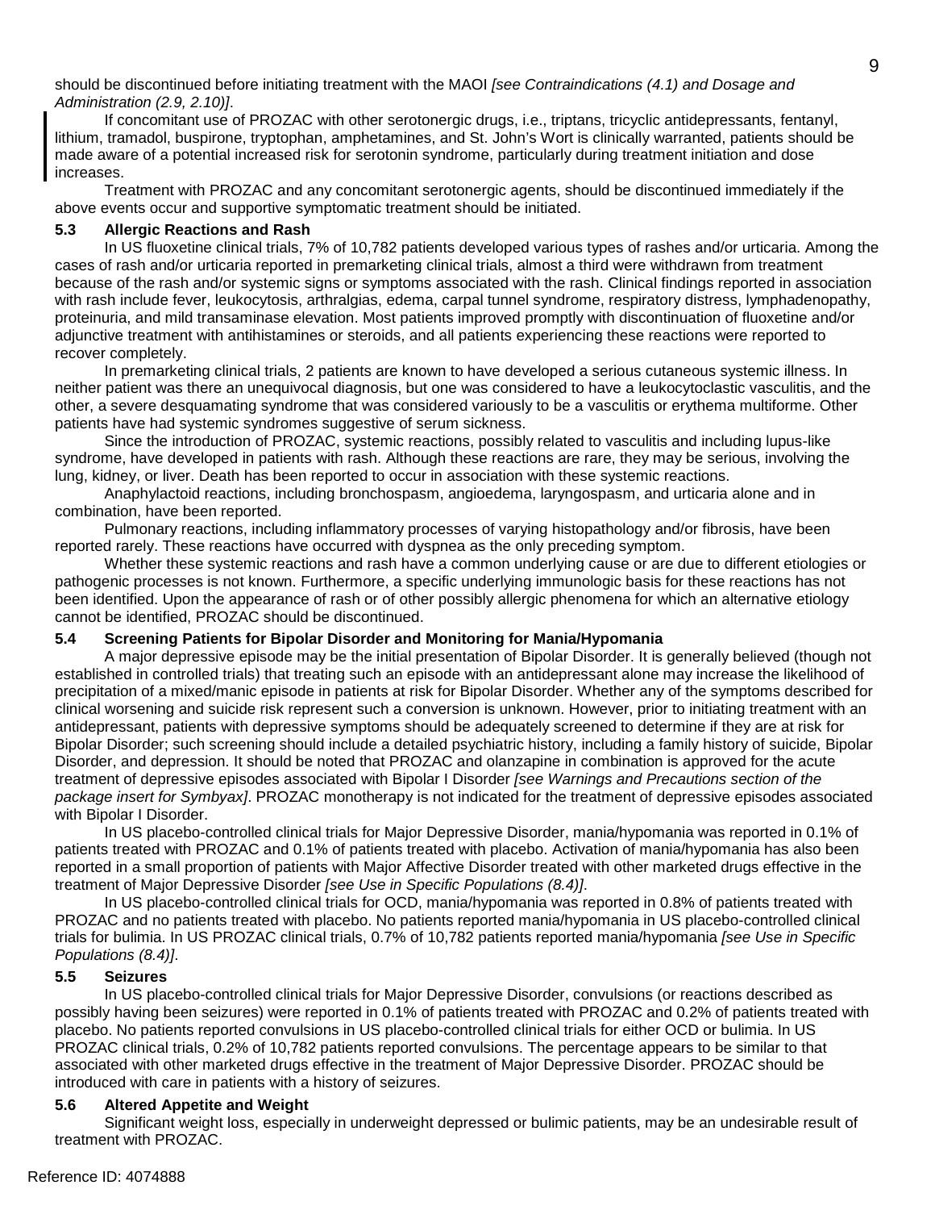should be discontinued before initiating treatment with the MAOI *[see Contraindications (4.1) and Dosage and Administration (2.9, 2.10)]*.

If concomitant use of PROZAC with other serotonergic drugs, i.e., triptans, tricyclic antidepressants, fentanyl, lithium, tramadol, buspirone, tryptophan, amphetamines, and St. John's Wort is clinically warranted, patients should be made aware of a potential increased risk for serotonin syndrome, particularly during treatment initiation and dose increases.

Treatment with PROZAC and any concomitant serotonergic agents, should be discontinued immediately if the above events occur and supportive symptomatic treatment should be initiated.

### 5.3 Allergic Reactions and Rash

In US fluoxetine clinical trials, 7% of 10,782 patients developed various types of rashes and/or urticaria. Among the cases of rash and/or urticaria reported in premarketing clinical trials, almost a third were withdrawn from treatment because of the rash and/or systemic signs or symptoms associated with the rash. Clinical findings reported in association with rash include fever, leukocytosis, arthralgias, edema, carpal tunnel syndrome, respiratory distress, lymphadenopathy, proteinuria, and mild transaminase elevation. Most patients improved promptly with discontinuation of fluoxetine and/or adjunctive treatment with antihistamines or steroids, and all patients experiencing these reactions were reported to recover completely.

In premarketing clinical trials, 2 patients are known to have developed a serious cutaneous systemic illness. In neither patient was there an unequivocal diagnosis, but one was considered to have a leukocytoclastic vasculitis, and the other, a severe desquamating syndrome that was considered variously to be a vasculitis or erythema multiforme. Other patients have had systemic syndromes suggestive of serum sickness.

Since the introduction of PROZAC, systemic reactions, possibly related to vasculitis and including lupus-like syndrome, have developed in patients with rash. Although these reactions are rare, they may be serious, involving the lung, kidney, or liver. Death has been reported to occur in association with these systemic reactions.

Anaphylactoid reactions, including bronchospasm, angioedema, laryngospasm, and urticaria alone and in combination, have been reported.

Pulmonary reactions, including inflammatory processes of varying histopathology and/or fibrosis, have been reported rarely. These reactions have occurred with dyspnea as the only preceding symptom.

Whether these systemic reactions and rash have a common underlying cause or are due to different etiologies or pathogenic processes is not known. Furthermore, a specific underlying immunologic basis for these reactions has not been identified. Upon the appearance of rash or of other possibly allergic phenomena for which an alternative etiology cannot be identified, PROZAC should be discontinued.

### 5.4 Screening Patients for Bipolar Disorder and Monitoring for Mania/Hypomania

A major depressive episode may be the initial presentation of Bipolar Disorder. It is generally believed (though not established in controlled trials) that treating such an episode with an antidepressant alone may increase the likelihood of precipitation of a mixed/manic episode in patients at risk for Bipolar Disorder. Whether any of the symptoms described for clinical worsening and suicide risk represent such a conversion is unknown. However, prior to initiating treatment with an antidepressant, patients with depressive symptoms should be adequately screened to determine if they are at risk for Bipolar Disorder; such screening should include a detailed psychiatric history, including a family history of suicide, Bipolar Disorder, and depression. It should be noted that PROZAC and olanzapine in combination is approved for the acute treatment of depressive episodes associated with Bipolar I Disorder *[see Warnings and Precautions section of the package insert for Symbyax]*. PROZAC monotherapy is not indicated for the treatment of depressive episodes associated with Bipolar I Disorder.

In US placebo-controlled clinical trials for Major Depressive Disorder, mania/hypomania was reported in 0.1% of patients treated with PROZAC and 0.1% of patients treated with placebo. Activation of mania/hypomania has also been reported in a small proportion of patients with Major Affective Disorder treated with other marketed drugs effective in the treatment of Major Depressive Disorder *[see Use in Specific Populations (8.4)]*.

In US placebo-controlled clinical trials for OCD, mania/hypomania was reported in 0.8% of patients treated with PROZAC and no patients treated with placebo. No patients reported mania/hypomania in US placebo-controlled clinical trials for bulimia. In US PROZAC clinical trials, 0.7% of 10,782 patients reported mania/hypomania *[see Use in Specific Populations (8.4)]*.

### 5.5 Seizures

In US placebo-controlled clinical trials for Major Depressive Disorder, convulsions (or reactions described as possibly having been seizures) were reported in 0.1% of patients treated with PROZAC and 0.2% of patients treated with placebo. No patients reported convulsions in US placebo-controlled clinical trials for either OCD or bulimia. In US PROZAC clinical trials, 0.2% of 10,782 patients reported convulsions. The percentage appears to be similar to that associated with other marketed drugs effective in the treatment of Major Depressive Disorder. PROZAC should be introduced with care in patients with a history of seizures.

### 5.6 Altered Appetite and Weight

Significant weight loss, especially in underweight depressed or bulimic patients, may be an undesirable result of treatment with PROZAC.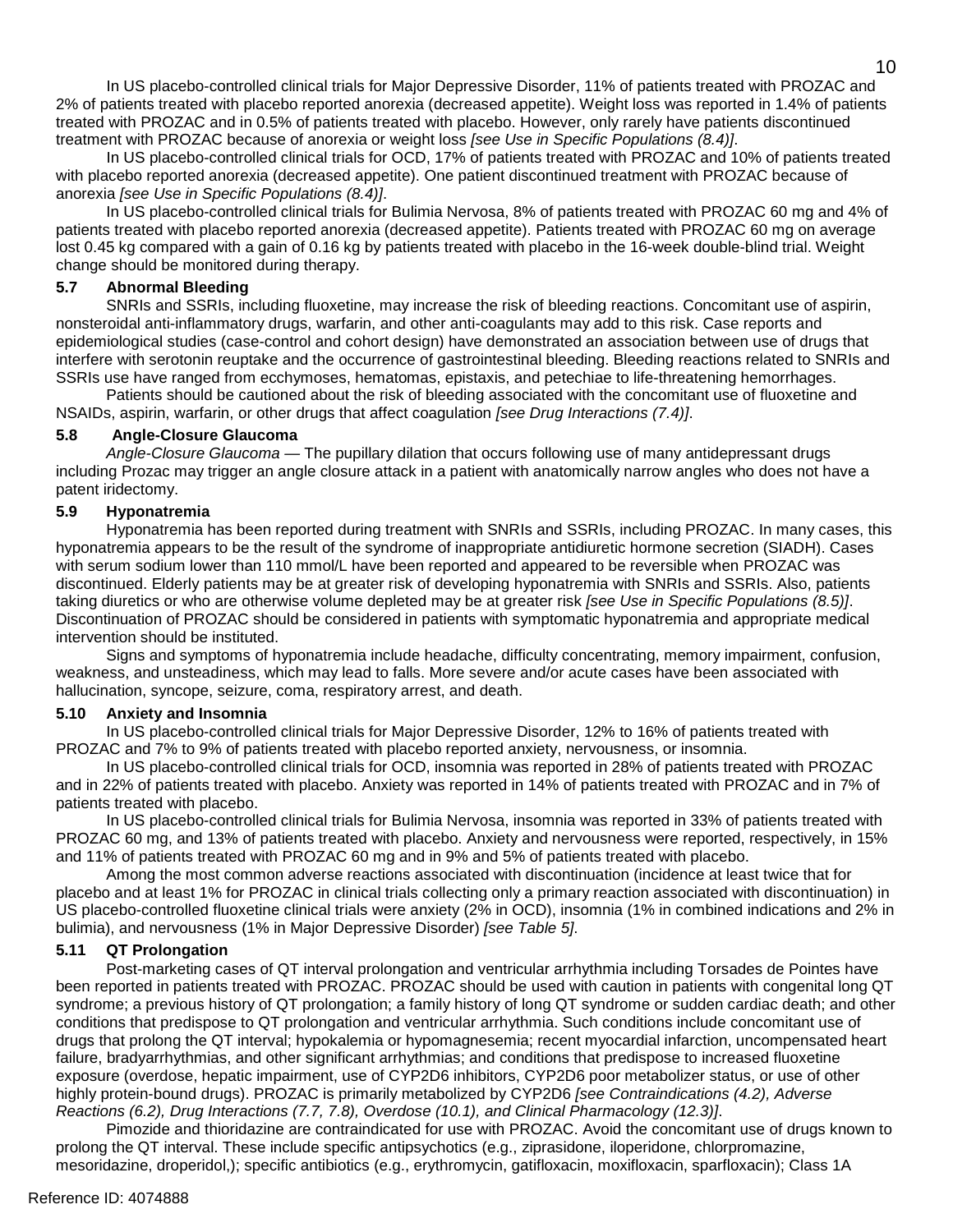In US placebo-controlled clinical trials for Major Depressive Disorder, 11% of patients treated with PROZAC and 2% of patients treated with placebo reported anorexia (decreased appetite). Weight loss was reported in 1.4% of patients treated with PROZAC and in 0.5% of patients treated with placebo. However, only rarely have patients discontinued treatment with PROZAC because of anorexia or weight loss *[see Use in Specific Populations (8.4)]*.

In US placebo-controlled clinical trials for OCD, 17% of patients treated with PROZAC and 10% of patients treated with placebo reported anorexia (decreased appetite). One patient discontinued treatment with PROZAC because of anorexia *[see Use in Specific Populations (8.4)]*.

In US placebo-controlled clinical trials for Bulimia Nervosa, 8% of patients treated with PROZAC 60 mg and 4% of patients treated with placebo reported anorexia (decreased appetite). Patients treated with PROZAC 60 mg on average lost 0.45 kg compared with a gain of 0.16 kg by patients treated with placebo in the 16-week double-blind trial. Weight change should be monitored during therapy.

### 5.7 Abnormal Bleeding

SNRIs and SSRIs, including fluoxetine, may increase the risk of bleeding reactions. Concomitant use of aspirin, nonsteroidal anti-inflammatory drugs, warfarin, and other anti-coagulants may add to this risk. Case reports and epidemiological studies (case-control and cohort design) have demonstrated an association between use of drugs that interfere with serotonin reuptake and the occurrence of gastrointestinal bleeding. Bleeding reactions related to SNRIs and SSRIs use have ranged from ecchymoses, hematomas, epistaxis, and petechiae to life-threatening hemorrhages.

Patients should be cautioned about the risk of bleeding associated with the concomitant use of fluoxetine and NSAIDs, aspirin, warfarin, or other drugs that affect coagulation *[see Drug Interactions (7.4)]*.

### 5.8 Angle-Closure Glaucoma

*Angle-Closure Glaucoma* — The pupillary dilation that occurs following use of many antidepressant drugs including Prozac may trigger an angle closure attack in a patient with anatomically narrow angles who does not have a patent iridectomy.

### 5.9 Hyponatremia

Hyponatremia has been reported during treatment with SNRIs and SSRIs, including PROZAC. In many cases, this hyponatremia appears to be the result of the syndrome of inappropriate antidiuretic hormone secretion (SIADH). Cases with serum sodium lower than 110 mmol/L have been reported and appeared to be reversible when PROZAC was discontinued. Elderly patients may be at greater risk of developing hyponatremia with SNRIs and SSRIs. Also, patients taking diuretics or who are otherwise volume depleted may be at greater risk *[see Use in Specific Populations (8.5)]*. Discontinuation of PROZAC should be considered in patients with symptomatic hyponatremia and appropriate medical intervention should be instituted.

Signs and symptoms of hyponatremia include headache, difficulty concentrating, memory impairment, confusion, weakness, and unsteadiness, which may lead to falls. More severe and/or acute cases have been associated with hallucination, syncope, seizure, coma, respiratory arrest, and death.

### 5.10 Anxiety and Insomnia

In US placebo-controlled clinical trials for Major Depressive Disorder, 12% to 16% of patients treated with PROZAC and 7% to 9% of patients treated with placebo reported anxiety, nervousness, or insomnia.

In US placebo-controlled clinical trials for OCD, insomnia was reported in 28% of patients treated with PROZAC and in 22% of patients treated with placebo. Anxiety was reported in 14% of patients treated with PROZAC and in 7% of patients treated with placebo.

In US placebo-controlled clinical trials for Bulimia Nervosa, insomnia was reported in 33% of patients treated with PROZAC 60 mg, and 13% of patients treated with placebo. Anxiety and nervousness were reported, respectively, in 15% and 11% of patients treated with PROZAC 60 mg and in 9% and 5% of patients treated with placebo.

Among the most common adverse reactions associated with discontinuation (incidence at least twice that for placebo and at least 1% for PROZAC in clinical trials collecting only a primary reaction associated with discontinuation) in US placebo-controlled fluoxetine clinical trials were anxiety (2% in OCD), insomnia (1% in combined indications and 2% in bulimia), and nervousness (1% in Major Depressive Disorder) *[see Table 5]*.

### 5.11 QT Prolongation

Post-marketing cases of QT interval prolongation and ventricular arrhythmia including Torsades de Pointes have been reported in patients treated with PROZAC. PROZAC should be used with caution in patients with congenital long QT syndrome; a previous history of QT prolongation; a family history of long QT syndrome or sudden cardiac death; and other conditions that predispose to QT prolongation and ventricular arrhythmia. Such conditions include concomitant use of drugs that prolong the QT interval; hypokalemia or hypomagnesemia; recent myocardial infarction, uncompensated heart failure, bradyarrhythmias, and other significant arrhythmias; and conditions that predispose to increased fluoxetine exposure (overdose, hepatic impairment, use of CYP2D6 inhibitors, CYP2D6 poor metabolizer status, or use of other highly protein-bound drugs). PROZAC is primarily metabolized by CYP2D6 *[see Contraindications (4.2), Adverse Reactions (6.2), Drug Interactions (7.7, 7.8), Overdose (10.1), and Clinical Pharmacology (12.3)]*.

Pimozide and thioridazine are contraindicated for use with PROZAC. Avoid the concomitant use of drugs known to prolong the QT interval. These include specific antipsychotics (e.g., ziprasidone, iloperidone, chlorpromazine, mesoridazine, droperidol,); specific antibiotics (e.g., erythromycin, gatifloxacin, moxifloxacin, sparfloxacin); Class 1A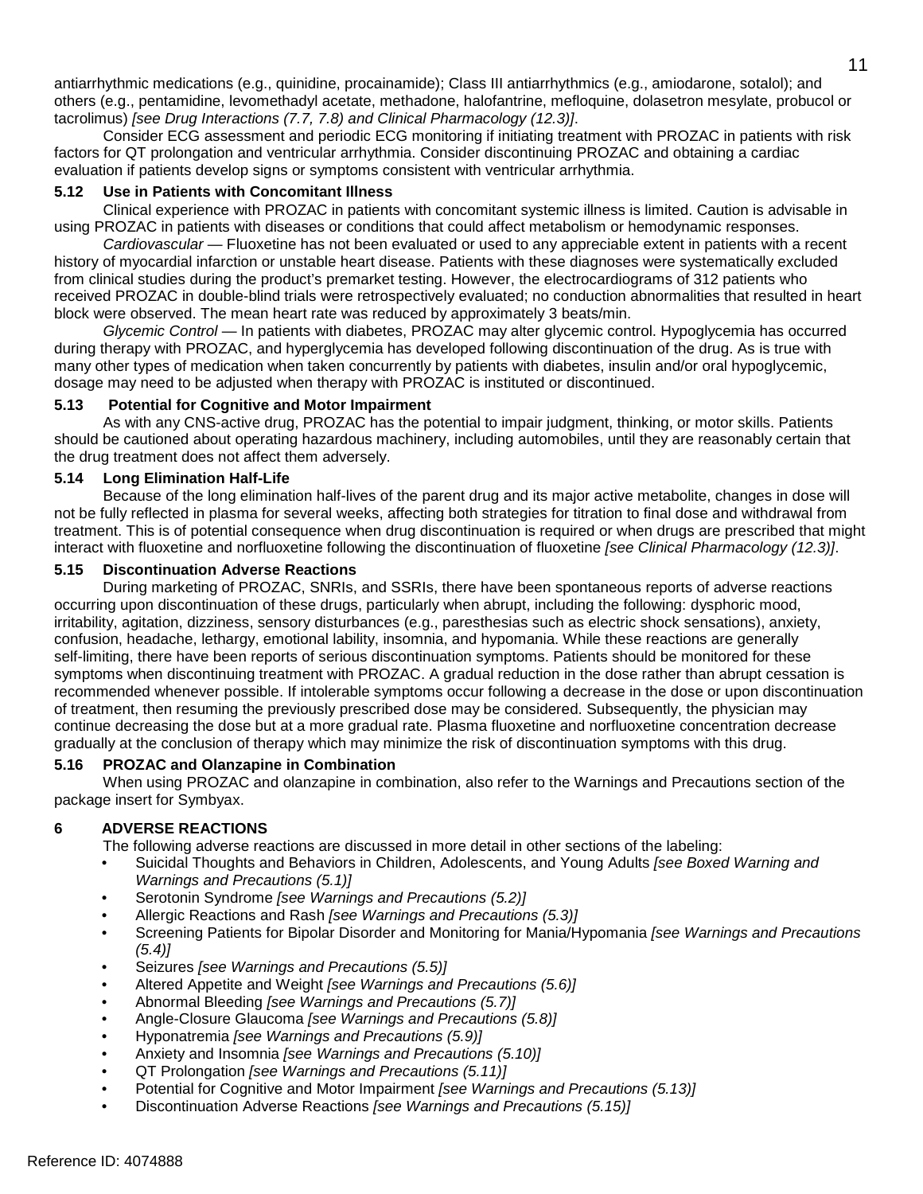antiarrhythmic medications (e.g., quinidine, procainamide); Class III antiarrhythmics (e.g., amiodarone, sotalol); and others (e.g., pentamidine, levomethadyl acetate, methadone, halofantrine, mefloquine, dolasetron mesylate, probucol or tacrolimus) *[see Drug Interactions (7.7, 7.8) and Clinical Pharmacology (12.3)]*.

Consider ECG assessment and periodic ECG monitoring if initiating treatment with PROZAC in patients with risk factors for QT prolongation and ventricular arrhythmia. Consider discontinuing PROZAC and obtaining a cardiac evaluation if patients develop signs or symptoms consistent with ventricular arrhythmia.

### 5.12 Use in Patients with Concomitant Illness

Clinical experience with PROZAC in patients with concomitant systemic illness is limited. Caution is advisable in using PROZAC in patients with diseases or conditions that could affect metabolism or hemodynamic responses.

*Cardiovascular* — Fluoxetine has not been evaluated or used to any appreciable extent in patients with a recent history of myocardial infarction or unstable heart disease. Patients with these diagnoses were systematically excluded from clinical studies during the product's premarket testing. However, the electrocardiograms of 312 patients who received PROZAC in double-blind trials were retrospectively evaluated; no conduction abnormalities that resulted in heart block were observed. The mean heart rate was reduced by approximately 3 beats/min.

*Glycemic Control* — In patients with diabetes, PROZAC may alter glycemic control. Hypoglycemia has occurred during therapy with PROZAC, and hyperglycemia has developed following discontinuation of the drug. As is true with many other types of medication when taken concurrently by patients with diabetes, insulin and/or oral hypoglycemic, dosage may need to be adjusted when therapy with PROZAC is instituted or discontinued.

### 5.13 Potential for Cognitive and Motor Impairment

As with any CNS-active drug, PROZAC has the potential to impair judgment, thinking, or motor skills. Patients should be cautioned about operating hazardous machinery, including automobiles, until they are reasonably certain that the drug treatment does not affect them adversely.

### 5.14 Long Elimination Half-Life

Because of the long elimination half-lives of the parent drug and its major active metabolite, changes in dose will not be fully reflected in plasma for several weeks, affecting both strategies for titration to final dose and withdrawal from treatment. This is of potential consequence when drug discontinuation is required or when drugs are prescribed that might interact with fluoxetine and norfluoxetine following the discontinuation of fluoxetine *[see Clinical Pharmacology (12.3)]*.

### 5.15 Discontinuation Adverse Reactions

During marketing of PROZAC, SNRIs, and SSRIs, there have been spontaneous reports of adverse reactions occurring upon discontinuation of these drugs, particularly when abrupt, including the following: dysphoric mood, irritability, agitation, dizziness, sensory disturbances (e.g., paresthesias such as electric shock sensations), anxiety, confusion, headache, lethargy, emotional lability, insomnia, and hypomania. While these reactions are generally self-limiting, there have been reports of serious discontinuation symptoms. Patients should be monitored for these symptoms when discontinuing treatment with PROZAC. A gradual reduction in the dose rather than abrupt cessation is recommended whenever possible. If intolerable symptoms occur following a decrease in the dose or upon discontinuation of treatment, then resuming the previously prescribed dose may be considered. Subsequently, the physician may continue decreasing the dose but at a more gradual rate. Plasma fluoxetine and norfluoxetine concentration decrease gradually at the conclusion of therapy which may minimize the risk of discontinuation symptoms with this drug.

### 5.16 PROZAC and Olanzapine in Combination

When using PROZAC and olanzapine in combination, also refer to the Warnings and Precautions section of the package insert for Symbyax.

## 6 ADVERSE REACTIONS

The following adverse reactions are discussed in more detail in other sections of the labeling:

- Suicidal Thoughts and Behaviors in Children, Adolescents, and Young Adults *[see Boxed Warning and Warnings and Precautions (5.1)]*
- Serotonin Syndrome *[see Warnings and Precautions (5.2)]*
- Allergic Reactions and Rash *[see Warnings and Precautions (5.3)]*
- Screening Patients for Bipolar Disorder and Monitoring for Mania/Hypomania *[see Warnings and Precautions (5.4)]*
- Seizures *[see Warnings and Precautions (5.5)]*
- Altered Appetite and Weight *[see Warnings and Precautions (5.6)]*
- Abnormal Bleeding *[see Warnings and Precautions (5.7)]*
- Angle-Closure Glaucoma *[see Warnings and Precautions (5.8)]*
- Hyponatremia *[see Warnings and Precautions (5.9)]*
- Anxiety and Insomnia *[see Warnings and Precautions (5.10)]*
- QT Prolongation *[see Warnings and Precautions (5.11)]*
- Potential for Cognitive and Motor Impairment *[see Warnings and Precautions (5.13)]*
- Discontinuation Adverse Reactions *[see Warnings and Precautions (5.15)]*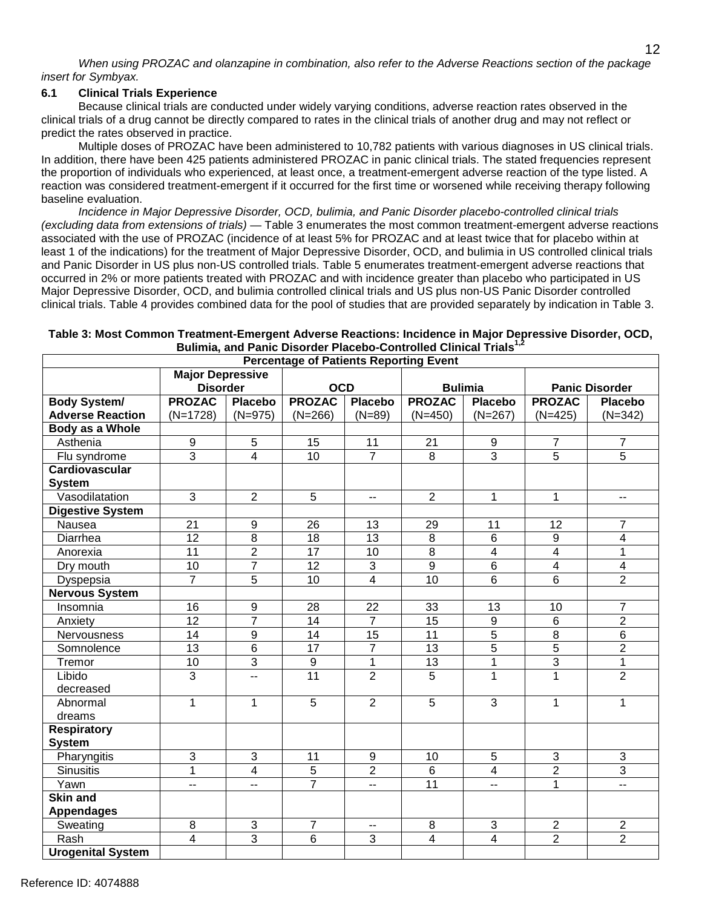*When using PROZAC and olanzapine in combination, also refer to the Adverse Reactions section of the package insert for Symbyax.*

### 6.1 Clinical Trials Experience

Because clinical trials are conducted under widely varying conditions, adverse reaction rates observed in the clinical trials of a drug cannot be directly compared to rates in the clinical trials of another drug and may not reflect or predict the rates observed in practice.

Multiple doses of PROZAC have been administered to 10,782 patients with various diagnoses in US clinical trials. In addition, there have been 425 patients administered PROZAC in panic clinical trials. The stated frequencies represent the proportion of individuals who experienced, at least once, a treatment-emergent adverse reaction of the type listed. A reaction was considered treatment-emergent if it occurred for the first time or worsened while receiving therapy following baseline evaluation.

*Incidence in Major Depressive Disorder, OCD, bulimia, and Panic Disorder placebo-controlled clinical trials (excluding data from extensions of trials)* — Table 3 enumerates the most common treatment-emergent adverse reactions associated with the use of PROZAC (incidence of at least 5% for PROZAC and at least twice that for placebo within at least 1 of the indications) for the treatment of Major Depressive Disorder, OCD, and bulimia in US controlled clinical trials and Panic Disorder in US plus non-US controlled trials. Table 5 enumerates treatment-emergent adverse reactions that occurred in 2% or more patients treated with PROZAC and with incidence greater than placebo who participated in US Major Depressive Disorder, OCD, and bulimia controlled clinical trials and US plus non-US Panic Disorder controlled clinical trials. Table 4 provides combined data for the pool of studies that are provided separately by indication in Table 3.

**Table 3: Most Common Treatment-Emergent Adverse Reactions: Incidence in Major Depressive Disorder, OCD, Bulimia, and Panic Disorder Placebo-Controlled Clinical Trials[1,2]**

| | **Percentage of Patients Reporting Event** | | | | | | | |
|---|---|---|---|---|---|---|---|---|
| | **Major Depressive Disorder** | | **OCD** | | **Bulimia** | | **Panic Disorder** | |
| **Body System/ Adverse Reaction** | **PROZAC** (N=1728) | **Placebo** (N=975) | **PROZAC** (N=266) | **Placebo** (N=89) | **PROZAC** (N=450) | **Placebo** (N=267) | **PROZAC** (N=425) | **Placebo** (N=342) |
| **Body as a Whole** | | | | | | | | |
| Asthenia | 9 | 5 | 15 | 11 | 21 | 9 | 7 | 7 |
| Flu syndrome | 3 | 4 | 10 | 7 | 8 | 3 | 5 | 5 |
| **Cardiovascular System** | | | | | | | | |
| Vasodilatation | 3 | 2 | 5 | -- | 2 | 1 | 1 | -- |
| **Digestive System** | | | | | | | | |
| Nausea | 21 | 9 | 26 | 13 | 29 | 11 | 12 | 7 |
| Diarrhea | 12 | 8 | 18 | 13 | 8 | 6 | 9 | 4 |
| Anorexia | 11 | 2 | 17 | 10 | 8 | 4 | 4 | 1 |
| Dry mouth | 10 | 7 | 12 | 3 | 9 | 6 | 4 | 4 |
| Dyspepsia | 7 | 5 | 10 | 4 | 10 | 6 | 6 | 2 |
| **Nervous System** | | | | | | | | |
| Insomnia | 16 | 9 | 28 | 22 | 33 | 13 | 10 | 7 |
| Anxiety | 12 | 7 | 14 | 7 | 15 | 9 | 6 | 2 |
| Nervousness | 14 | 9 | 14 | 15 | 11 | 5 | 8 | 6 |
| Somnolence | 13 | 6 | 17 | 7 | 13 | 5 | 5 | 2 |
| Tremor | 10 | 3 | 9 | 1 | 13 | 1 | 3 | 1 |
| Libido decreased | 3 | -- | 11 | 2 | 5 | 1 | 1 | 2 |
| Abnormal dreams | 1 | 1 | 5 | 2 | 5 | 3 | 1 | 1 |
| **Respiratory System** | | | | | | | | |
| Pharyngitis | 3 | 3 | 11 | 9 | 10 | 5 | 3 | 3 |
| Sinusitis | 1 | 4 | 5 | 2 | 6 | 4 | 2 | 3 |
| Yawn | -- | -- | 7 | -- | 11 | -- | 1 | -- |
| **Skin and Appendages** | | | | | | | | |
| Sweating | 8 | 3 | 7 | -- | 8 | 3 | 2 | 2 |
| Rash | 4 | 3 | 6 | 3 | 4 | 4 | 2 | 2 |
| **Urogenital System** | | | | | | | | |

Reference ID: 4074888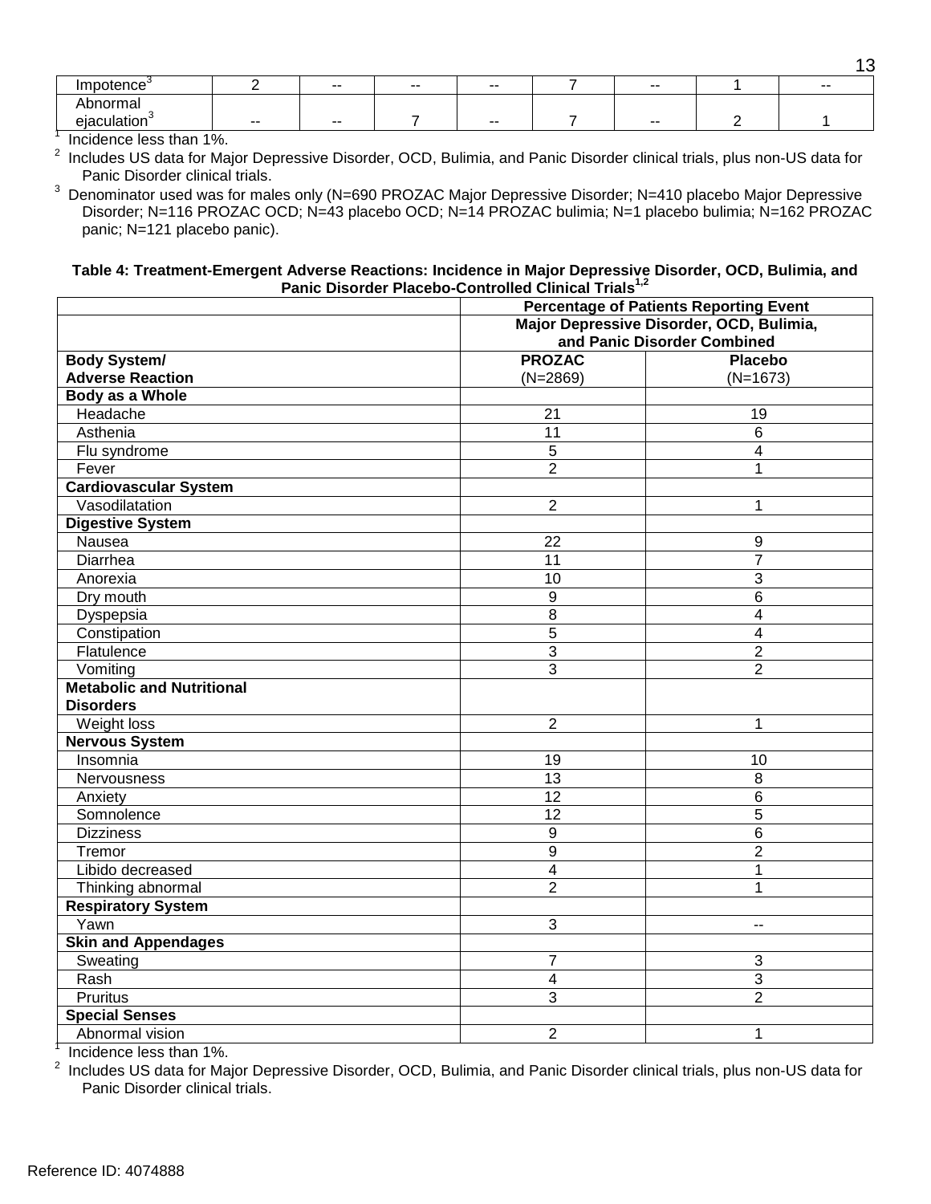| Impotence[3] | 2 | -- | -- | -- | 7 | -- | 1 | -- |
|---|---|---|---|---|---|---|---|---|
| Abnormal ejaculation[3] | -- | -- | 7 | -- | 7 | -- | 2 | 1 |

[1] Incidence less than 1%.
[2] Includes US data for Major Depressive Disorder, OCD, Bulimia, and Panic Disorder clinical trials, plus non-US data for Panic Disorder clinical trials.
[3] Denominator used was for males only (N=690 PROZAC Major Depressive Disorder; N=410 placebo Major Depressive Disorder; N=116 PROZAC OCD; N=43 placebo OCD; N=14 PROZAC bulimia; N=1 placebo bulimia; N=162 PROZAC panic; N=121 placebo panic).

**Table 4: Treatment-Emergent Adverse Reactions: Incidence in Major Depressive Disorder, OCD, Bulimia, and Panic Disorder Placebo-Controlled Clinical Trials[1,2]**

| | **Percentage of Patients Reporting Event** | |
|---|---|---|
| | **Major Depressive Disorder, OCD, Bulimia, and Panic Disorder Combined** | |
| **Body System/ Adverse Reaction** | **PROZAC** (N=2869) | **Placebo** (N=1673) |
| **Body as a Whole** | | |
| Headache | 21 | 19 |
| Asthenia | 11 | 6 |
| Flu syndrome | 5 | 4 |
| Fever | 2 | 1 |
| **Cardiovascular System** | | |
| Vasodilatation | 2 | 1 |
| **Digestive System** | | |
| Nausea | 22 | 9 |
| Diarrhea | 11 | 7 |
| Anorexia | 10 | 3 |
| Dry mouth | 9 | 6 |
| Dyspepsia | 8 | 4 |
| Constipation | 5 | 4 |
| Flatulence | 3 | 2 |
| Vomiting | 3 | 2 |
| **Metabolic and Nutritional Disorders** | | |
| Weight loss | 2 | 1 |
| **Nervous System** | | |
| Insomnia | 19 | 10 |
| Nervousness | 13 | 8 |
| Anxiety | 12 | 6 |
| Somnolence | 12 | 5 |
| Dizziness | 9 | 6 |
| Tremor | 9 | 2 |
| Libido decreased | 4 | 1 |
| Thinking abnormal | 2 | 1 |
| **Respiratory System** | | |
| Yawn | 3 | -- |
| **Skin and Appendages** | | |
| Sweating | 7 | 3 |
| Rash | 4 | 3 |
| Pruritus | 3 | 2 |
| **Special Senses** | | |
| Abnormal vision | 2 | 1 |

[1] Incidence less than 1%.
[2] Includes US data for Major Depressive Disorder, OCD, Bulimia, and Panic Disorder clinical trials, plus non-US data for Panic Disorder clinical trials.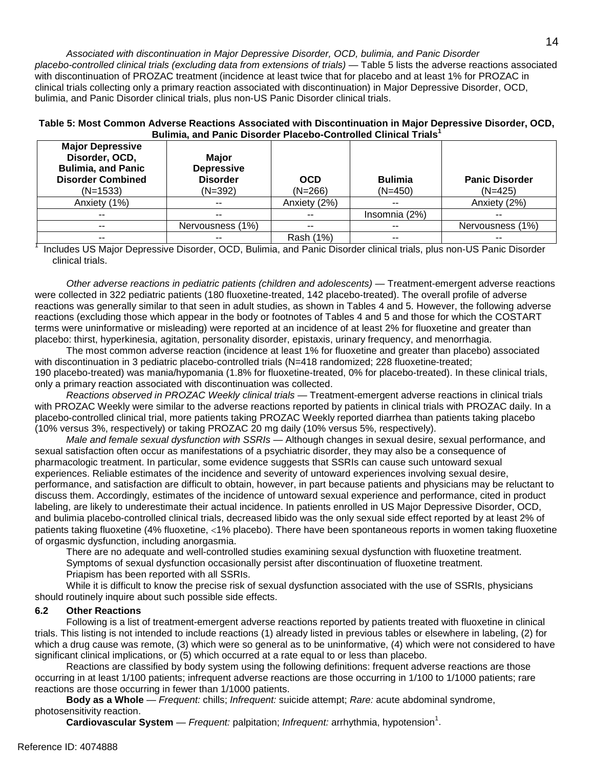*Associated with discontinuation in Major Depressive Disorder, OCD, bulimia, and Panic Disorder placebo-controlled clinical trials (excluding data from extensions of trials)* — Table 5 lists the adverse reactions associated with discontinuation of PROZAC treatment (incidence at least twice that for placebo and at least 1% for PROZAC in clinical trials collecting only a primary reaction associated with discontinuation) in Major Depressive Disorder, OCD, bulimia, and Panic Disorder clinical trials, plus non-US Panic Disorder clinical trials.

**Table 5: Most Common Adverse Reactions Associated with Discontinuation in Major Depressive Disorder, OCD, Bulimia, and Panic Disorder Placebo-Controlled Clinical Trials[1]**

| **Major Depressive Disorder, OCD, Bulimia, and Panic Disorder Combined** (N=1533) | **Major Depressive Disorder** (N=392) | **OCD** (N=266) | **Bulimia** (N=450) | **Panic Disorder** (N=425) |
|---|---|---|---|---|
| Anxiety (1%) | -- | Anxiety (2%) | -- | Anxiety (2%) |
| -- | -- | -- | Insomnia (2%) | -- |
| -- | Nervousness (1%) | -- | -- | Nervousness (1%) |
| -- | -- | Rash (1%) | -- | -- |

[1] Includes US Major Depressive Disorder, OCD, Bulimia, and Panic Disorder clinical trials, plus non-US Panic Disorder clinical trials.

*Other adverse reactions in pediatric patients (children and adolescents)* — Treatment-emergent adverse reactions were collected in 322 pediatric patients (180 fluoxetine-treated, 142 placebo-treated). The overall profile of adverse reactions was generally similar to that seen in adult studies, as shown in Tables 4 and 5. However, the following adverse reactions (excluding those which appear in the body or footnotes of Tables 4 and 5 and those for which the COSTART terms were uninformative or misleading) were reported at an incidence of at least 2% for fluoxetine and greater than placebo: thirst, hyperkinesia, agitation, personality disorder, epistaxis, urinary frequency, and menorrhagia.

The most common adverse reaction (incidence at least 1% for fluoxetine and greater than placebo) associated with discontinuation in 3 pediatric placebo-controlled trials (N=418 randomized; 228 fluoxetine-treated; 190 placebo-treated) was mania/hypomania (1.8% for fluoxetine-treated, 0% for placebo-treated). In these clinical trials, only a primary reaction associated with discontinuation was collected.

*Reactions observed in PROZAC Weekly clinical trials* — Treatment-emergent adverse reactions in clinical trials with PROZAC Weekly were similar to the adverse reactions reported by patients in clinical trials with PROZAC daily. In a placebo-controlled clinical trial, more patients taking PROZAC Weekly reported diarrhea than patients taking placebo (10% versus 3%, respectively) or taking PROZAC 20 mg daily (10% versus 5%, respectively).

*Male and female sexual dysfunction with SSRIs* — Although changes in sexual desire, sexual performance, and sexual satisfaction often occur as manifestations of a psychiatric disorder, they may also be a consequence of pharmacologic treatment. In particular, some evidence suggests that SSRIs can cause such untoward sexual experiences. Reliable estimates of the incidence and severity of untoward experiences involving sexual desire, performance, and satisfaction are difficult to obtain, however, in part because patients and physicians may be reluctant to discuss them. Accordingly, estimates of the incidence of untoward sexual experience and performance, cited in product labeling, are likely to underestimate their actual incidence. In patients enrolled in US Major Depressive Disorder, OCD, and bulimia placebo-controlled clinical trials, decreased libido was the only sexual side effect reported by at least 2% of patients taking fluoxetine (4% fluoxetine, <1% placebo). There have been spontaneous reports in women taking fluoxetine of orgasmic dysfunction, including anorgasmia.

There are no adequate and well-controlled studies examining sexual dysfunction with fluoxetine treatment.

Symptoms of sexual dysfunction occasionally persist after discontinuation of fluoxetine treatment.

Priapism has been reported with all SSRIs.

While it is difficult to know the precise risk of sexual dysfunction associated with the use of SSRIs, physicians should routinely inquire about such possible side effects.

### 6.2 Other Reactions

Following is a list of treatment-emergent adverse reactions reported by patients treated with fluoxetine in clinical trials. This listing is not intended to include reactions (1) already listed in previous tables or elsewhere in labeling, (2) for which a drug cause was remote, (3) which were so general as to be uninformative, (4) which were not considered to have significant clinical implications, or (5) which occurred at a rate equal to or less than placebo.

Reactions are classified by body system using the following definitions: frequent adverse reactions are those occurring in at least 1/100 patients; infrequent adverse reactions are those occurring in 1/100 to 1/1000 patients; rare reactions are those occurring in fewer than 1/1000 patients.

**Body as a Whole** — *Frequent:* chills; *Infrequent:* suicide attempt; *Rare:* acute abdominal syndrome, photosensitivity reaction.

**Cardiovascular System** — *Frequent:* palpitation; *Infrequent:* arrhythmia, hypotension[1].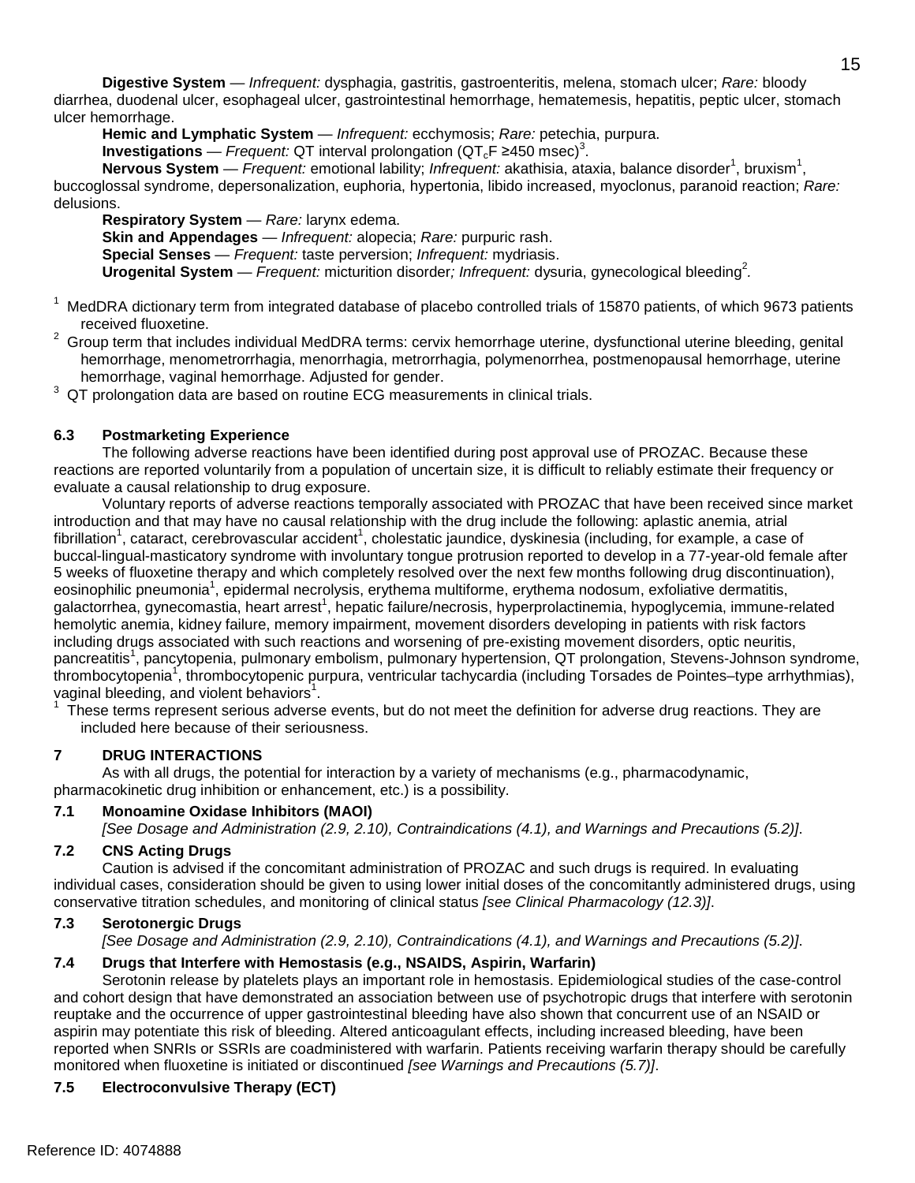**Digestive System** — *Infrequent:* dysphagia, gastritis, gastroenteritis, melena, stomach ulcer; *Rare:* bloody diarrhea, duodenal ulcer, esophageal ulcer, gastrointestinal hemorrhage, hematemesis, hepatitis, peptic ulcer, stomach ulcer hemorrhage.

**Hemic and Lymphatic System** — *Infrequent:* ecchymosis; *Rare:* petechia, purpura.

**Investigations** — *Frequent:* QT interval prolongation ($QT_cF$ ≥450 msec)[3].

**Nervous System** — *Frequent:* emotional lability; *Infrequent:* akathisia, ataxia, balance disorder[1], bruxism[1], buccoglossal syndrome, depersonalization, euphoria, hypertonia, libido increased, myoclonus, paranoid reaction; *Rare:* delusions.

**Respiratory System** — *Rare:* larynx edema.

**Skin and Appendages** — *Infrequent:* alopecia; *Rare:* purpuric rash.

**Special Senses** — *Frequent:* taste perversion; *Infrequent:* mydriasis.

**Urogenital System** — *Frequent:* micturition disorder*; Infrequent:* dysuria, gynecological bleeding[2].

[1] MedDRA dictionary term from integrated database of placebo controlled trials of 15870 patients, of which 9673 patients received fluoxetine.

[2] Group term that includes individual MedDRA terms: cervix hemorrhage uterine, dysfunctional uterine bleeding, genital hemorrhage, menometrorrhagia, menorrhagia, metrorrhagia, polymenorrhea, postmenopausal hemorrhage, uterine hemorrhage, vaginal hemorrhage. Adjusted for gender.

[3] QT prolongation data are based on routine ECG measurements in clinical trials.

### 6.3 Postmarketing Experience

The following adverse reactions have been identified during post approval use of PROZAC. Because these reactions are reported voluntarily from a population of uncertain size, it is difficult to reliably estimate their frequency or evaluate a causal relationship to drug exposure.

Voluntary reports of adverse reactions temporally associated with PROZAC that have been received since market introduction and that may have no causal relationship with the drug include the following: aplastic anemia, atrial fibrillation[1], cataract, cerebrovascular accident[1], cholestatic jaundice, dyskinesia (including, for example, a case of buccal-lingual-masticatory syndrome with involuntary tongue protrusion reported to develop in a 77-year-old female after 5 weeks of fluoxetine therapy and which completely resolved over the next few months following drug discontinuation), eosinophilic pneumonia[1], epidermal necrolysis, erythema multiforme, erythema nodosum, exfoliative dermatitis, galactorrhea, gynecomastia, heart arrest[1], hepatic failure/necrosis, hyperprolactinemia, hypoglycemia, immune-related hemolytic anemia, kidney failure, memory impairment, movement disorders developing in patients with risk factors including drugs associated with such reactions and worsening of pre-existing movement disorders, optic neuritis, pancreatitis[1], pancytopenia, pulmonary embolism, pulmonary hypertension, QT prolongation, Stevens-Johnson syndrome, thrombocytopenia[1], thrombocytopenic purpura, ventricular tachycardia (including Torsades de Pointes–type arrhythmias), vaginal bleeding, and violent behaviors[1].

[1] These terms represent serious adverse events, but do not meet the definition for adverse drug reactions. They are included here because of their seriousness.

## 7 DRUG INTERACTIONS

As with all drugs, the potential for interaction by a variety of mechanisms (e.g., pharmacodynamic, pharmacokinetic drug inhibition or enhancement, etc.) is a possibility.

### 7.1 Monoamine Oxidase Inhibitors (MAOI)

*[See Dosage and Administration (2.9, 2.10), Contraindications (4.1), and Warnings and Precautions (5.2)]*.

### 7.2 CNS Acting Drugs

Caution is advised if the concomitant administration of PROZAC and such drugs is required. In evaluating individual cases, consideration should be given to using lower initial doses of the concomitantly administered drugs, using conservative titration schedules, and monitoring of clinical status *[see Clinical Pharmacology (12.3)]*.

### 7.3 Serotonergic Drugs

*[See Dosage and Administration (2.9, 2.10), Contraindications (4.1), and Warnings and Precautions (5.2)]*.

### 7.4 Drugs that Interfere with Hemostasis (e.g., NSAIDS, Aspirin, Warfarin)

Serotonin release by platelets plays an important role in hemostasis. Epidemiological studies of the case-control and cohort design that have demonstrated an association between use of psychotropic drugs that interfere with serotonin reuptake and the occurrence of upper gastrointestinal bleeding have also shown that concurrent use of an NSAID or aspirin may potentiate this risk of bleeding. Altered anticoagulant effects, including increased bleeding, have been reported when SNRIs or SSRIs are coadministered with warfarin. Patients receiving warfarin therapy should be carefully monitored when fluoxetine is initiated or discontinued *[see Warnings and Precautions (5.7)]*.

### 7.5 Electroconvulsive Therapy (ECT)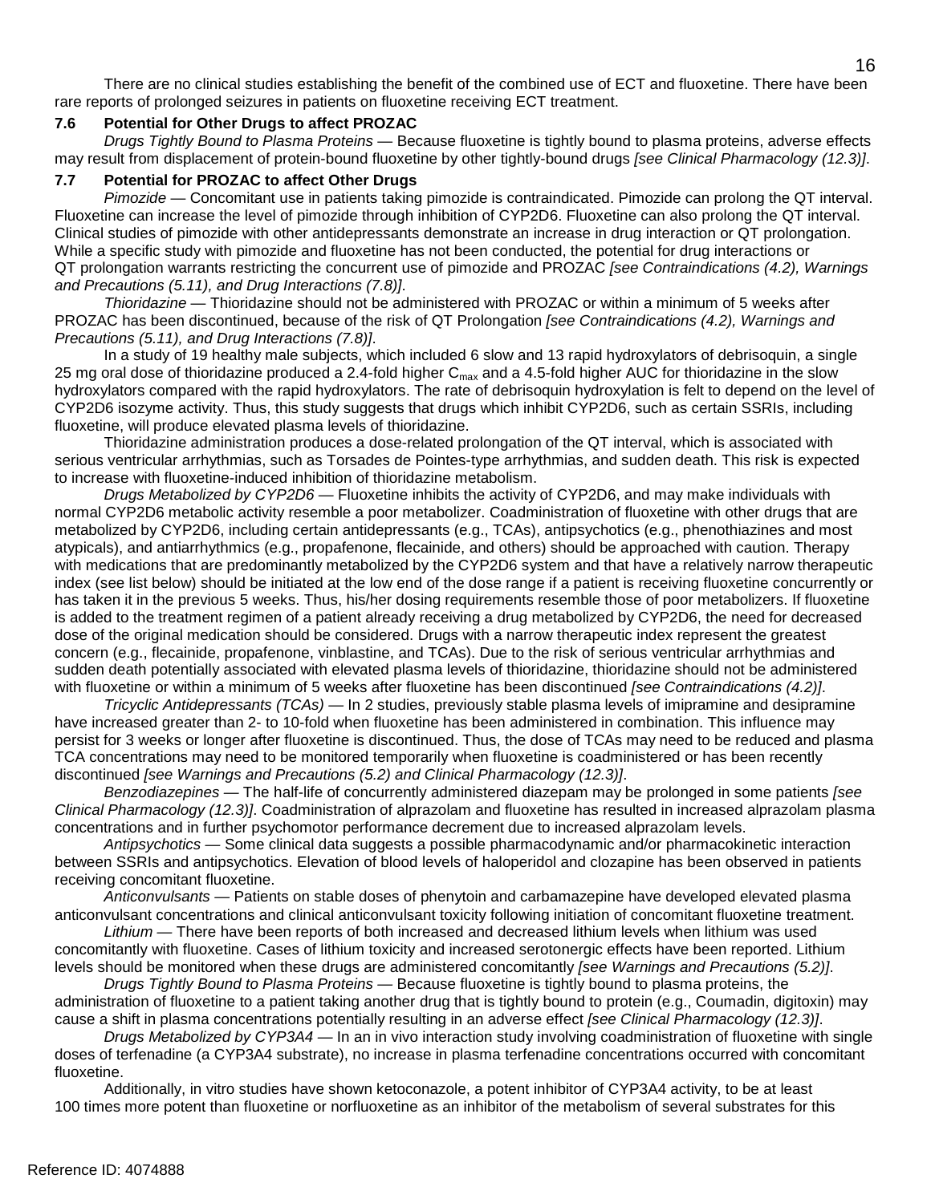There are no clinical studies establishing the benefit of the combined use of ECT and fluoxetine. There have been rare reports of prolonged seizures in patients on fluoxetine receiving ECT treatment.

### 7.6 Potential for Other Drugs to affect PROZAC

*Drugs Tightly Bound to Plasma Proteins* — Because fluoxetine is tightly bound to plasma proteins, adverse effects may result from displacement of protein-bound fluoxetine by other tightly-bound drugs *[see Clinical Pharmacology (12.3)]*.

### 7.7 Potential for PROZAC to affect Other Drugs

*Pimozide* — Concomitant use in patients taking pimozide is contraindicated. Pimozide can prolong the QT interval. Fluoxetine can increase the level of pimozide through inhibition of CYP2D6. Fluoxetine can also prolong the QT interval. Clinical studies of pimozide with other antidepressants demonstrate an increase in drug interaction or QT prolongation. While a specific study with pimozide and fluoxetine has not been conducted, the potential for drug interactions or QT prolongation warrants restricting the concurrent use of pimozide and PROZAC *[see Contraindications (4.2), Warnings and Precautions (5.11), and Drug Interactions (7.8)]*.

*Thioridazine* — Thioridazine should not be administered with PROZAC or within a minimum of 5 weeks after PROZAC has been discontinued, because of the risk of QT Prolongation *[see Contraindications (4.2), Warnings and Precautions (5.11), and Drug Interactions (7.8)]*.

In a study of 19 healthy male subjects, which included 6 slow and 13 rapid hydroxylators of debrisoquin, a single 25 mg oral dose of thioridazine produced a 2.4-fold higher $C_{max}$ and a 4.5-fold higher AUC for thioridazine in the slow hydroxylators compared with the rapid hydroxylators. The rate of debrisoquin hydroxylation is felt to depend on the level of CYP2D6 isozyme activity. Thus, this study suggests that drugs which inhibit CYP2D6, such as certain SSRIs, including fluoxetine, will produce elevated plasma levels of thioridazine.

Thioridazine administration produces a dose-related prolongation of the QT interval, which is associated with serious ventricular arrhythmias, such as Torsades de Pointes-type arrhythmias, and sudden death. This risk is expected to increase with fluoxetine-induced inhibition of thioridazine metabolism.

*Drugs Metabolized by CYP2D6* — Fluoxetine inhibits the activity of CYP2D6, and may make individuals with normal CYP2D6 metabolic activity resemble a poor metabolizer. Coadministration of fluoxetine with other drugs that are metabolized by CYP2D6, including certain antidepressants (e.g., TCAs), antipsychotics (e.g., phenothiazines and most atypicals), and antiarrhythmics (e.g., propafenone, flecainide, and others) should be approached with caution. Therapy with medications that are predominantly metabolized by the CYP2D6 system and that have a relatively narrow therapeutic index (see list below) should be initiated at the low end of the dose range if a patient is receiving fluoxetine concurrently or has taken it in the previous 5 weeks. Thus, his/her dosing requirements resemble those of poor metabolizers. If fluoxetine is added to the treatment regimen of a patient already receiving a drug metabolized by CYP2D6, the need for decreased dose of the original medication should be considered. Drugs with a narrow therapeutic index represent the greatest concern (e.g., flecainide, propafenone, vinblastine, and TCAs). Due to the risk of serious ventricular arrhythmias and sudden death potentially associated with elevated plasma levels of thioridazine, thioridazine should not be administered with fluoxetine or within a minimum of 5 weeks after fluoxetine has been discontinued *[see Contraindications (4.2)]*.

*Tricyclic Antidepressants (TCAs)* — In 2 studies, previously stable plasma levels of imipramine and desipramine have increased greater than 2- to 10-fold when fluoxetine has been administered in combination. This influence may persist for 3 weeks or longer after fluoxetine is discontinued. Thus, the dose of TCAs may need to be reduced and plasma TCA concentrations may need to be monitored temporarily when fluoxetine is coadministered or has been recently discontinued *[see Warnings and Precautions (5.2) and Clinical Pharmacology (12.3)]*.

*Benzodiazepines* — The half-life of concurrently administered diazepam may be prolonged in some patients *[see Clinical Pharmacology (12.3)]*. Coadministration of alprazolam and fluoxetine has resulted in increased alprazolam plasma concentrations and in further psychomotor performance decrement due to increased alprazolam levels.

*Antipsychotics* — Some clinical data suggests a possible pharmacodynamic and/or pharmacokinetic interaction between SSRIs and antipsychotics. Elevation of blood levels of haloperidol and clozapine has been observed in patients receiving concomitant fluoxetine.

*Anticonvulsants* — Patients on stable doses of phenytoin and carbamazepine have developed elevated plasma anticonvulsant concentrations and clinical anticonvulsant toxicity following initiation of concomitant fluoxetine treatment.

*Lithium* — There have been reports of both increased and decreased lithium levels when lithium was used concomitantly with fluoxetine. Cases of lithium toxicity and increased serotonergic effects have been reported. Lithium levels should be monitored when these drugs are administered concomitantly *[see Warnings and Precautions (5.2)]*.

*Drugs Tightly Bound to Plasma Proteins* — Because fluoxetine is tightly bound to plasma proteins, the administration of fluoxetine to a patient taking another drug that is tightly bound to protein (e.g., Coumadin, digitoxin) may cause a shift in plasma concentrations potentially resulting in an adverse effect *[see Clinical Pharmacology (12.3)]*.

*Drugs Metabolized by CYP3A4* — In an in vivo interaction study involving coadministration of fluoxetine with single doses of terfenadine (a CYP3A4 substrate), no increase in plasma terfenadine concentrations occurred with concomitant fluoxetine.

Additionally, in vitro studies have shown ketoconazole, a potent inhibitor of CYP3A4 activity, to be at least 100 times more potent than fluoxetine or norfluoxetine as an inhibitor of the metabolism of several substrates for this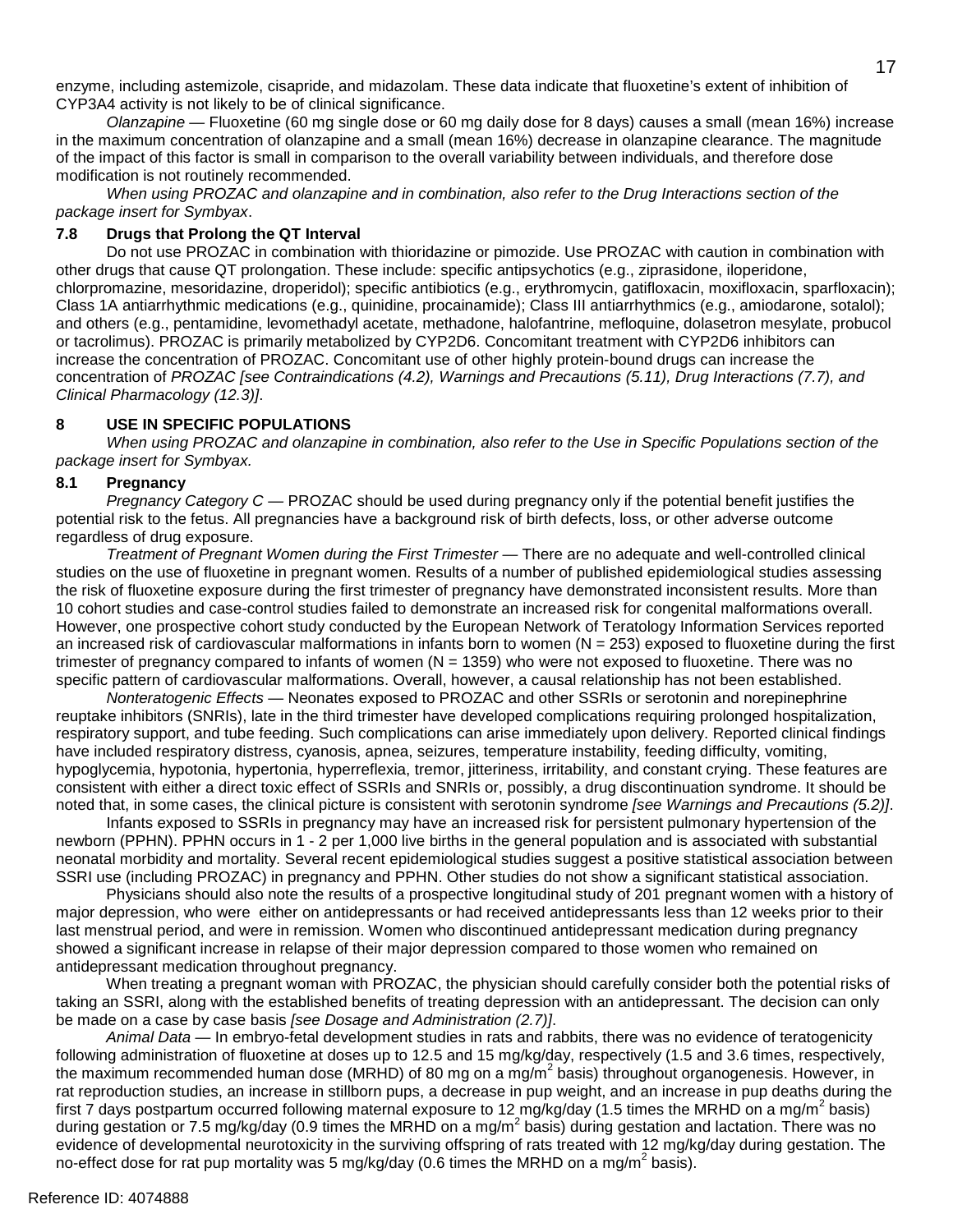enzyme, including astemizole, cisapride, and midazolam. These data indicate that fluoxetine's extent of inhibition of CYP3A4 activity is not likely to be of clinical significance.

*Olanzapine* — Fluoxetine (60 mg single dose or 60 mg daily dose for 8 days) causes a small (mean 16%) increase in the maximum concentration of olanzapine and a small (mean 16%) decrease in olanzapine clearance. The magnitude of the impact of this factor is small in comparison to the overall variability between individuals, and therefore dose modification is not routinely recommended.

*When using PROZAC and olanzapine and in combination, also refer to the Drug Interactions section of the package insert for Symbyax*.

### 7.8 Drugs that Prolong the QT Interval

Do not use PROZAC in combination with thioridazine or pimozide. Use PROZAC with caution in combination with other drugs that cause QT prolongation. These include: specific antipsychotics (e.g., ziprasidone, iloperidone, chlorpromazine, mesoridazine, droperidol); specific antibiotics (e.g., erythromycin, gatifloxacin, moxifloxacin, sparfloxacin); Class 1A antiarrhythmic medications (e.g., quinidine, procainamide); Class III antiarrhythmics (e.g., amiodarone, sotalol); and others (e.g., pentamidine, levomethadyl acetate, methadone, halofantrine, mefloquine, dolasetron mesylate, probucol or tacrolimus). PROZAC is primarily metabolized by CYP2D6. Concomitant treatment with CYP2D6 inhibitors can increase the concentration of PROZAC. Concomitant use of other highly protein-bound drugs can increase the concentration of *PROZAC [see Contraindications (4.2), Warnings and Precautions (5.11), Drug Interactions (7.7), and Clinical Pharmacology (12.3)]*.

## 8 USE IN SPECIFIC POPULATIONS

*When using PROZAC and olanzapine in combination, also refer to the Use in Specific Populations section of the package insert for Symbyax.*

### 8.1 Pregnancy

*Pregnancy Category C* — PROZAC should be used during pregnancy only if the potential benefit justifies the potential risk to the fetus. All pregnancies have a background risk of birth defects, loss, or other adverse outcome regardless of drug exposure.

*Treatment of Pregnant Women during the First Trimester* — There are no adequate and well-controlled clinical studies on the use of fluoxetine in pregnant women. Results of a number of published epidemiological studies assessing the risk of fluoxetine exposure during the first trimester of pregnancy have demonstrated inconsistent results. More than 10 cohort studies and case-control studies failed to demonstrate an increased risk for congenital malformations overall. However, one prospective cohort study conducted by the European Network of Teratology Information Services reported an increased risk of cardiovascular malformations in infants born to women (N = 253) exposed to fluoxetine during the first trimester of pregnancy compared to infants of women (N = 1359) who were not exposed to fluoxetine. There was no specific pattern of cardiovascular malformations. Overall, however, a causal relationship has not been established.

*Nonteratogenic Effects* — Neonates exposed to PROZAC and other SSRIs or serotonin and norepinephrine reuptake inhibitors (SNRIs), late in the third trimester have developed complications requiring prolonged hospitalization, respiratory support, and tube feeding. Such complications can arise immediately upon delivery. Reported clinical findings have included respiratory distress, cyanosis, apnea, seizures, temperature instability, feeding difficulty, vomiting, hypoglycemia, hypotonia, hypertonia, hyperreflexia, tremor, jitteriness, irritability, and constant crying. These features are consistent with either a direct toxic effect of SSRIs and SNRIs or, possibly, a drug discontinuation syndrome. It should be noted that, in some cases, the clinical picture is consistent with serotonin syndrome *[see Warnings and Precautions (5.2)]*.

Infants exposed to SSRIs in pregnancy may have an increased risk for persistent pulmonary hypertension of the newborn (PPHN). PPHN occurs in 1 - 2 per 1,000 live births in the general population and is associated with substantial neonatal morbidity and mortality. Several recent epidemiological studies suggest a positive statistical association between SSRI use (including PROZAC) in pregnancy and PPHN. Other studies do not show a significant statistical association.

Physicians should also note the results of a prospective longitudinal study of 201 pregnant women with a history of major depression, who were either on antidepressants or had received antidepressants less than 12 weeks prior to their last menstrual period, and were in remission. Women who discontinued antidepressant medication during pregnancy showed a significant increase in relapse of their major depression compared to those women who remained on antidepressant medication throughout pregnancy.

When treating a pregnant woman with PROZAC, the physician should carefully consider both the potential risks of taking an SSRI, along with the established benefits of treating depression with an antidepressant. The decision can only be made on a case by case basis *[see Dosage and Administration (2.7)]*.

*Animal Data* — In embryo-fetal development studies in rats and rabbits, there was no evidence of teratogenicity following administration of fluoxetine at doses up to 12.5 and 15 mg/kg/day, respectively (1.5 and 3.6 times, respectively, the maximum recommended human dose (MRHD) of 80 mg on a $mg/m^2$ basis) throughout organogenesis. However, in rat reproduction studies, an increase in stillborn pups, a decrease in pup weight, and an increase in pup deaths during the first 7 days postpartum occurred following maternal exposure to 12 mg/kg/day (1.5 times the MRHD on a $mg/m^2$ basis) during gestation or 7.5 mg/kg/day (0.9 times the MRHD on a $mg/m^2$ basis) during gestation and lactation. There was no evidence of developmental neurotoxicity in the surviving offspring of rats treated with 12 mg/kg/day during gestation. The no-effect dose for rat pup mortality was 5 mg/kg/day (0.6 times the MRHD on a $mg/m^2$ basis).

Reference ID: 4074888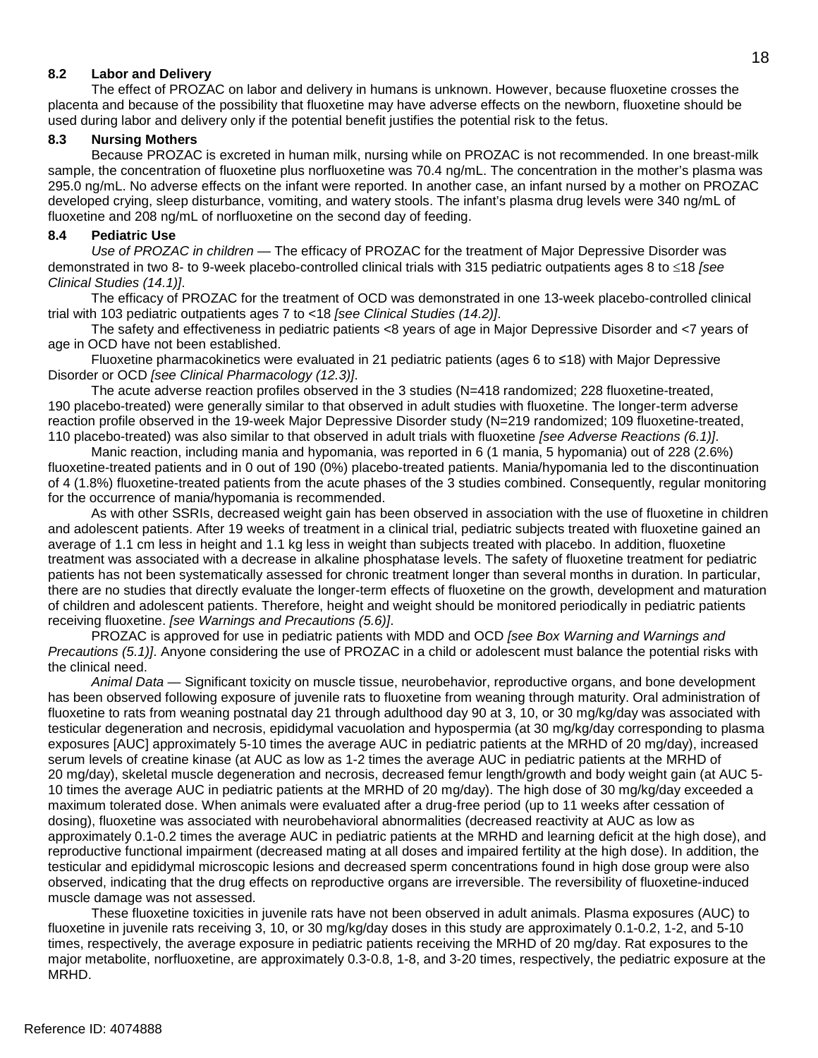### 8.2 Labor and Delivery

The effect of PROZAC on labor and delivery in humans is unknown. However, because fluoxetine crosses the placenta and because of the possibility that fluoxetine may have adverse effects on the newborn, fluoxetine should be used during labor and delivery only if the potential benefit justifies the potential risk to the fetus.

### 8.3 Nursing Mothers

Because PROZAC is excreted in human milk, nursing while on PROZAC is not recommended. In one breast-milk sample, the concentration of fluoxetine plus norfluoxetine was 70.4 ng/mL. The concentration in the mother's plasma was 295.0 ng/mL. No adverse effects on the infant were reported. In another case, an infant nursed by a mother on PROZAC developed crying, sleep disturbance, vomiting, and watery stools. The infant's plasma drug levels were 340 ng/mL of fluoxetine and 208 ng/mL of norfluoxetine on the second day of feeding.

### 8.4 Pediatric Use

*Use of PROZAC in children* — The efficacy of PROZAC for the treatment of Major Depressive Disorder was demonstrated in two 8- to 9-week placebo-controlled clinical trials with 315 pediatric outpatients ages 8 to ≤18 *[see Clinical Studies (14.1)]*.

The efficacy of PROZAC for the treatment of OCD was demonstrated in one 13-week placebo-controlled clinical trial with 103 pediatric outpatients ages 7 to <18 *[see Clinical Studies (14.2)]*.

The safety and effectiveness in pediatric patients <8 years of age in Major Depressive Disorder and <7 years of age in OCD have not been established.

Fluoxetine pharmacokinetics were evaluated in 21 pediatric patients (ages 6 to ≤18) with Major Depressive Disorder or OCD *[see Clinical Pharmacology (12.3)]*.

The acute adverse reaction profiles observed in the 3 studies (N=418 randomized; 228 fluoxetine-treated, 190 placebo-treated) were generally similar to that observed in adult studies with fluoxetine. The longer-term adverse reaction profile observed in the 19-week Major Depressive Disorder study (N=219 randomized; 109 fluoxetine-treated, 110 placebo-treated) was also similar to that observed in adult trials with fluoxetine *[see Adverse Reactions (6.1)]*.

Manic reaction, including mania and hypomania, was reported in 6 (1 mania, 5 hypomania) out of 228 (2.6%) fluoxetine-treated patients and in 0 out of 190 (0%) placebo-treated patients. Mania/hypomania led to the discontinuation of 4 (1.8%) fluoxetine-treated patients from the acute phases of the 3 studies combined. Consequently, regular monitoring for the occurrence of mania/hypomania is recommended.

As with other SSRIs, decreased weight gain has been observed in association with the use of fluoxetine in children and adolescent patients. After 19 weeks of treatment in a clinical trial, pediatric subjects treated with fluoxetine gained an average of 1.1 cm less in height and 1.1 kg less in weight than subjects treated with placebo. In addition, fluoxetine treatment was associated with a decrease in alkaline phosphatase levels. The safety of fluoxetine treatment for pediatric patients has not been systematically assessed for chronic treatment longer than several months in duration. In particular, there are no studies that directly evaluate the longer-term effects of fluoxetine on the growth, development and maturation of children and adolescent patients. Therefore, height and weight should be monitored periodically in pediatric patients receiving fluoxetine. *[see Warnings and Precautions (5.6)]*.

PROZAC is approved for use in pediatric patients with MDD and OCD *[see Box Warning and Warnings and Precautions (5.1)]*. Anyone considering the use of PROZAC in a child or adolescent must balance the potential risks with the clinical need.

*Animal Data* — Significant toxicity on muscle tissue, neurobehavior, reproductive organs, and bone development has been observed following exposure of juvenile rats to fluoxetine from weaning through maturity. Oral administration of fluoxetine to rats from weaning postnatal day 21 through adulthood day 90 at 3, 10, or 30 mg/kg/day was associated with testicular degeneration and necrosis, epididymal vacuolation and hypospermia (at 30 mg/kg/day corresponding to plasma exposures [AUC] approximately 5-10 times the average AUC in pediatric patients at the MRHD of 20 mg/day), increased serum levels of creatine kinase (at AUC as low as 1-2 times the average AUC in pediatric patients at the MRHD of 20 mg/day), skeletal muscle degeneration and necrosis, decreased femur length/growth and body weight gain (at AUC 5-10 times the average AUC in pediatric patients at the MRHD of 20 mg/day). The high dose of 30 mg/kg/day exceeded a maximum tolerated dose. When animals were evaluated after a drug-free period (up to 11 weeks after cessation of dosing), fluoxetine was associated with neurobehavioral abnormalities (decreased reactivity at AUC as low as approximately 0.1-0.2 times the average AUC in pediatric patients at the MRHD and learning deficit at the high dose), and reproductive functional impairment (decreased mating at all doses and impaired fertility at the high dose). In addition, the testicular and epididymal microscopic lesions and decreased sperm concentrations found in high dose group were also observed, indicating that the drug effects on reproductive organs are irreversible. The reversibility of fluoxetine-induced muscle damage was not assessed.

These fluoxetine toxicities in juvenile rats have not been observed in adult animals. Plasma exposures (AUC) to fluoxetine in juvenile rats receiving 3, 10, or 30 mg/kg/day doses in this study are approximately 0.1-0.2, 1-2, and 5-10 times, respectively, the average exposure in pediatric patients receiving the MRHD of 20 mg/day. Rat exposures to the major metabolite, norfluoxetine, are approximately 0.3-0.8, 1-8, and 3-20 times, respectively, the pediatric exposure at the MRHD.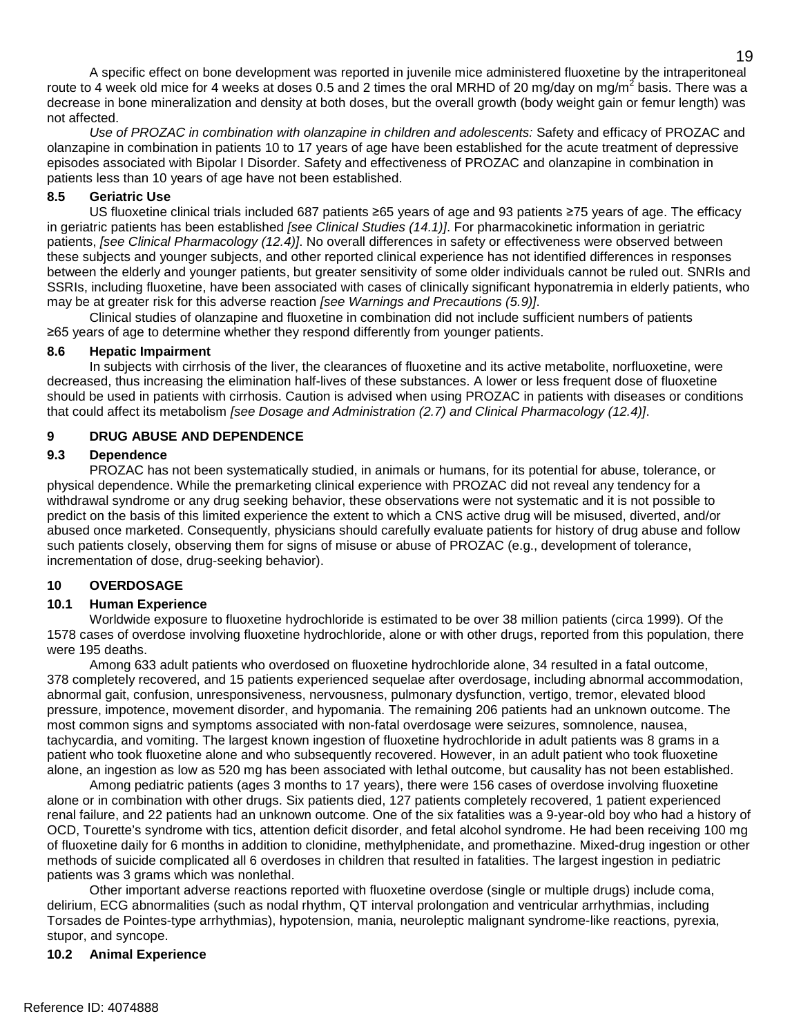A specific effect on bone development was reported in juvenile mice administered fluoxetine by the intraperitoneal route to 4 week old mice for 4 weeks at doses 0.5 and 2 times the oral MRHD of 20 mg/day on mg/$m^2$ basis. There was a decrease in bone mineralization and density at both doses, but the overall growth (body weight gain or femur length) was not affected.

*Use of PROZAC in combination with olanzapine in children and adolescents:* Safety and efficacy of PROZAC and olanzapine in combination in patients 10 to 17 years of age have been established for the acute treatment of depressive episodes associated with Bipolar I Disorder. Safety and effectiveness of PROZAC and olanzapine in combination in patients less than 10 years of age have not been established.

### 8.5 Geriatric Use

US fluoxetine clinical trials included 687 patients ≥65 years of age and 93 patients ≥75 years of age. The efficacy in geriatric patients has been established *[see Clinical Studies (14.1)]*. For pharmacokinetic information in geriatric patients, *[see Clinical Pharmacology (12.4)]*. No overall differences in safety or effectiveness were observed between these subjects and younger subjects, and other reported clinical experience has not identified differences in responses between the elderly and younger patients, but greater sensitivity of some older individuals cannot be ruled out. SNRIs and SSRIs, including fluoxetine, have been associated with cases of clinically significant hyponatremia in elderly patients, who may be at greater risk for this adverse reaction *[see Warnings and Precautions (5.9)]*.

Clinical studies of olanzapine and fluoxetine in combination did not include sufficient numbers of patients ≥65 years of age to determine whether they respond differently from younger patients.

### 8.6 Hepatic Impairment

In subjects with cirrhosis of the liver, the clearances of fluoxetine and its active metabolite, norfluoxetine, were decreased, thus increasing the elimination half-lives of these substances. A lower or less frequent dose of fluoxetine should be used in patients with cirrhosis. Caution is advised when using PROZAC in patients with diseases or conditions that could affect its metabolism *[see Dosage and Administration (2.7) and Clinical Pharmacology (12.4)]*.

## 9 DRUG ABUSE AND DEPENDENCE

### 9.3 Dependence

PROZAC has not been systematically studied, in animals or humans, for its potential for abuse, tolerance, or physical dependence. While the premarketing clinical experience with PROZAC did not reveal any tendency for a withdrawal syndrome or any drug seeking behavior, these observations were not systematic and it is not possible to predict on the basis of this limited experience the extent to which a CNS active drug will be misused, diverted, and/or abused once marketed. Consequently, physicians should carefully evaluate patients for history of drug abuse and follow such patients closely, observing them for signs of misuse or abuse of PROZAC (e.g., development of tolerance, incrementation of dose, drug-seeking behavior).

## 10 OVERDOSAGE

### 10.1 Human Experience

Worldwide exposure to fluoxetine hydrochloride is estimated to be over 38 million patients (circa 1999). Of the 1578 cases of overdose involving fluoxetine hydrochloride, alone or with other drugs, reported from this population, there were 195 deaths.

Among 633 adult patients who overdosed on fluoxetine hydrochloride alone, 34 resulted in a fatal outcome, 378 completely recovered, and 15 patients experienced sequelae after overdosage, including abnormal accommodation, abnormal gait, confusion, unresponsiveness, nervousness, pulmonary dysfunction, vertigo, tremor, elevated blood pressure, impotence, movement disorder, and hypomania. The remaining 206 patients had an unknown outcome. The most common signs and symptoms associated with non-fatal overdosage were seizures, somnolence, nausea, tachycardia, and vomiting. The largest known ingestion of fluoxetine hydrochloride in adult patients was 8 grams in a patient who took fluoxetine alone and who subsequently recovered. However, in an adult patient who took fluoxetine alone, an ingestion as low as 520 mg has been associated with lethal outcome, but causality has not been established.

Among pediatric patients (ages 3 months to 17 years), there were 156 cases of overdose involving fluoxetine alone or in combination with other drugs. Six patients died, 127 patients completely recovered, 1 patient experienced renal failure, and 22 patients had an unknown outcome. One of the six fatalities was a 9-year-old boy who had a history of OCD, Tourette's syndrome with tics, attention deficit disorder, and fetal alcohol syndrome. He had been receiving 100 mg of fluoxetine daily for 6 months in addition to clonidine, methylphenidate, and promethazine. Mixed-drug ingestion or other methods of suicide complicated all 6 overdoses in children that resulted in fatalities. The largest ingestion in pediatric patients was 3 grams which was nonlethal.

Other important adverse reactions reported with fluoxetine overdose (single or multiple drugs) include coma, delirium, ECG abnormalities (such as nodal rhythm, QT interval prolongation and ventricular arrhythmias, including Torsades de Pointes-type arrhythmias), hypotension, mania, neuroleptic malignant syndrome-like reactions, pyrexia, stupor, and syncope.

### 10.2 Animal Experience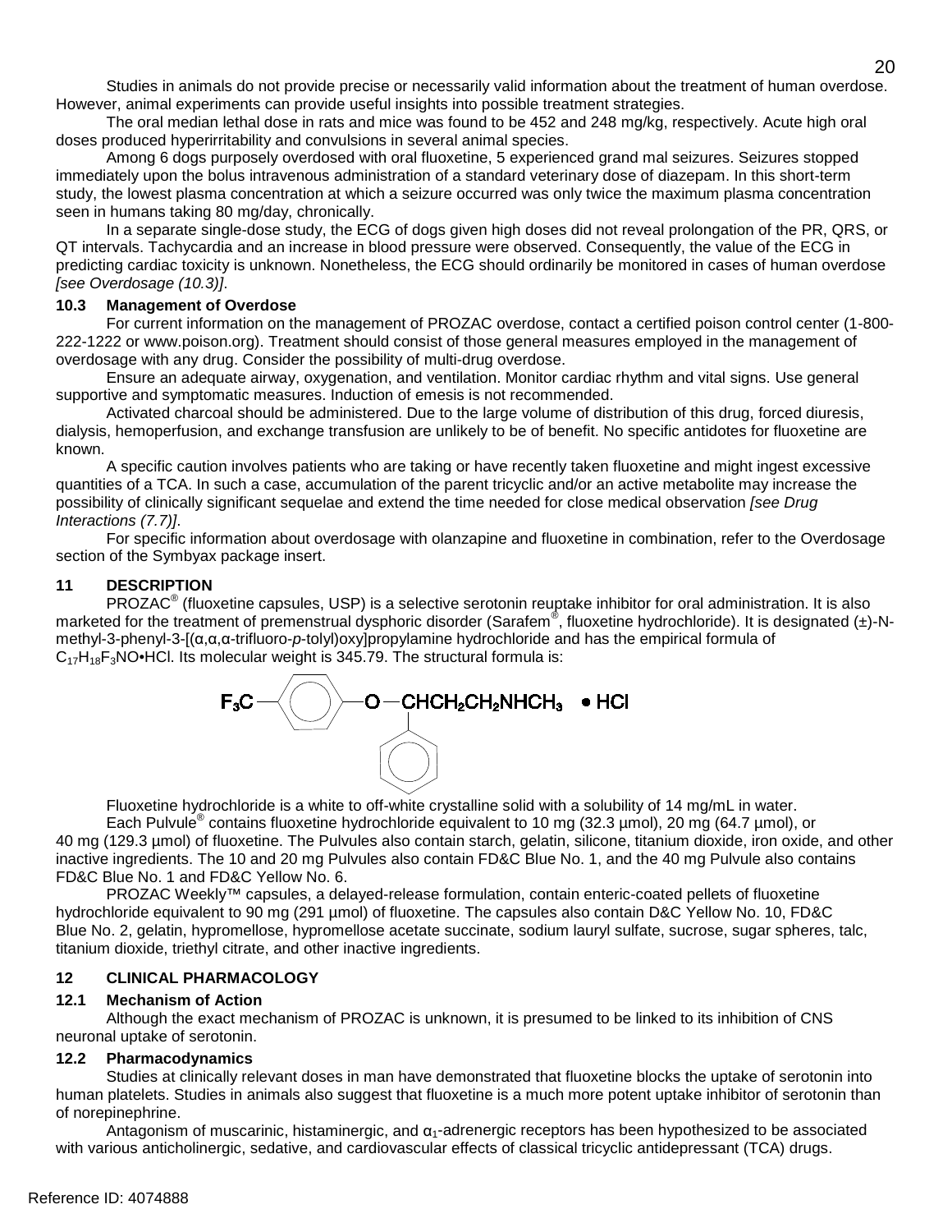Studies in animals do not provide precise or necessarily valid information about the treatment of human overdose. However, animal experiments can provide useful insights into possible treatment strategies.

The oral median lethal dose in rats and mice was found to be 452 and 248 mg/kg, respectively. Acute high oral doses produced hyperirritability and convulsions in several animal species.

Among 6 dogs purposely overdosed with oral fluoxetine, 5 experienced grand mal seizures. Seizures stopped immediately upon the bolus intravenous administration of a standard veterinary dose of diazepam. In this short-term study, the lowest plasma concentration at which a seizure occurred was only twice the maximum plasma concentration seen in humans taking 80 mg/day, chronically.

In a separate single-dose study, the ECG of dogs given high doses did not reveal prolongation of the PR, QRS, or QT intervals. Tachycardia and an increase in blood pressure were observed. Consequently, the value of the ECG in predicting cardiac toxicity is unknown. Nonetheless, the ECG should ordinarily be monitored in cases of human overdose *[see Overdosage (10.3)]*.

### 10.3 Management of Overdose

For current information on the management of PROZAC overdose, contact a certified poison control center (1-800-222-1222 or www.poison.org). Treatment should consist of those general measures employed in the management of overdosage with any drug. Consider the possibility of multi-drug overdose.

Ensure an adequate airway, oxygenation, and ventilation. Monitor cardiac rhythm and vital signs. Use general supportive and symptomatic measures. Induction of emesis is not recommended.

Activated charcoal should be administered. Due to the large volume of distribution of this drug, forced diuresis, dialysis, hemoperfusion, and exchange transfusion are unlikely to be of benefit. No specific antidotes for fluoxetine are known.

A specific caution involves patients who are taking or have recently taken fluoxetine and might ingest excessive quantities of a TCA. In such a case, accumulation of the parent tricyclic and/or an active metabolite may increase the possibility of clinically significant sequelae and extend the time needed for close medical observation *[see Drug Interactions (7.7)]*.

For specific information about overdosage with olanzapine and fluoxetine in combination, refer to the Overdosage section of the Symbyax package insert.

## 11 DESCRIPTION

PROZAC® (fluoxetine capsules, USP) is a selective serotonin reuptake inhibitor for oral administration. It is also marketed for the treatment of premenstrual dysphoric disorder (Sarafem®, fluoxetine hydrochloride). It is designated (±)-N-methyl-3-phenyl-3-[(α,α,α-trifluoro-*p*-tolyl)oxy]propylamine hydrochloride and has the empirical formula of $C_{17}H_{18}F_3NO$•HCl. Its molecular weight is 345.79. The structural formula is:

$F_3C$–(benzene ring)–O–CHCH$_2$CH$_2$NHCH$_3$ • HCl (with a phenyl ring attached to the CH carbon)

Fluoxetine hydrochloride is a white to off-white crystalline solid with a solubility of 14 mg/mL in water.

Each Pulvule® contains fluoxetine hydrochloride equivalent to 10 mg (32.3 µmol), 20 mg (64.7 µmol), or 40 mg (129.3 µmol) of fluoxetine. The Pulvules also contain starch, gelatin, silicone, titanium dioxide, iron oxide, and other inactive ingredients. The 10 and 20 mg Pulvules also contain FD&C Blue No. 1, and the 40 mg Pulvule also contains FD&C Blue No. 1 and FD&C Yellow No. 6.

PROZAC Weekly™ capsules, a delayed-release formulation, contain enteric-coated pellets of fluoxetine hydrochloride equivalent to 90 mg (291 µmol) of fluoxetine. The capsules also contain D&C Yellow No. 10, FD&C Blue No. 2, gelatin, hypromellose, hypromellose acetate succinate, sodium lauryl sulfate, sucrose, sugar spheres, talc, titanium dioxide, triethyl citrate, and other inactive ingredients.

## 12 CLINICAL PHARMACOLOGY

### 12.1 Mechanism of Action

Although the exact mechanism of PROZAC is unknown, it is presumed to be linked to its inhibition of CNS neuronal uptake of serotonin.

### 12.2 Pharmacodynamics

Studies at clinically relevant doses in man have demonstrated that fluoxetine blocks the uptake of serotonin into human platelets. Studies in animals also suggest that fluoxetine is a much more potent uptake inhibitor of serotonin than of norepinephrine.

Antagonism of muscarinic, histaminergic, and $\alpha_1$-adrenergic receptors has been hypothesized to be associated with various anticholinergic, sedative, and cardiovascular effects of classical tricyclic antidepressant (TCA) drugs.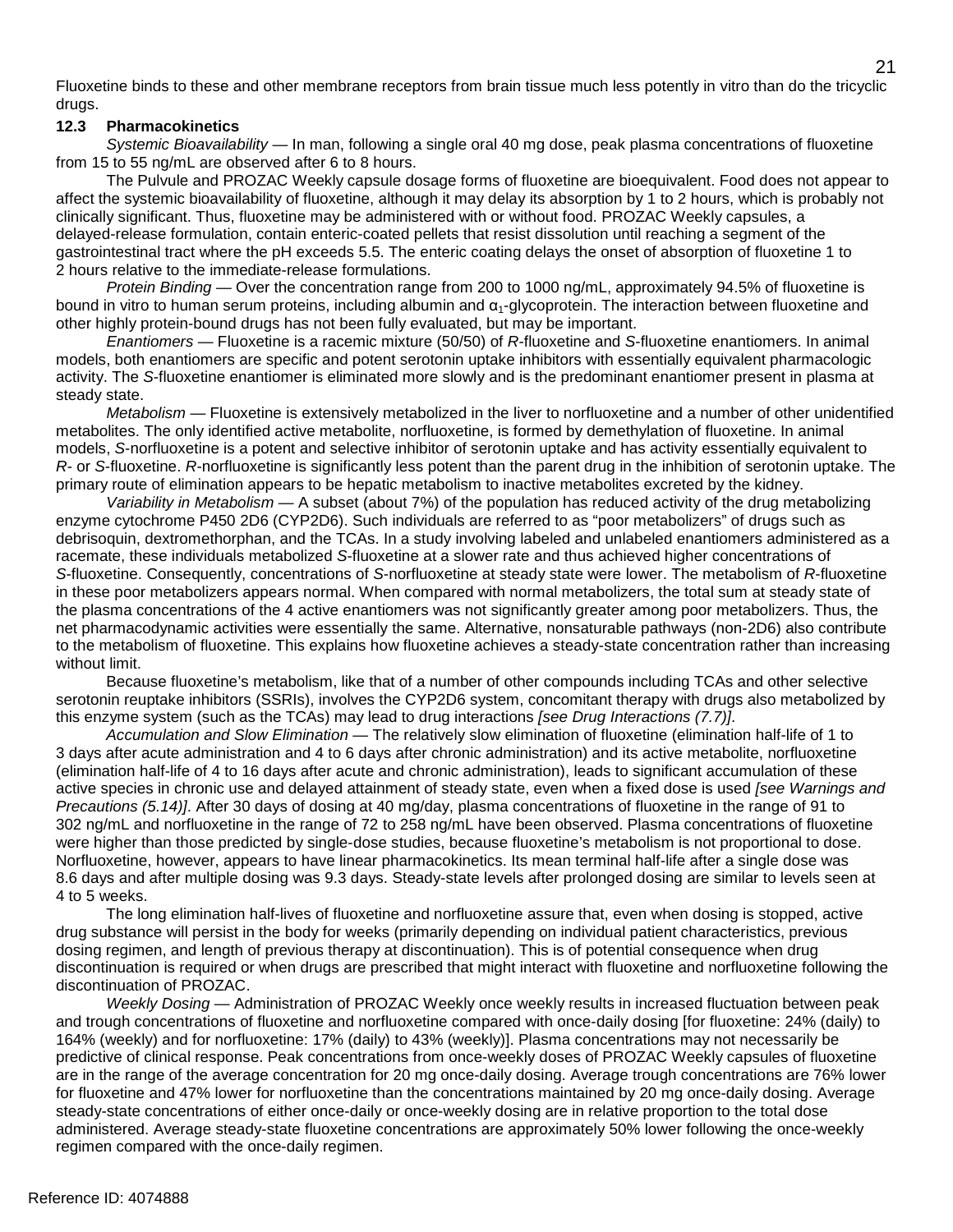Fluoxetine binds to these and other membrane receptors from brain tissue much less potently in vitro than do the tricyclic drugs.

### 12.3 Pharmacokinetics

*Systemic Bioavailability* — In man, following a single oral 40 mg dose, peak plasma concentrations of fluoxetine from 15 to 55 ng/mL are observed after 6 to 8 hours.

The Pulvule and PROZAC Weekly capsule dosage forms of fluoxetine are bioequivalent. Food does not appear to affect the systemic bioavailability of fluoxetine, although it may delay its absorption by 1 to 2 hours, which is probably not clinically significant. Thus, fluoxetine may be administered with or without food. PROZAC Weekly capsules, a delayed-release formulation, contain enteric-coated pellets that resist dissolution until reaching a segment of the gastrointestinal tract where the pH exceeds 5.5. The enteric coating delays the onset of absorption of fluoxetine 1 to 2 hours relative to the immediate-release formulations.

*Protein Binding* — Over the concentration range from 200 to 1000 ng/mL, approximately 94.5% of fluoxetine is bound in vitro to human serum proteins, including albumin and $\alpha_1$-glycoprotein. The interaction between fluoxetine and other highly protein-bound drugs has not been fully evaluated, but may be important.

*Enantiomers* — Fluoxetine is a racemic mixture (50/50) of *R*-fluoxetine and *S*-fluoxetine enantiomers. In animal models, both enantiomers are specific and potent serotonin uptake inhibitors with essentially equivalent pharmacologic activity. The *S*-fluoxetine enantiomer is eliminated more slowly and is the predominant enantiomer present in plasma at steady state.

*Metabolism* — Fluoxetine is extensively metabolized in the liver to norfluoxetine and a number of other unidentified metabolites. The only identified active metabolite, norfluoxetine, is formed by demethylation of fluoxetine. In animal models, *S*-norfluoxetine is a potent and selective inhibitor of serotonin uptake and has activity essentially equivalent to *R*- or *S*-fluoxetine. *R*-norfluoxetine is significantly less potent than the parent drug in the inhibition of serotonin uptake. The primary route of elimination appears to be hepatic metabolism to inactive metabolites excreted by the kidney.

*Variability in Metabolism* — A subset (about 7%) of the population has reduced activity of the drug metabolizing enzyme cytochrome P450 2D6 (CYP2D6). Such individuals are referred to as "poor metabolizers" of drugs such as debrisoquin, dextromethorphan, and the TCAs. In a study involving labeled and unlabeled enantiomers administered as a racemate, these individuals metabolized *S*-fluoxetine at a slower rate and thus achieved higher concentrations of *S*-fluoxetine. Consequently, concentrations of *S*-norfluoxetine at steady state were lower. The metabolism of *R*-fluoxetine in these poor metabolizers appears normal. When compared with normal metabolizers, the total sum at steady state of the plasma concentrations of the 4 active enantiomers was not significantly greater among poor metabolizers. Thus, the net pharmacodynamic activities were essentially the same. Alternative, nonsaturable pathways (non-2D6) also contribute to the metabolism of fluoxetine. This explains how fluoxetine achieves a steady-state concentration rather than increasing without limit.

Because fluoxetine's metabolism, like that of a number of other compounds including TCAs and other selective serotonin reuptake inhibitors (SSRIs), involves the CYP2D6 system, concomitant therapy with drugs also metabolized by this enzyme system (such as the TCAs) may lead to drug interactions *[see Drug Interactions (7.7)]*.

*Accumulation and Slow Elimination* — The relatively slow elimination of fluoxetine (elimination half-life of 1 to 3 days after acute administration and 4 to 6 days after chronic administration) and its active metabolite, norfluoxetine (elimination half-life of 4 to 16 days after acute and chronic administration), leads to significant accumulation of these active species in chronic use and delayed attainment of steady state, even when a fixed dose is used *[see Warnings and Precautions (5.14)]*. After 30 days of dosing at 40 mg/day, plasma concentrations of fluoxetine in the range of 91 to 302 ng/mL and norfluoxetine in the range of 72 to 258 ng/mL have been observed. Plasma concentrations of fluoxetine were higher than those predicted by single-dose studies, because fluoxetine's metabolism is not proportional to dose. Norfluoxetine, however, appears to have linear pharmacokinetics. Its mean terminal half-life after a single dose was 8.6 days and after multiple dosing was 9.3 days. Steady-state levels after prolonged dosing are similar to levels seen at 4 to 5 weeks.

The long elimination half-lives of fluoxetine and norfluoxetine assure that, even when dosing is stopped, active drug substance will persist in the body for weeks (primarily depending on individual patient characteristics, previous dosing regimen, and length of previous therapy at discontinuation). This is of potential consequence when drug discontinuation is required or when drugs are prescribed that might interact with fluoxetine and norfluoxetine following the discontinuation of PROZAC.

*Weekly Dosing* — Administration of PROZAC Weekly once weekly results in increased fluctuation between peak and trough concentrations of fluoxetine and norfluoxetine compared with once-daily dosing [for fluoxetine: 24% (daily) to 164% (weekly) and for norfluoxetine: 17% (daily) to 43% (weekly)]. Plasma concentrations may not necessarily be predictive of clinical response. Peak concentrations from once-weekly doses of PROZAC Weekly capsules of fluoxetine are in the range of the average concentration for 20 mg once-daily dosing. Average trough concentrations are 76% lower for fluoxetine and 47% lower for norfluoxetine than the concentrations maintained by 20 mg once-daily dosing. Average steady-state concentrations of either once-daily or once-weekly dosing are in relative proportion to the total dose administered. Average steady-state fluoxetine concentrations are approximately 50% lower following the once-weekly regimen compared with the once-daily regimen.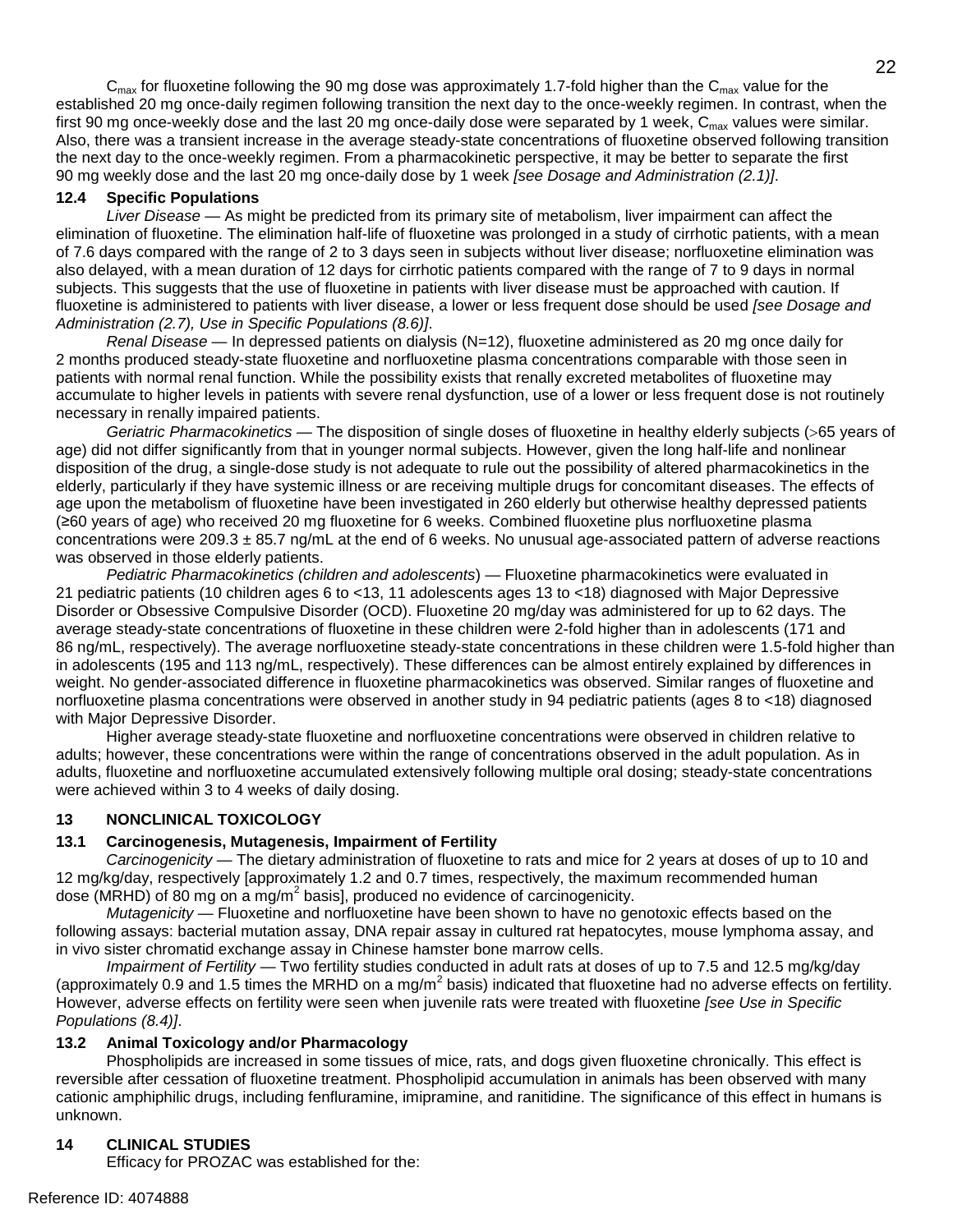$C_{max}$ for fluoxetine following the 90 mg dose was approximately 1.7-fold higher than the $C_{max}$ value for the established 20 mg once-daily regimen following transition the next day to the once-weekly regimen. In contrast, when the first 90 mg once-weekly dose and the last 20 mg once-daily dose were separated by 1 week, $C_{max}$ values were similar. Also, there was a transient increase in the average steady-state concentrations of fluoxetine observed following transition the next day to the once-weekly regimen. From a pharmacokinetic perspective, it may be better to separate the first 90 mg weekly dose and the last 20 mg once-daily dose by 1 week *[see Dosage and Administration (2.1)]*.

### 12.4 Specific Populations

*Liver Disease* — As might be predicted from its primary site of metabolism, liver impairment can affect the elimination of fluoxetine. The elimination half-life of fluoxetine was prolonged in a study of cirrhotic patients, with a mean of 7.6 days compared with the range of 2 to 3 days seen in subjects without liver disease; norfluoxetine elimination was also delayed, with a mean duration of 12 days for cirrhotic patients compared with the range of 7 to 9 days in normal subjects. This suggests that the use of fluoxetine in patients with liver disease must be approached with caution. If fluoxetine is administered to patients with liver disease, a lower or less frequent dose should be used *[see Dosage and Administration (2.7), Use in Specific Populations (8.6)]*.

*Renal Disease* — In depressed patients on dialysis (N=12), fluoxetine administered as 20 mg once daily for 2 months produced steady-state fluoxetine and norfluoxetine plasma concentrations comparable with those seen in patients with normal renal function. While the possibility exists that renally excreted metabolites of fluoxetine may accumulate to higher levels in patients with severe renal dysfunction, use of a lower or less frequent dose is not routinely necessary in renally impaired patients.

*Geriatric Pharmacokinetics* — The disposition of single doses of fluoxetine in healthy elderly subjects (>65 years of age) did not differ significantly from that in younger normal subjects. However, given the long half-life and nonlinear disposition of the drug, a single-dose study is not adequate to rule out the possibility of altered pharmacokinetics in the elderly, particularly if they have systemic illness or are receiving multiple drugs for concomitant diseases. The effects of age upon the metabolism of fluoxetine have been investigated in 260 elderly but otherwise healthy depressed patients (≥60 years of age) who received 20 mg fluoxetine for 6 weeks. Combined fluoxetine plus norfluoxetine plasma concentrations were 209.3 ± 85.7 ng/mL at the end of 6 weeks. No unusual age-associated pattern of adverse reactions was observed in those elderly patients.

*Pediatric Pharmacokinetics (children and adolescents)* — Fluoxetine pharmacokinetics were evaluated in 21 pediatric patients (10 children ages 6 to <13, 11 adolescents ages 13 to <18) diagnosed with Major Depressive Disorder or Obsessive Compulsive Disorder (OCD). Fluoxetine 20 mg/day was administered for up to 62 days. The average steady-state concentrations of fluoxetine in these children were 2-fold higher than in adolescents (171 and 86 ng/mL, respectively). The average norfluoxetine steady-state concentrations in these children were 1.5-fold higher than in adolescents (195 and 113 ng/mL, respectively). These differences can be almost entirely explained by differences in weight. No gender-associated difference in fluoxetine pharmacokinetics was observed. Similar ranges of fluoxetine and norfluoxetine plasma concentrations were observed in another study in 94 pediatric patients (ages 8 to <18) diagnosed with Major Depressive Disorder.

Higher average steady-state fluoxetine and norfluoxetine concentrations were observed in children relative to adults; however, these concentrations were within the range of concentrations observed in the adult population. As in adults, fluoxetine and norfluoxetine accumulated extensively following multiple oral dosing; steady-state concentrations were achieved within 3 to 4 weeks of daily dosing.

## 13 NONCLINICAL TOXICOLOGY

### 13.1 Carcinogenesis, Mutagenesis, Impairment of Fertility

*Carcinogenicity* — The dietary administration of fluoxetine to rats and mice for 2 years at doses of up to 10 and 12 mg/kg/day, respectively [approximately 1.2 and 0.7 times, respectively, the maximum recommended human dose (MRHD) of 80 mg on a $mg/m^2$ basis], produced no evidence of carcinogenicity.

*Mutagenicity* — Fluoxetine and norfluoxetine have been shown to have no genotoxic effects based on the following assays: bacterial mutation assay, DNA repair assay in cultured rat hepatocytes, mouse lymphoma assay, and in vivo sister chromatid exchange assay in Chinese hamster bone marrow cells.

*Impairment of Fertility* — Two fertility studies conducted in adult rats at doses of up to 7.5 and 12.5 mg/kg/day (approximately 0.9 and 1.5 times the MRHD on a $mg/m^2$ basis) indicated that fluoxetine had no adverse effects on fertility. However, adverse effects on fertility were seen when juvenile rats were treated with fluoxetine *[see Use in Specific Populations (8.4)]*.

### 13.2 Animal Toxicology and/or Pharmacology

Phospholipids are increased in some tissues of mice, rats, and dogs given fluoxetine chronically. This effect is reversible after cessation of fluoxetine treatment. Phospholipid accumulation in animals has been observed with many cationic amphiphilic drugs, including fenfluramine, imipramine, and ranitidine. The significance of this effect in humans is unknown.

## 14 CLINICAL STUDIES

Efficacy for PROZAC was established for the: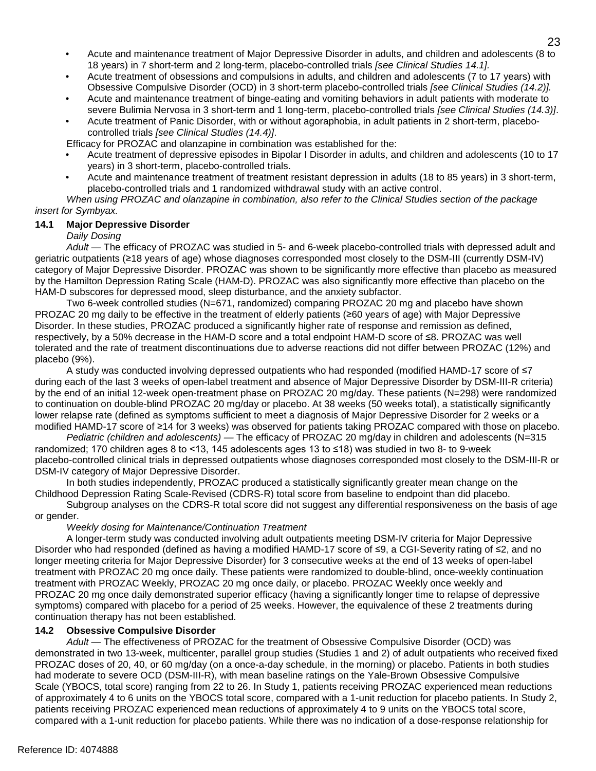- Acute and maintenance treatment of Major Depressive Disorder in adults, and children and adolescents (8 to 18 years) in 7 short-term and 2 long-term, placebo-controlled trials *[see Clinical Studies 14.1]*.
- Acute treatment of obsessions and compulsions in adults, and children and adolescents (7 to 17 years) with Obsessive Compulsive Disorder (OCD) in 3 short-term placebo-controlled trials *[see Clinical Studies (14.2)]*.
- Acute and maintenance treatment of binge-eating and vomiting behaviors in adult patients with moderate to severe Bulimia Nervosa in 3 short-term and 1 long-term, placebo-controlled trials *[see Clinical Studies (14.3)]*.
- Acute treatment of Panic Disorder, with or without agoraphobia, in adult patients in 2 short-term, placebo-controlled trials *[see Clinical Studies (14.4)]*.

Efficacy for PROZAC and olanzapine in combination was established for the:

- Acute treatment of depressive episodes in Bipolar I Disorder in adults, and children and adolescents (10 to 17 years) in 3 short-term, placebo-controlled trials.
- Acute and maintenance treatment of treatment resistant depression in adults (18 to 85 years) in 3 short-term, placebo-controlled trials and 1 randomized withdrawal study with an active control.

*When using PROZAC and olanzapine in combination, also refer to the Clinical Studies section of the package insert for Symbyax.*

### 14.1 Major Depressive Disorder

*Daily Dosing*

*Adult* — The efficacy of PROZAC was studied in 5- and 6-week placebo-controlled trials with depressed adult and geriatric outpatients (≥18 years of age) whose diagnoses corresponded most closely to the DSM-III (currently DSM-IV) category of Major Depressive Disorder. PROZAC was shown to be significantly more effective than placebo as measured by the Hamilton Depression Rating Scale (HAM-D). PROZAC was also significantly more effective than placebo on the HAM-D subscores for depressed mood, sleep disturbance, and the anxiety subfactor.

Two 6-week controlled studies (N=671, randomized) comparing PROZAC 20 mg and placebo have shown PROZAC 20 mg daily to be effective in the treatment of elderly patients (≥60 years of age) with Major Depressive Disorder. In these studies, PROZAC produced a significantly higher rate of response and remission as defined, respectively, by a 50% decrease in the HAM-D score and a total endpoint HAM-D score of ≤8. PROZAC was well tolerated and the rate of treatment discontinuations due to adverse reactions did not differ between PROZAC (12%) and placebo (9%).

A study was conducted involving depressed outpatients who had responded (modified HAMD-17 score of ≤7 during each of the last 3 weeks of open-label treatment and absence of Major Depressive Disorder by DSM-III-R criteria) by the end of an initial 12-week open-treatment phase on PROZAC 20 mg/day. These patients (N=298) were randomized to continuation on double-blind PROZAC 20 mg/day or placebo. At 38 weeks (50 weeks total), a statistically significantly lower relapse rate (defined as symptoms sufficient to meet a diagnosis of Major Depressive Disorder for 2 weeks or a modified HAMD-17 score of ≥14 for 3 weeks) was observed for patients taking PROZAC compared with those on placebo.

*Pediatric (children and adolescents)* — The efficacy of PROZAC 20 mg/day in children and adolescents (N=315 randomized; 170 children ages 8 to <13, 145 adolescents ages 13 to ≤18) was studied in two 8- to 9-week placebo-controlled clinical trials in depressed outpatients whose diagnoses corresponded most closely to the DSM-III-R or DSM-IV category of Major Depressive Disorder.

In both studies independently, PROZAC produced a statistically significantly greater mean change on the Childhood Depression Rating Scale-Revised (CDRS-R) total score from baseline to endpoint than did placebo.

Subgroup analyses on the CDRS-R total score did not suggest any differential responsiveness on the basis of age or gender.

*Weekly dosing for Maintenance/Continuation Treatment*

A longer-term study was conducted involving adult outpatients meeting DSM-IV criteria for Major Depressive Disorder who had responded (defined as having a modified HAMD-17 score of ≤9, a CGI-Severity rating of ≤2, and no longer meeting criteria for Major Depressive Disorder) for 3 consecutive weeks at the end of 13 weeks of open-label treatment with PROZAC 20 mg once daily. These patients were randomized to double-blind, once-weekly continuation treatment with PROZAC Weekly, PROZAC 20 mg once daily, or placebo. PROZAC Weekly once weekly and PROZAC 20 mg once daily demonstrated superior efficacy (having a significantly longer time to relapse of depressive symptoms) compared with placebo for a period of 25 weeks. However, the equivalence of these 2 treatments during continuation therapy has not been established.

### 14.2 Obsessive Compulsive Disorder

*Adult* — The effectiveness of PROZAC for the treatment of Obsessive Compulsive Disorder (OCD) was demonstrated in two 13-week, multicenter, parallel group studies (Studies 1 and 2) of adult outpatients who received fixed PROZAC doses of 20, 40, or 60 mg/day (on a once-a-day schedule, in the morning) or placebo. Patients in both studies had moderate to severe OCD (DSM-III-R), with mean baseline ratings on the Yale-Brown Obsessive Compulsive Scale (YBOCS, total score) ranging from 22 to 26. In Study 1, patients receiving PROZAC experienced mean reductions of approximately 4 to 6 units on the YBOCS total score, compared with a 1-unit reduction for placebo patients. In Study 2, patients receiving PROZAC experienced mean reductions of approximately 4 to 9 units on the YBOCS total score, compared with a 1-unit reduction for placebo patients. While there was no indication of a dose-response relationship for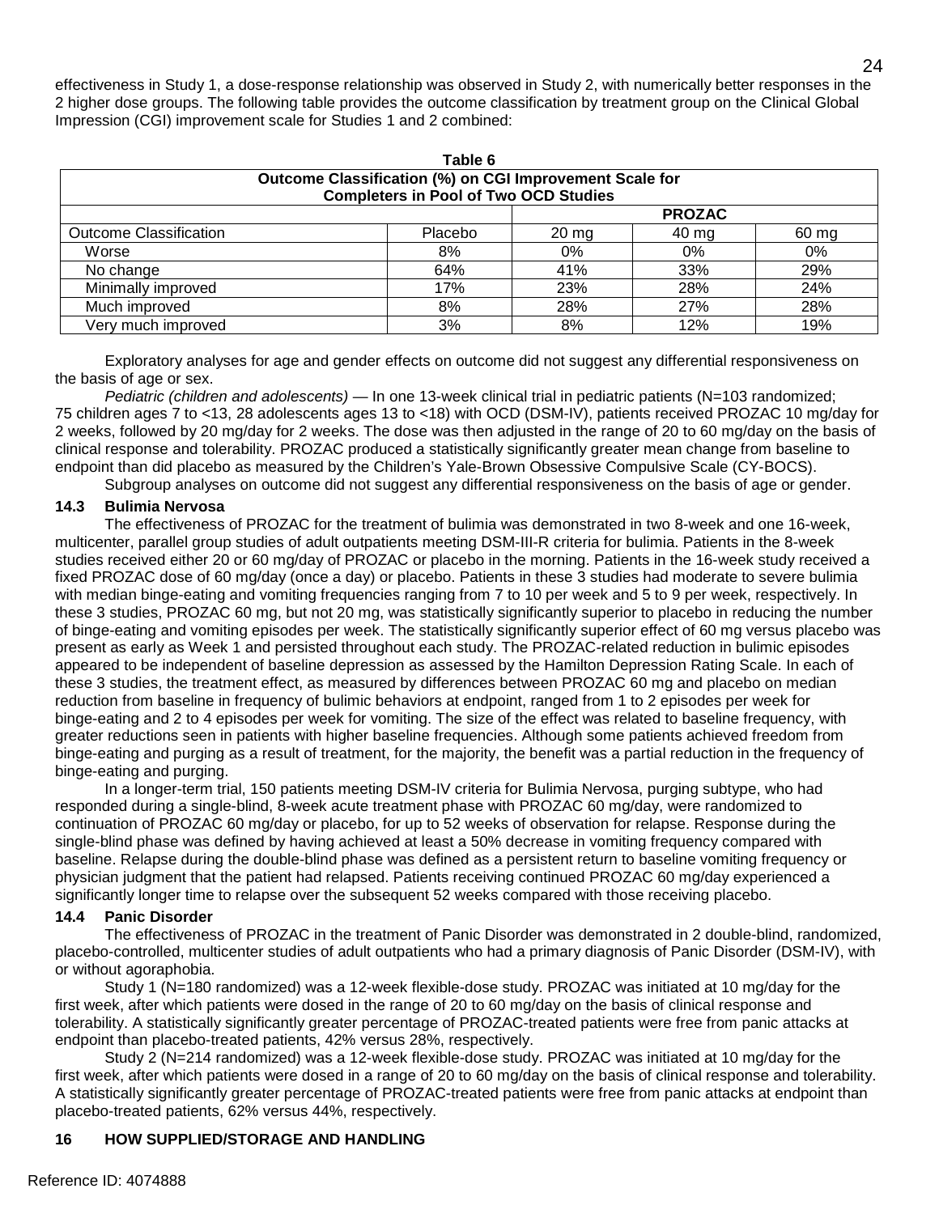effectiveness in Study 1, a dose-response relationship was observed in Study 2, with numerically better responses in the 2 higher dose groups. The following table provides the outcome classification by treatment group on the Clinical Global Impression (CGI) improvement scale for Studies 1 and 2 combined:

**Table 6**
**Outcome Classification (%) on CGI Improvement Scale for Completers in Pool of Two OCD Studies**

| | | PROZAC | | |
|---|---|---|---|---|
| Outcome Classification | Placebo | 20 mg | 40 mg | 60 mg |
| Worse | 8% | 0% | 0% | 0% |
| No change | 64% | 41% | 33% | 29% |
| Minimally improved | 17% | 23% | 28% | 24% |
| Much improved | 8% | 28% | 27% | 28% |
| Very much improved | 3% | 8% | 12% | 19% |

Exploratory analyses for age and gender effects on outcome did not suggest any differential responsiveness on the basis of age or sex.

*Pediatric (children and adolescents)* — In one 13-week clinical trial in pediatric patients (N=103 randomized; 75 children ages 7 to <13, 28 adolescents ages 13 to <18) with OCD (DSM-IV), patients received PROZAC 10 mg/day for 2 weeks, followed by 20 mg/day for 2 weeks. The dose was then adjusted in the range of 20 to 60 mg/day on the basis of clinical response and tolerability. PROZAC produced a statistically significantly greater mean change from baseline to endpoint than did placebo as measured by the Children's Yale-Brown Obsessive Compulsive Scale (CY-BOCS).

Subgroup analyses on outcome did not suggest any differential responsiveness on the basis of age or gender.

### 14.3 Bulimia Nervosa

The effectiveness of PROZAC for the treatment of bulimia was demonstrated in two 8-week and one 16-week, multicenter, parallel group studies of adult outpatients meeting DSM-III-R criteria for bulimia. Patients in the 8-week studies received either 20 or 60 mg/day of PROZAC or placebo in the morning. Patients in the 16-week study received a fixed PROZAC dose of 60 mg/day (once a day) or placebo. Patients in these 3 studies had moderate to severe bulimia with median binge-eating and vomiting frequencies ranging from 7 to 10 per week and 5 to 9 per week, respectively. In these 3 studies, PROZAC 60 mg, but not 20 mg, was statistically significantly superior to placebo in reducing the number of binge-eating and vomiting episodes per week. The statistically significantly superior effect of 60 mg versus placebo was present as early as Week 1 and persisted throughout each study. The PROZAC-related reduction in bulimic episodes appeared to be independent of baseline depression as assessed by the Hamilton Depression Rating Scale. In each of these 3 studies, the treatment effect, as measured by differences between PROZAC 60 mg and placebo on median reduction from baseline in frequency of bulimic behaviors at endpoint, ranged from 1 to 2 episodes per week for binge-eating and 2 to 4 episodes per week for vomiting. The size of the effect was related to baseline frequency, with greater reductions seen in patients with higher baseline frequencies. Although some patients achieved freedom from binge-eating and purging as a result of treatment, for the majority, the benefit was a partial reduction in the frequency of binge-eating and purging.

In a longer-term trial, 150 patients meeting DSM-IV criteria for Bulimia Nervosa, purging subtype, who had responded during a single-blind, 8-week acute treatment phase with PROZAC 60 mg/day, were randomized to continuation of PROZAC 60 mg/day or placebo, for up to 52 weeks of observation for relapse. Response during the single-blind phase was defined by having achieved at least a 50% decrease in vomiting frequency compared with baseline. Relapse during the double-blind phase was defined as a persistent return to baseline vomiting frequency or physician judgment that the patient had relapsed. Patients receiving continued PROZAC 60 mg/day experienced a significantly longer time to relapse over the subsequent 52 weeks compared with those receiving placebo.

### 14.4 Panic Disorder

The effectiveness of PROZAC in the treatment of Panic Disorder was demonstrated in 2 double-blind, randomized, placebo-controlled, multicenter studies of adult outpatients who had a primary diagnosis of Panic Disorder (DSM-IV), with or without agoraphobia.

Study 1 (N=180 randomized) was a 12-week flexible-dose study. PROZAC was initiated at 10 mg/day for the first week, after which patients were dosed in the range of 20 to 60 mg/day on the basis of clinical response and tolerability. A statistically significantly greater percentage of PROZAC-treated patients were free from panic attacks at endpoint than placebo-treated patients, 42% versus 28%, respectively.

Study 2 (N=214 randomized) was a 12-week flexible-dose study. PROZAC was initiated at 10 mg/day for the first week, after which patients were dosed in a range of 20 to 60 mg/day on the basis of clinical response and tolerability. A statistically significantly greater percentage of PROZAC-treated patients were free from panic attacks at endpoint than placebo-treated patients, 62% versus 44%, respectively.

## 16 HOW SUPPLIED/STORAGE AND HANDLING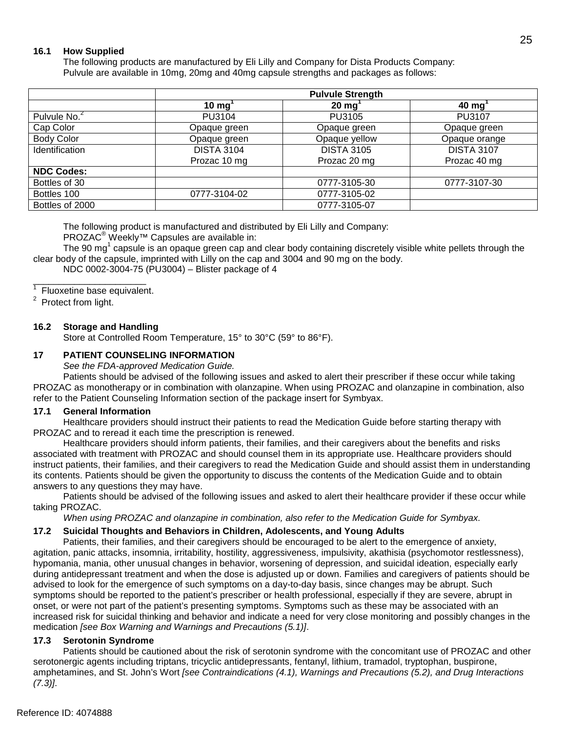### 16.1 How Supplied

The following products are manufactured by Eli Lilly and Company for Dista Products Company:
Pulvule are available in 10mg, 20mg and 40mg capsule strengths and packages as follows:

| | Pulvule Strength | | |
|---|---|---|---|
| | 10 mg[1] | 20 mg[1] | 40 mg[1] |
| Pulvule No.[2] | PU3104 | PU3105 | PU3107 |
| Cap Color | Opaque green | Opaque green | Opaque green |
| Body Color | Opaque green | Opaque yellow | Opaque orange |
| Identification | DISTA 3104<br>Prozac 10 mg | DISTA 3105<br>Prozac 20 mg | DISTA 3107<br>Prozac 40 mg |
| **NDC Codes:** | | | |
| Bottles of 30 | | 0777-3105-30 | 0777-3107-30 |
| Bottles 100 | 0777-3104-02 | 0777-3105-02 | |
| Bottles of 2000 | | 0777-3105-07 | |

The following product is manufactured and distributed by Eli Lilly and Company:

PROZAC® Weekly™ Capsules are available in:

The 90 mg[1] capsule is an opaque green cap and clear body containing discretely visible white pellets through the clear body of the capsule, imprinted with Lilly on the cap and 3004 and 90 mg on the body.

NDC 0002-3004-75 (PU3004) – Blister package of 4

[1] Fluoxetine base equivalent.
[2] Protect from light.

### 16.2 Storage and Handling

Store at Controlled Room Temperature, 15° to 30°C (59° to 86°F).

## 17 PATIENT COUNSELING INFORMATION

*See the FDA-approved Medication Guide.*

Patients should be advised of the following issues and asked to alert their prescriber if these occur while taking PROZAC as monotherapy or in combination with olanzapine. When using PROZAC and olanzapine in combination, also refer to the Patient Counseling Information section of the package insert for Symbyax.

### 17.1 General Information

Healthcare providers should instruct their patients to read the Medication Guide before starting therapy with PROZAC and to reread it each time the prescription is renewed.

Healthcare providers should inform patients, their families, and their caregivers about the benefits and risks associated with treatment with PROZAC and should counsel them in its appropriate use. Healthcare providers should instruct patients, their families, and their caregivers to read the Medication Guide and should assist them in understanding its contents. Patients should be given the opportunity to discuss the contents of the Medication Guide and to obtain answers to any questions they may have.

Patients should be advised of the following issues and asked to alert their healthcare provider if these occur while taking PROZAC.

*When using PROZAC and olanzapine in combination, also refer to the Medication Guide for Symbyax.*

### 17.2 Suicidal Thoughts and Behaviors in Children, Adolescents, and Young Adults

Patients, their families, and their caregivers should be encouraged to be alert to the emergence of anxiety, agitation, panic attacks, insomnia, irritability, hostility, aggressiveness, impulsivity, akathisia (psychomotor restlessness), hypomania, mania, other unusual changes in behavior, worsening of depression, and suicidal ideation, especially early during antidepressant treatment and when the dose is adjusted up or down. Families and caregivers of patients should be advised to look for the emergence of such symptoms on a day-to-day basis, since changes may be abrupt. Such symptoms should be reported to the patient's prescriber or health professional, especially if they are severe, abrupt in onset, or were not part of the patient's presenting symptoms. Symptoms such as these may be associated with an increased risk for suicidal thinking and behavior and indicate a need for very close monitoring and possibly changes in the medication *[see Box Warning and Warnings and Precautions (5.1)]*.

### 17.3 Serotonin Syndrome

Patients should be cautioned about the risk of serotonin syndrome with the concomitant use of PROZAC and other serotonergic agents including triptans, tricyclic antidepressants, fentanyl, lithium, tramadol, tryptophan, buspirone, amphetamines, and St. John's Wort *[see Contraindications (4.1), Warnings and Precautions (5.2), and Drug Interactions (7.3)]*.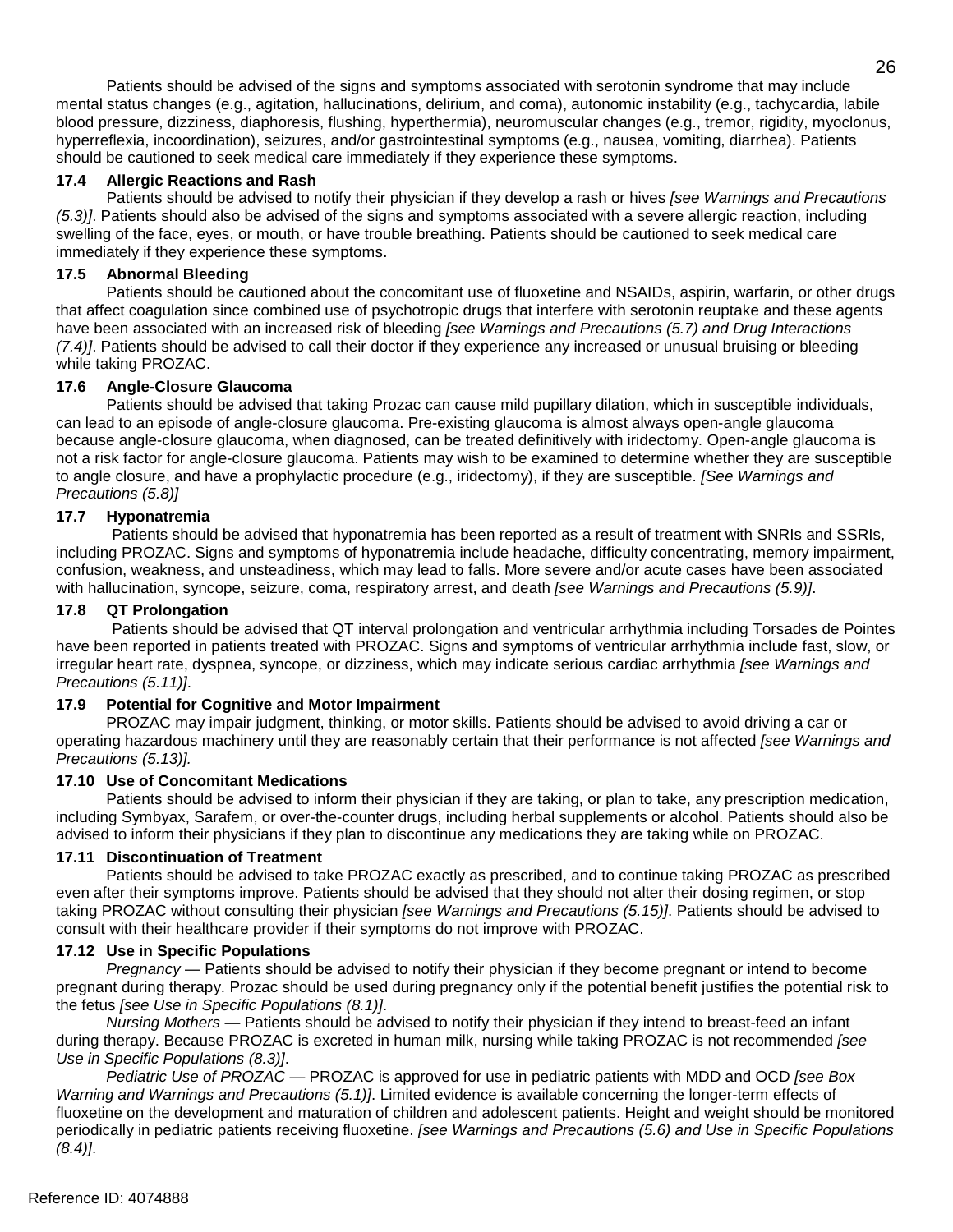Patients should be advised of the signs and symptoms associated with serotonin syndrome that may include mental status changes (e.g., agitation, hallucinations, delirium, and coma), autonomic instability (e.g., tachycardia, labile blood pressure, dizziness, diaphoresis, flushing, hyperthermia), neuromuscular changes (e.g., tremor, rigidity, myoclonus, hyperreflexia, incoordination), seizures, and/or gastrointestinal symptoms (e.g., nausea, vomiting, diarrhea). Patients should be cautioned to seek medical care immediately if they experience these symptoms.

### 17.4 Allergic Reactions and Rash

Patients should be advised to notify their physician if they develop a rash or hives *[see Warnings and Precautions (5.3)]*. Patients should also be advised of the signs and symptoms associated with a severe allergic reaction, including swelling of the face, eyes, or mouth, or have trouble breathing. Patients should be cautioned to seek medical care immediately if they experience these symptoms.

### 17.5 Abnormal Bleeding

Patients should be cautioned about the concomitant use of fluoxetine and NSAIDs, aspirin, warfarin, or other drugs that affect coagulation since combined use of psychotropic drugs that interfere with serotonin reuptake and these agents have been associated with an increased risk of bleeding *[see Warnings and Precautions (5.7) and Drug Interactions (7.4)]*. Patients should be advised to call their doctor if they experience any increased or unusual bruising or bleeding while taking PROZAC.

### 17.6 Angle-Closure Glaucoma

Patients should be advised that taking Prozac can cause mild pupillary dilation, which in susceptible individuals, can lead to an episode of angle-closure glaucoma. Pre-existing glaucoma is almost always open-angle glaucoma because angle-closure glaucoma, when diagnosed, can be treated definitively with iridectomy. Open-angle glaucoma is not a risk factor for angle-closure glaucoma. Patients may wish to be examined to determine whether they are susceptible to angle closure, and have a prophylactic procedure (e.g., iridectomy), if they are susceptible. *[See Warnings and Precautions (5.8)]*

### 17.7 Hyponatremia

Patients should be advised that hyponatremia has been reported as a result of treatment with SNRIs and SSRIs, including PROZAC. Signs and symptoms of hyponatremia include headache, difficulty concentrating, memory impairment, confusion, weakness, and unsteadiness, which may lead to falls. More severe and/or acute cases have been associated with hallucination, syncope, seizure, coma, respiratory arrest, and death *[see Warnings and Precautions (5.9)]*.

### 17.8 QT Prolongation

Patients should be advised that QT interval prolongation and ventricular arrhythmia including Torsades de Pointes have been reported in patients treated with PROZAC. Signs and symptoms of ventricular arrhythmia include fast, slow, or irregular heart rate, dyspnea, syncope, or dizziness, which may indicate serious cardiac arrhythmia *[see Warnings and Precautions (5.11)]*.

### 17.9 Potential for Cognitive and Motor Impairment

PROZAC may impair judgment, thinking, or motor skills. Patients should be advised to avoid driving a car or operating hazardous machinery until they are reasonably certain that their performance is not affected *[see Warnings and Precautions (5.13)].*

### 17.10 Use of Concomitant Medications

Patients should be advised to inform their physician if they are taking, or plan to take, any prescription medication, including Symbyax, Sarafem, or over-the-counter drugs, including herbal supplements or alcohol. Patients should also be advised to inform their physicians if they plan to discontinue any medications they are taking while on PROZAC.

### 17.11 Discontinuation of Treatment

Patients should be advised to take PROZAC exactly as prescribed, and to continue taking PROZAC as prescribed even after their symptoms improve. Patients should be advised that they should not alter their dosing regimen, or stop taking PROZAC without consulting their physician *[see Warnings and Precautions (5.15)]*. Patients should be advised to consult with their healthcare provider if their symptoms do not improve with PROZAC.

### 17.12 Use in Specific Populations

*Pregnancy* — Patients should be advised to notify their physician if they become pregnant or intend to become pregnant during therapy. Prozac should be used during pregnancy only if the potential benefit justifies the potential risk to the fetus *[see Use in Specific Populations (8.1)]*.

*Nursing Mothers* — Patients should be advised to notify their physician if they intend to breast-feed an infant during therapy. Because PROZAC is excreted in human milk, nursing while taking PROZAC is not recommended *[see Use in Specific Populations (8.3)]*.

*Pediatric Use of PROZAC* — PROZAC is approved for use in pediatric patients with MDD and OCD *[see Box Warning and Warnings and Precautions (5.1)]*. Limited evidence is available concerning the longer-term effects of fluoxetine on the development and maturation of children and adolescent patients. Height and weight should be monitored periodically in pediatric patients receiving fluoxetine. *[see Warnings and Precautions (5.6) and Use in Specific Populations (8.4)]*.

Reference ID: 4074888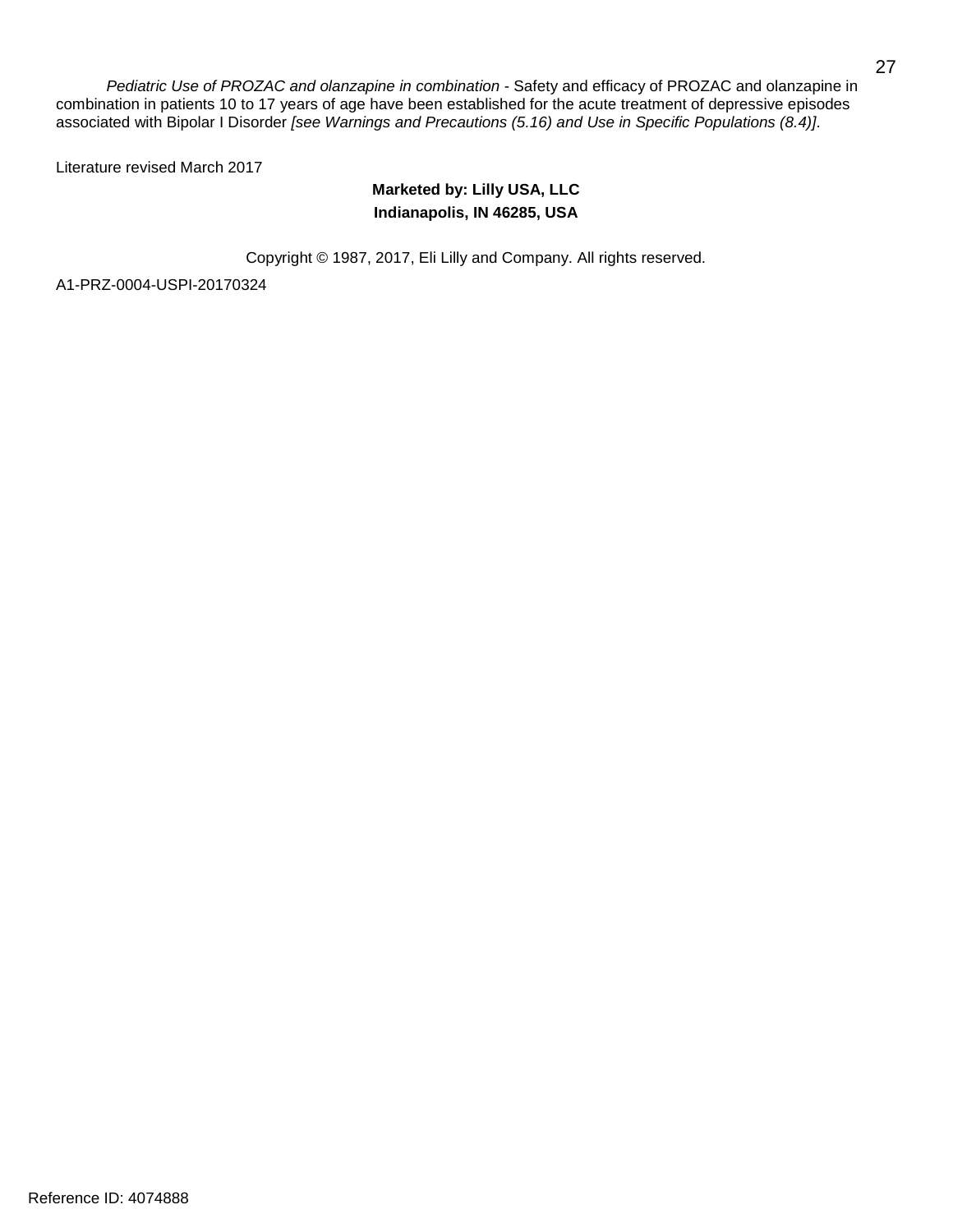*Pediatric Use of PROZAC and olanzapine in combination* - Safety and efficacy of PROZAC and olanzapine in combination in patients 10 to 17 years of age have been established for the acute treatment of depressive episodes associated with Bipolar I Disorder *[see Warnings and Precautions (5.16) and Use in Specific Populations (8.4)]*.

Literature revised March 2017

**Marketed by: Lilly USA, LLC**
**Indianapolis, IN 46285, USA**

Copyright © 1987, 2017, Eli Lilly and Company. All rights reserved.

A1-PRZ-0004-USPI-20170324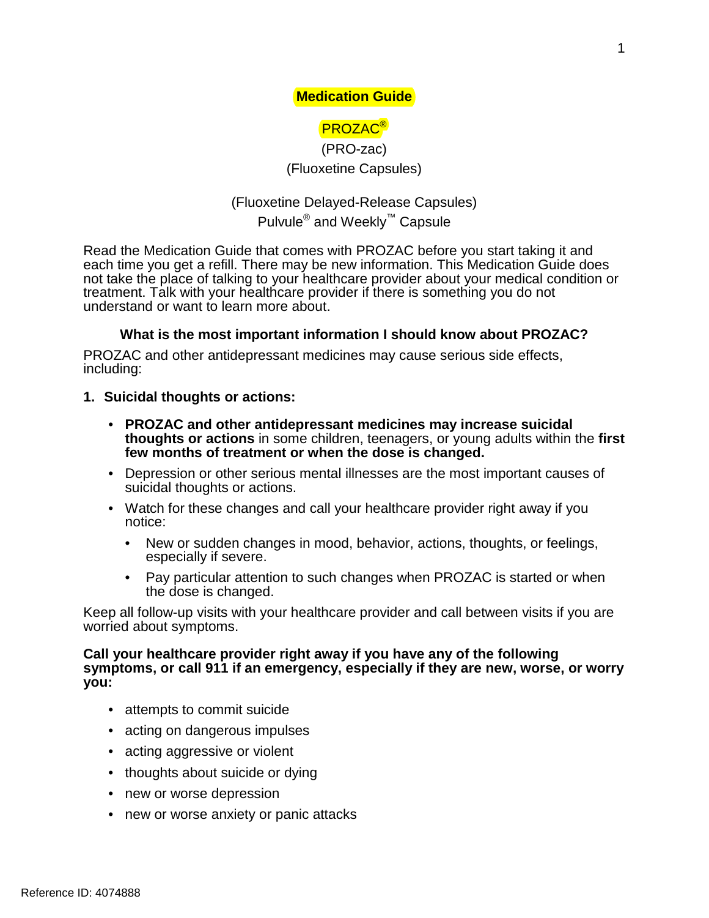# Medication Guide

## PROZAC®

(PRO-zac)

(Fluoxetine Capsules)

(Fluoxetine Delayed-Release Capsules)

Pulvule® and Weekly™ Capsule

Read the Medication Guide that comes with PROZAC before you start taking it and each time you get a refill. There may be new information. This Medication Guide does not take the place of talking to your healthcare provider about your medical condition or treatment. Talk with your healthcare provider if there is something you do not understand or want to learn more about.

### What is the most important information I should know about PROZAC?

PROZAC and other antidepressant medicines may cause serious side effects, including:

**1. Suicidal thoughts or actions:**

- **PROZAC and other antidepressant medicines may increase suicidal thoughts or actions** in some children, teenagers, or young adults within the **first few months of treatment or when the dose is changed.**
- Depression or other serious mental illnesses are the most important causes of suicidal thoughts or actions.
- Watch for these changes and call your healthcare provider right away if you notice:
    - New or sudden changes in mood, behavior, actions, thoughts, or feelings, especially if severe.
    - Pay particular attention to such changes when PROZAC is started or when the dose is changed.

Keep all follow-up visits with your healthcare provider and call between visits if you are worried about symptoms.

**Call your healthcare provider right away if you have any of the following symptoms, or call 911 if an emergency, especially if they are new, worse, or worry you:**

- attempts to commit suicide
- acting on dangerous impulses
- acting aggressive or violent
- thoughts about suicide or dying
- new or worse depression
- new or worse anxiety or panic attacks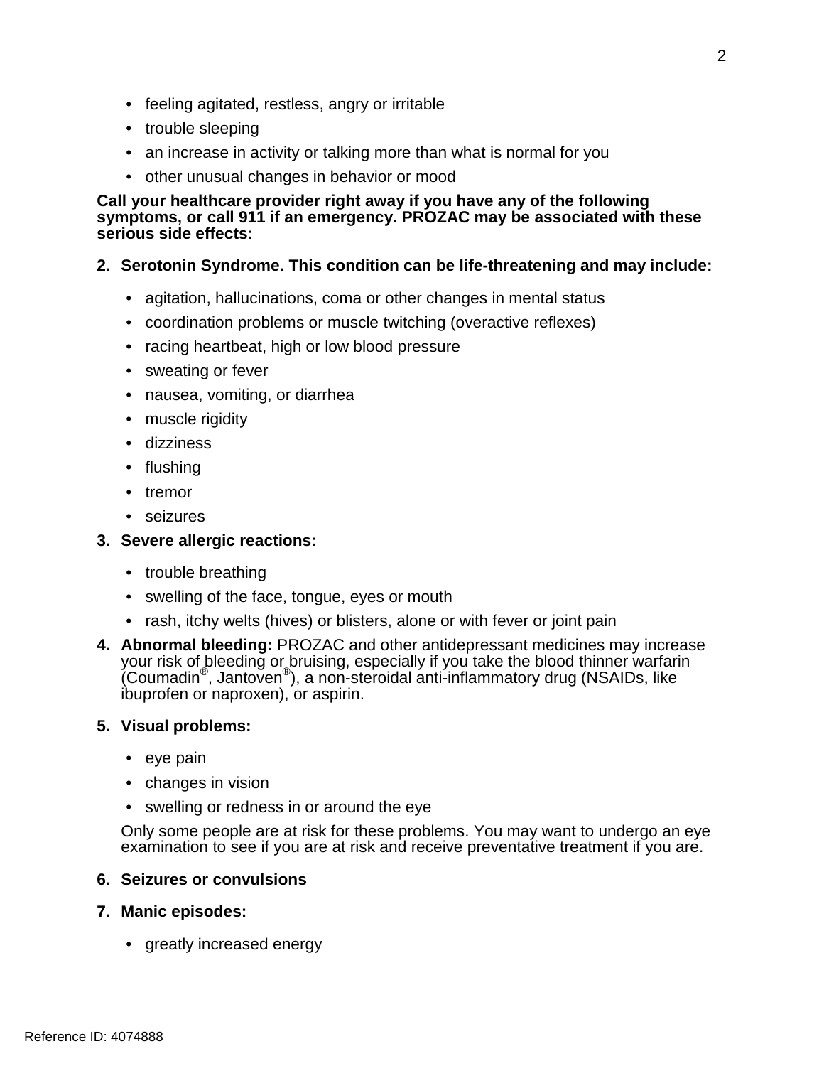- feeling agitated, restless, angry or irritable
- trouble sleeping
- an increase in activity or talking more than what is normal for you
- other unusual changes in behavior or mood

**Call your healthcare provider right away if you have any of the following symptoms, or call 911 if an emergency. PROZAC may be associated with these serious side effects:**

2. **Serotonin Syndrome. This condition can be life-threatening and may include:**
   - agitation, hallucinations, coma or other changes in mental status
   - coordination problems or muscle twitching (overactive reflexes)
   - racing heartbeat, high or low blood pressure
   - sweating or fever
   - nausea, vomiting, or diarrhea
   - muscle rigidity
   - dizziness
   - flushing
   - tremor
   - seizures
3. **Severe allergic reactions:**
   - trouble breathing
   - swelling of the face, tongue, eyes or mouth
   - rash, itchy welts (hives) or blisters, alone or with fever or joint pain
4. **Abnormal bleeding:** PROZAC and other antidepressant medicines may increase your risk of bleeding or bruising, especially if you take the blood thinner warfarin (Coumadin®, Jantoven®), a non-steroidal anti-inflammatory drug (NSAIDs, like ibuprofen or naproxen), or aspirin.
5. **Visual problems:**
   - eye pain
   - changes in vision
   - swelling or redness in or around the eye

   Only some people are at risk for these problems. You may want to undergo an eye examination to see if you are at risk and receive preventative treatment if you are.
6. **Seizures or convulsions**
7. **Manic episodes:**
   - greatly increased energy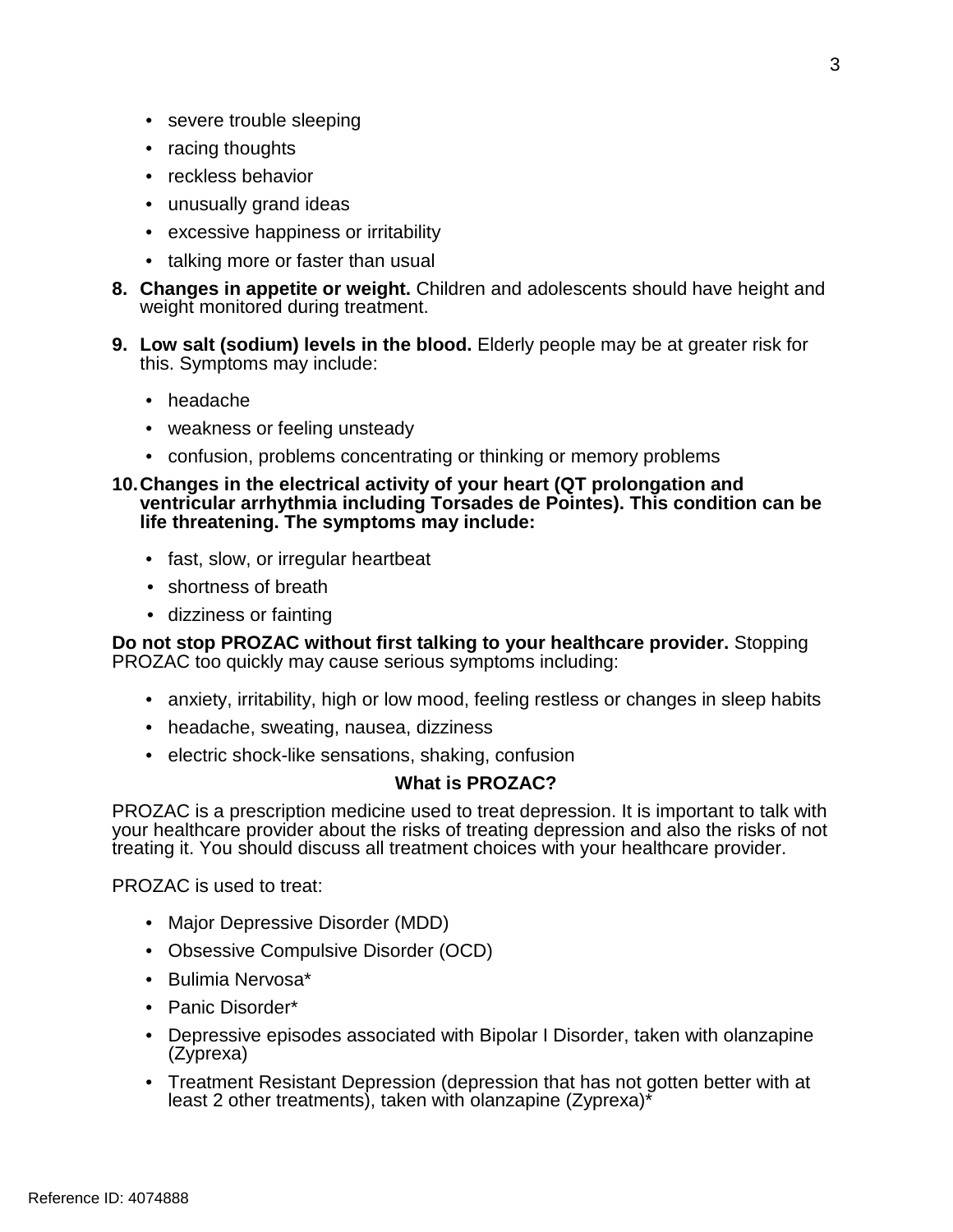- severe trouble sleeping
- racing thoughts
- reckless behavior
- unusually grand ideas
- excessive happiness or irritability
- talking more or faster than usual

8. **Changes in appetite or weight.** Children and adolescents should have height and weight monitored during treatment.

9. **Low salt (sodium) levels in the blood.** Elderly people may be at greater risk for this. Symptoms may include:

   - headache
   - weakness or feeling unsteady
   - confusion, problems concentrating or thinking or memory problems

10. **Changes in the electrical activity of your heart (QT prolongation and ventricular arrhythmia including Torsades de Pointes). This condition can be life threatening. The symptoms may include:**

    - fast, slow, or irregular heartbeat
    - shortness of breath
    - dizziness or fainting

**Do not stop PROZAC without first talking to your healthcare provider.** Stopping PROZAC too quickly may cause serious symptoms including:

- anxiety, irritability, high or low mood, feeling restless or changes in sleep habits
- headache, sweating, nausea, dizziness
- electric shock-like sensations, shaking, confusion

### What is PROZAC?

PROZAC is a prescription medicine used to treat depression. It is important to talk with your healthcare provider about the risks of treating depression and also the risks of not treating it. You should discuss all treatment choices with your healthcare provider.

PROZAC is used to treat:

- Major Depressive Disorder (MDD)
- Obsessive Compulsive Disorder (OCD)
- Bulimia Nervosa*
- Panic Disorder*
- Depressive episodes associated with Bipolar I Disorder, taken with olanzapine (Zyprexa)
- Treatment Resistant Depression (depression that has not gotten better with at least 2 other treatments), taken with olanzapine (Zyprexa)*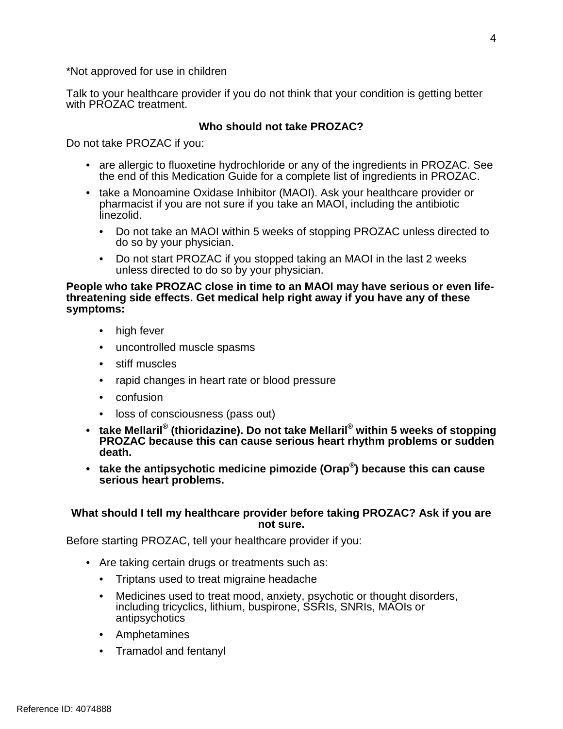*Not approved for use in children

Talk to your healthcare provider if you do not think that your condition is getting better with PROZAC treatment.

**Who should not take PROZAC?**

Do not take PROZAC if you:

- are allergic to fluoxetine hydrochloride or any of the ingredients in PROZAC. See the end of this Medication Guide for a complete list of ingredients in PROZAC.
- take a Monoamine Oxidase Inhibitor (MAOI). Ask your healthcare provider or pharmacist if you are not sure if you take an MAOI, including the antibiotic linezolid.
  - Do not take an MAOI within 5 weeks of stopping PROZAC unless directed to do so by your physician.
  - Do not start PROZAC if you stopped taking an MAOI in the last 2 weeks unless directed to do so by your physician.

**People who take PROZAC close in time to an MAOI may have serious or even life-threatening side effects. Get medical help right away if you have any of these symptoms:**

  - high fever
  - uncontrolled muscle spasms
  - stiff muscles
  - rapid changes in heart rate or blood pressure
  - confusion
  - loss of consciousness (pass out)
- **take Mellaril® (thioridazine). Do not take Mellaril® within 5 weeks of stopping PROZAC because this can cause serious heart rhythm problems or sudden death.**
- **take the antipsychotic medicine pimozide (Orap®) because this can cause serious heart problems.**

**What should I tell my healthcare provider before taking PROZAC? Ask if you are not sure.**

Before starting PROZAC, tell your healthcare provider if you:

- Are taking certain drugs or treatments such as:
  - Triptans used to treat migraine headache
  - Medicines used to treat mood, anxiety, psychotic or thought disorders, including tricyclics, lithium, buspirone, SSRIs, SNRIs, MAOIs or antipsychotics
  - Amphetamines
  - Tramadol and fentanyl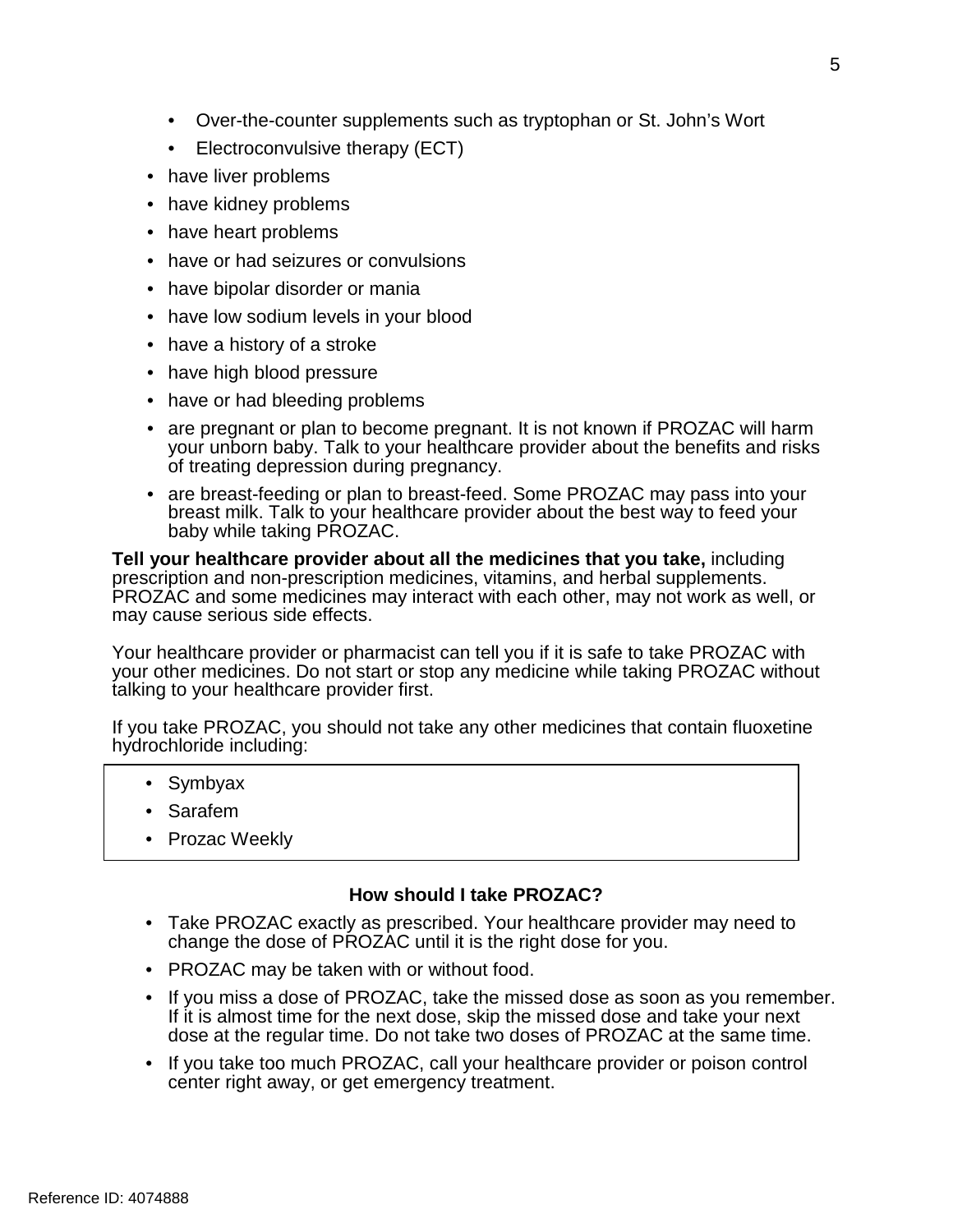- Over-the-counter supplements such as tryptophan or St. John's Wort
  - Electroconvulsive therapy (ECT)
- have liver problems
- have kidney problems
- have heart problems
- have or had seizures or convulsions
- have bipolar disorder or mania
- have low sodium levels in your blood
- have a history of a stroke
- have high blood pressure
- have or had bleeding problems
- are pregnant or plan to become pregnant. It is not known if PROZAC will harm your unborn baby. Talk to your healthcare provider about the benefits and risks of treating depression during pregnancy.
- are breast-feeding or plan to breast-feed. Some PROZAC may pass into your breast milk. Talk to your healthcare provider about the best way to feed your baby while taking PROZAC.

**Tell your healthcare provider about all the medicines that you take,** including prescription and non-prescription medicines, vitamins, and herbal supplements. PROZAC and some medicines may interact with each other, may not work as well, or may cause serious side effects.

Your healthcare provider or pharmacist can tell you if it is safe to take PROZAC with your other medicines. Do not start or stop any medicine while taking PROZAC without talking to your healthcare provider first.

If you take PROZAC, you should not take any other medicines that contain fluoxetine hydrochloride including:

- Symbyax
- Sarafem
- Prozac Weekly

**How should I take PROZAC?**

- Take PROZAC exactly as prescribed. Your healthcare provider may need to change the dose of PROZAC until it is the right dose for you.
- PROZAC may be taken with or without food.
- If you miss a dose of PROZAC, take the missed dose as soon as you remember. If it is almost time for the next dose, skip the missed dose and take your next dose at the regular time. Do not take two doses of PROZAC at the same time.
- If you take too much PROZAC, call your healthcare provider or poison control center right away, or get emergency treatment.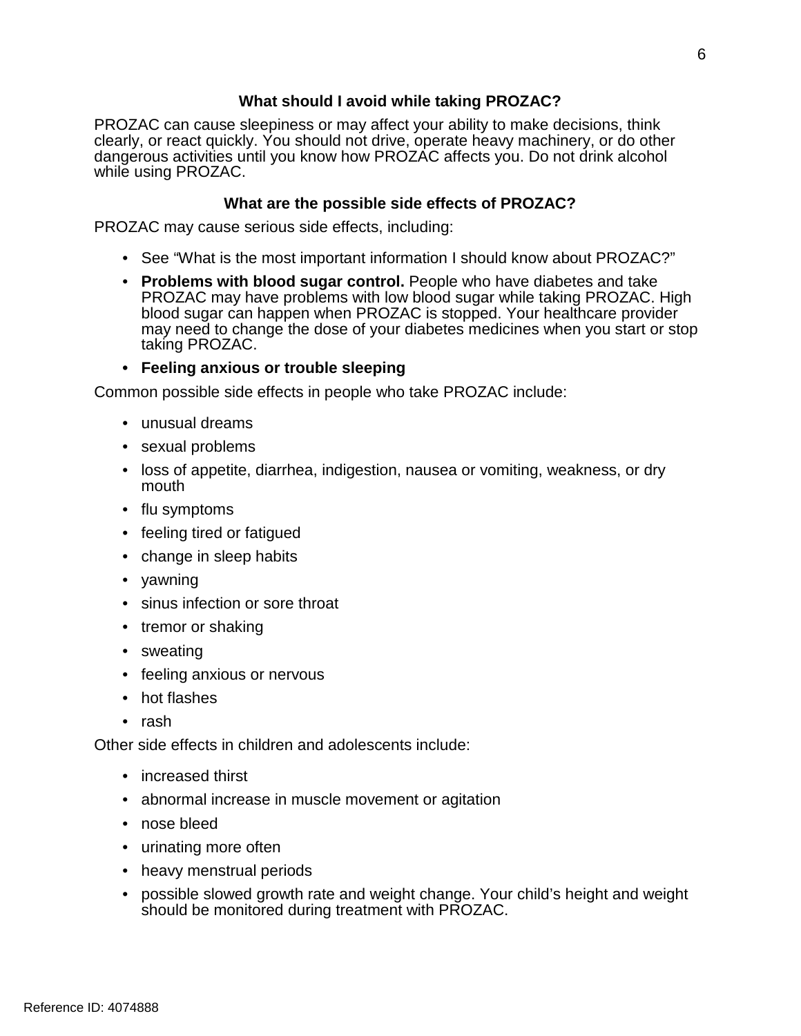## What should I avoid while taking PROZAC?

PROZAC can cause sleepiness or may affect your ability to make decisions, think clearly, or react quickly. You should not drive, operate heavy machinery, or do other dangerous activities until you know how PROZAC affects you. Do not drink alcohol while using PROZAC.

## What are the possible side effects of PROZAC?

PROZAC may cause serious side effects, including:

- See "What is the most important information I should know about PROZAC?"
- **Problems with blood sugar control.** People who have diabetes and take PROZAC may have problems with low blood sugar while taking PROZAC. High blood sugar can happen when PROZAC is stopped. Your healthcare provider may need to change the dose of your diabetes medicines when you start or stop taking PROZAC.
- **Feeling anxious or trouble sleeping**

Common possible side effects in people who take PROZAC include:

- unusual dreams
- sexual problems
- loss of appetite, diarrhea, indigestion, nausea or vomiting, weakness, or dry mouth
- flu symptoms
- feeling tired or fatigued
- change in sleep habits
- yawning
- sinus infection or sore throat
- tremor or shaking
- sweating
- feeling anxious or nervous
- hot flashes
- rash

Other side effects in children and adolescents include:

- increased thirst
- abnormal increase in muscle movement or agitation
- nose bleed
- urinating more often
- heavy menstrual periods
- possible slowed growth rate and weight change. Your child's height and weight should be monitored during treatment with PROZAC.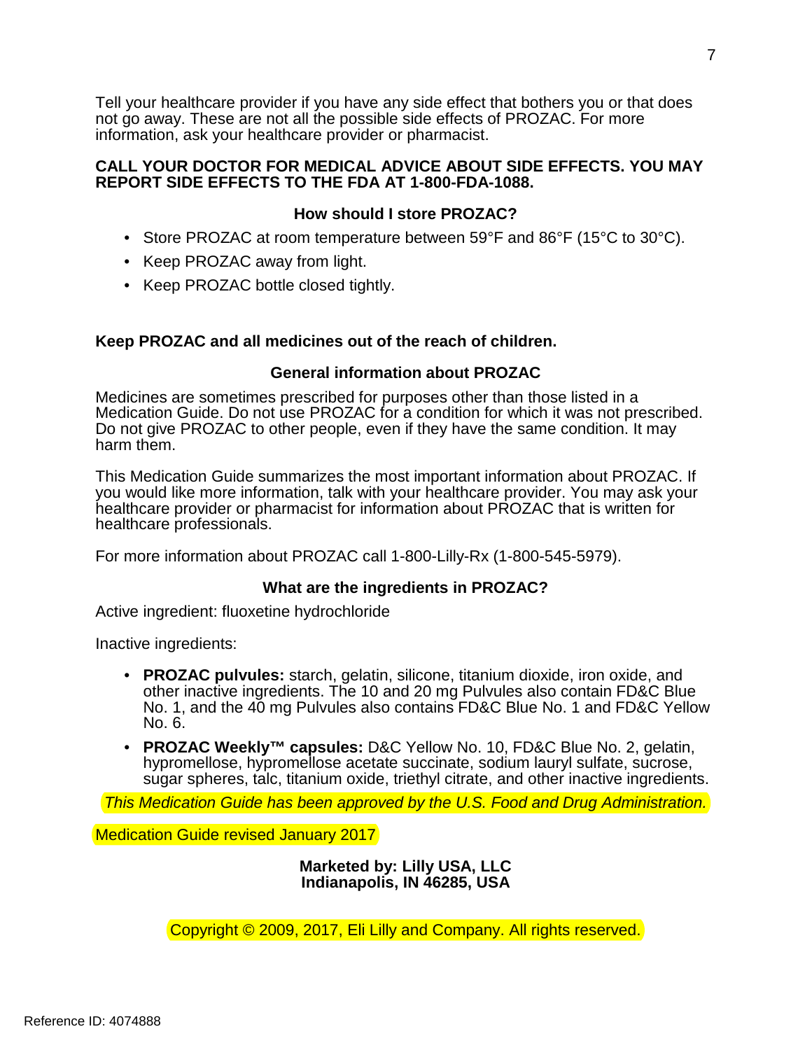Tell your healthcare provider if you have any side effect that bothers you or that does not go away. These are not all the possible side effects of PROZAC. For more information, ask your healthcare provider or pharmacist.

**CALL YOUR DOCTOR FOR MEDICAL ADVICE ABOUT SIDE EFFECTS. YOU MAY REPORT SIDE EFFECTS TO THE FDA AT 1-800-FDA-1088.**

### How should I store PROZAC?

- Store PROZAC at room temperature between 59°F and 86°F (15°C to 30°C).
- Keep PROZAC away from light.
- Keep PROZAC bottle closed tightly.

**Keep PROZAC and all medicines out of the reach of children.**

### General information about PROZAC

Medicines are sometimes prescribed for purposes other than those listed in a Medication Guide. Do not use PROZAC for a condition for which it was not prescribed. Do not give PROZAC to other people, even if they have the same condition. It may harm them.

This Medication Guide summarizes the most important information about PROZAC. If you would like more information, talk with your healthcare provider. You may ask your healthcare provider or pharmacist for information about PROZAC that is written for healthcare professionals.

For more information about PROZAC call 1-800-Lilly-Rx (1-800-545-5979).

### What are the ingredients in PROZAC?

Active ingredient: fluoxetine hydrochloride

Inactive ingredients:

- **PROZAC pulvules:** starch, gelatin, silicone, titanium dioxide, iron oxide, and other inactive ingredients. The 10 and 20 mg Pulvules also contain FD&C Blue No. 1, and the 40 mg Pulvules also contains FD&C Blue No. 1 and FD&C Yellow No. 6.
- **PROZAC Weekly™ capsules:** D&C Yellow No. 10, FD&C Blue No. 2, gelatin, hypromellose, hypromellose acetate succinate, sodium lauryl sulfate, sucrose, sugar spheres, talc, titanium oxide, triethyl citrate, and other inactive ingredients.

*This Medication Guide has been approved by the U.S. Food and Drug Administration.*

Medication Guide revised January 2017

**Marketed by: Lilly USA, LLC**
**Indianapolis, IN 46285, USA**

Copyright © 2009, 2017, Eli Lilly and Company. All rights reserved.

Reference ID: 4074888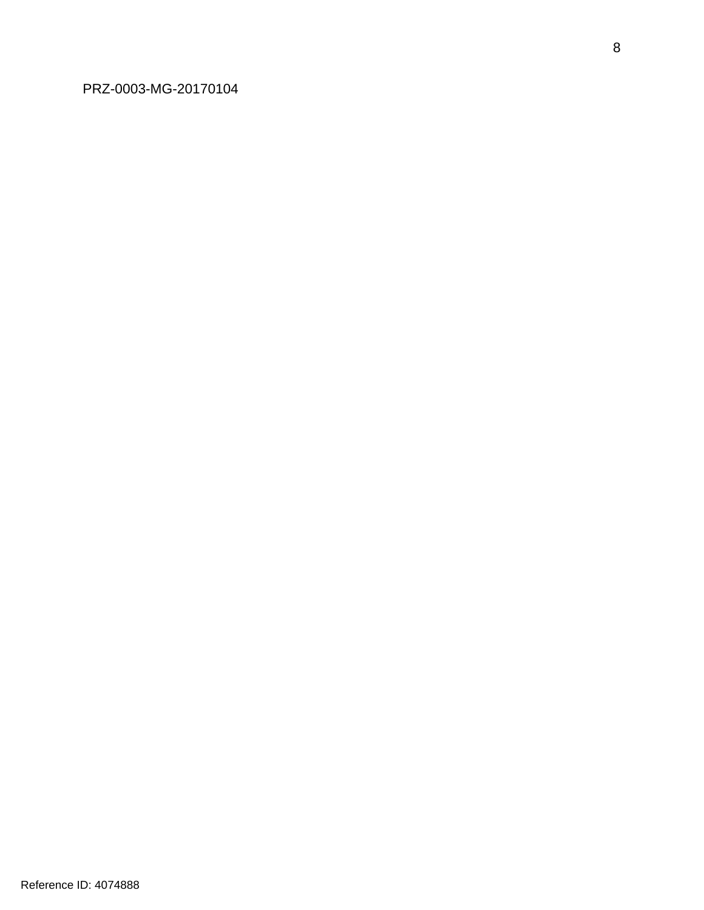PRZ-0003-MG-20170104